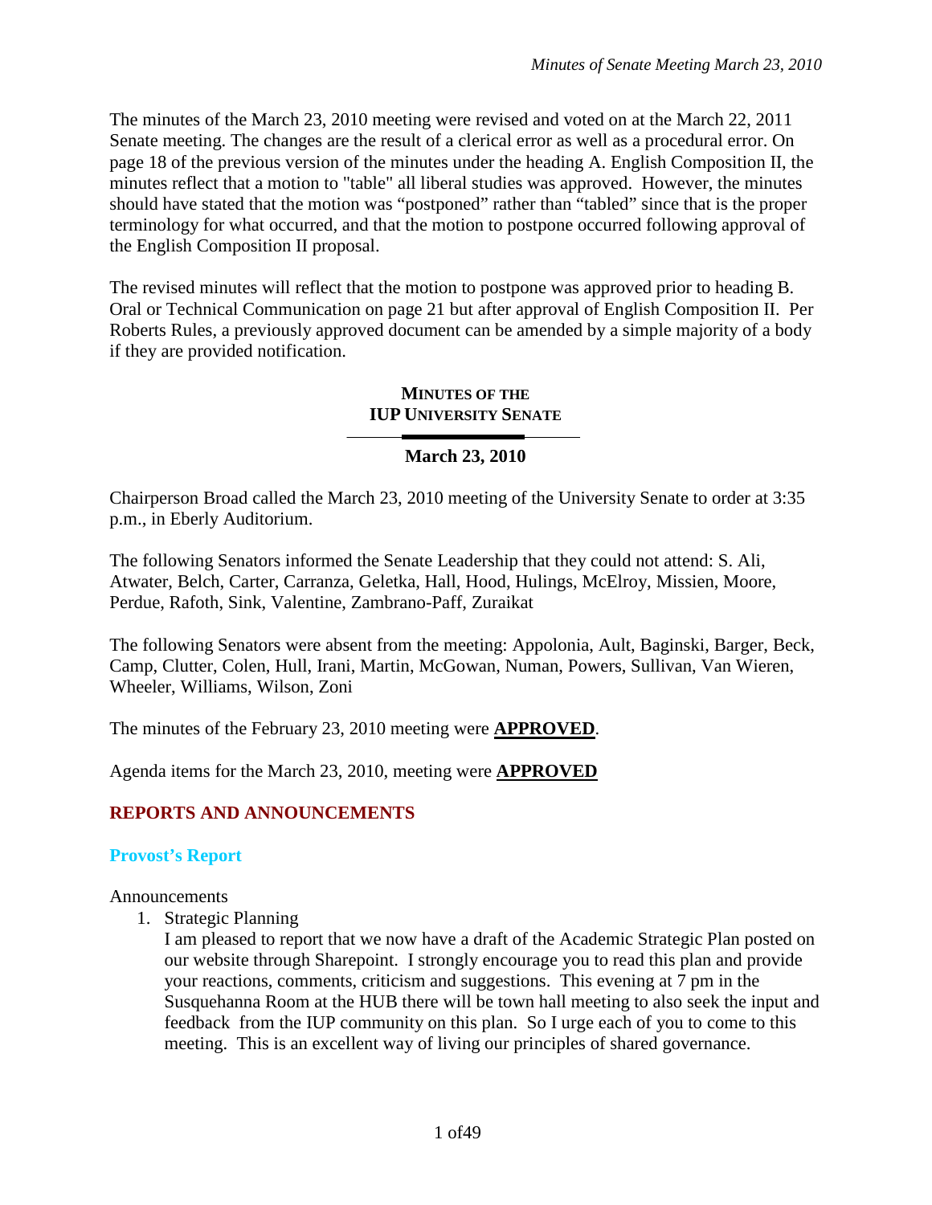The minutes of the March 23, 2010 meeting were revised and voted on at the March 22, 2011 Senate meeting. The changes are the result of a clerical error as well as a procedural error. On page 18 of the previous version of the minutes under the heading A. English Composition II, the minutes reflect that a motion to "table" all liberal studies was approved. However, the minutes should have stated that the motion was "postponed" rather than "tabled" since that is the proper terminology for what occurred, and that the motion to postpone occurred following approval of the English Composition II proposal.

The revised minutes will reflect that the motion to postpone was approved prior to heading B. Oral or Technical Communication on page 21 but after approval of English Composition II. Per Roberts Rules, a previously approved document can be amended by a simple majority of a body if they are provided notification.

# MINUTES OF THE IUP UNIVERSITY SENATE

## March 23, 2010

Chairperson Broad called the March 23, 2010 meeting of the University Senate to order at 3:35 p.m., in Eberly Auditorium.

The following Senators informed the Senate Leadership that they could not attend: S. Ali, Atwater, Belch, Carter, Carranza, Geletka, Hall, Hood, Hulings, McElroy, Missien, Moore, Perdue, Rafoth, Sink, Valentine, Zambrano-Paff, Zuraikat

The following Senators were absent from the meeting: Appolonia, Ault, Baginski, Barger, Beck, Camp, Clutter, Colen, Hull, Irani, Martin, McGowan, Numan, Powers, Sullivan, Van Wieren, Wheeler, Williams, Wilson, Zoni

The minutes of the February 23, 2010 meeting were **APPROVED**.

Agenda items for the March 23, 2010, meeting were **APPROVED**

## REPORTS AND ANNOUNCEMENTS

### Provost's Report

Announcements

1. Strategic Planning
   I am pleased to report that we now have a draft of the Academic Strategic Plan posted on our website through Sharepoint. I strongly encourage you to read this plan and provide your reactions, comments, criticism and suggestions. This evening at 7 pm in the Susquehanna Room at the HUB there will be town hall meeting to also seek the input and feedback from the IUP community on this plan. So I urge each of you to come to this meeting. This is an excellent way of living our principles of shared governance.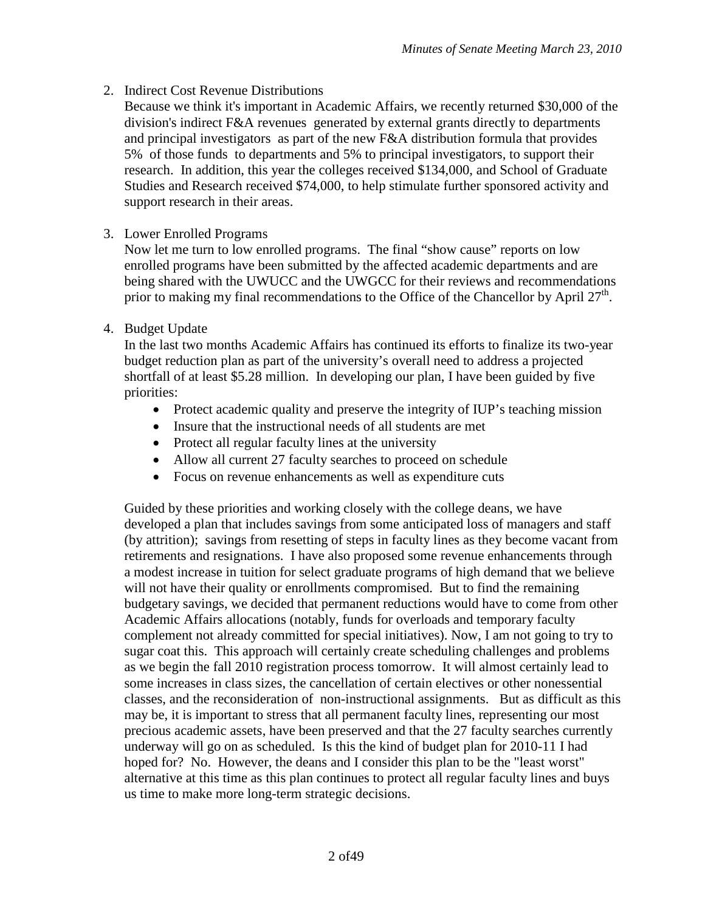2. Indirect Cost Revenue Distributions

   Because we think it's important in Academic Affairs, we recently returned $30,000 of the division's indirect F&A revenues generated by external grants directly to departments and principal investigators as part of the new F&A distribution formula that provides 5% of those funds to departments and 5% to principal investigators, to support their research. In addition, this year the colleges received $134,000, and School of Graduate Studies and Research received $74,000, to help stimulate further sponsored activity and support research in their areas.

3. Lower Enrolled Programs

   Now let me turn to low enrolled programs. The final "show cause" reports on low enrolled programs have been submitted by the affected academic departments and are being shared with the UWUCC and the UWGCC for their reviews and recommendations prior to making my final recommendations to the Office of the Chancellor by April 27th.

4. Budget Update

   In the last two months Academic Affairs has continued its efforts to finalize its two-year budget reduction plan as part of the university's overall need to address a projected shortfall of at least $5.28 million. In developing our plan, I have been guided by five priorities:

   - Protect academic quality and preserve the integrity of IUP's teaching mission
   - Insure that the instructional needs of all students are met
   - Protect all regular faculty lines at the university
   - Allow all current 27 faculty searches to proceed on schedule
   - Focus on revenue enhancements as well as expenditure cuts

   Guided by these priorities and working closely with the college deans, we have developed a plan that includes savings from some anticipated loss of managers and staff (by attrition); savings from resetting of steps in faculty lines as they become vacant from retirements and resignations. I have also proposed some revenue enhancements through a modest increase in tuition for select graduate programs of high demand that we believe will not have their quality or enrollments compromised. But to find the remaining budgetary savings, we decided that permanent reductions would have to come from other Academic Affairs allocations (notably, funds for overloads and temporary faculty complement not already committed for special initiatives). Now, I am not going to try to sugar coat this. This approach will certainly create scheduling challenges and problems as we begin the fall 2010 registration process tomorrow. It will almost certainly lead to some increases in class sizes, the cancellation of certain electives or other nonessential classes, and the reconsideration of non-instructional assignments. But as difficult as this may be, it is important to stress that all permanent faculty lines, representing our most precious academic assets, have been preserved and that the 27 faculty searches currently underway will go on as scheduled. Is this the kind of budget plan for 2010-11 I had hoped for? No. However, the deans and I consider this plan to be the "least worst" alternative at this time as this plan continues to protect all regular faculty lines and buys us time to make more long-term strategic decisions.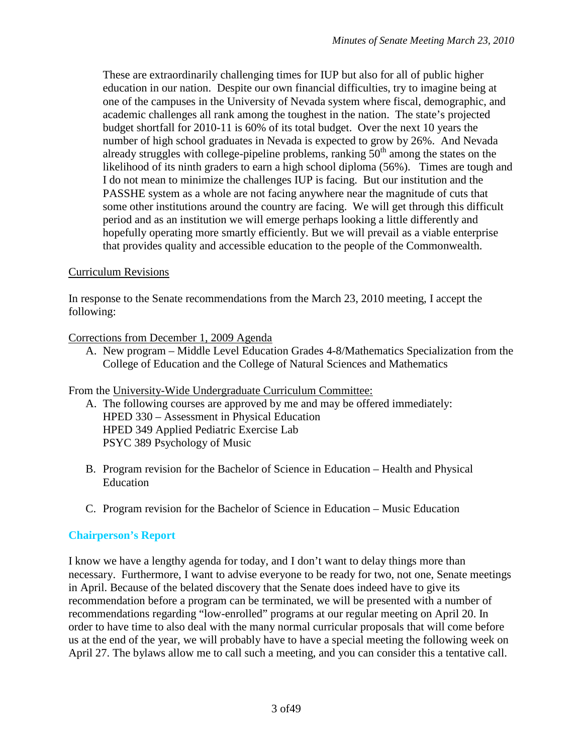These are extraordinarily challenging times for IUP but also for all of public higher education in our nation. Despite our own financial difficulties, try to imagine being at one of the campuses in the University of Nevada system where fiscal, demographic, and academic challenges all rank among the toughest in the nation. The state's projected budget shortfall for 2010-11 is 60% of its total budget. Over the next 10 years the number of high school graduates in Nevada is expected to grow by 26%. And Nevada already struggles with college-pipeline problems, ranking 50th among the states on the likelihood of its ninth graders to earn a high school diploma (56%). Times are tough and I do not mean to minimize the challenges IUP is facing. But our institution and the PASSHE system as a whole are not facing anywhere near the magnitude of cuts that some other institutions around the country are facing. We will get through this difficult period and as an institution we will emerge perhaps looking a little differently and hopefully operating more smartly efficiently. But we will prevail as a viable enterprise that provides quality and accessible education to the people of the Commonwealth.

Curriculum Revisions

In response to the Senate recommendations from the March 23, 2010 meeting, I accept the following:

Corrections from December 1, 2009 Agenda

A. New program – Middle Level Education Grades 4-8/Mathematics Specialization from the College of Education and the College of Natural Sciences and Mathematics

From the University-Wide Undergraduate Curriculum Committee:

A. The following courses are approved by me and may be offered immediately:
   HPED 330 – Assessment in Physical Education
   HPED 349 Applied Pediatric Exercise Lab
   PSYC 389 Psychology of Music

B. Program revision for the Bachelor of Science in Education – Health and Physical Education

C. Program revision for the Bachelor of Science in Education – Music Education

## Chairperson's Report

I know we have a lengthy agenda for today, and I don't want to delay things more than necessary. Furthermore, I want to advise everyone to be ready for two, not one, Senate meetings in April. Because of the belated discovery that the Senate does indeed have to give its recommendation before a program can be terminated, we will be presented with a number of recommendations regarding "low-enrolled" programs at our regular meeting on April 20. In order to have time to also deal with the many normal curricular proposals that will come before us at the end of the year, we will probably have to have a special meeting the following week on April 27. The bylaws allow me to call such a meeting, and you can consider this a tentative call.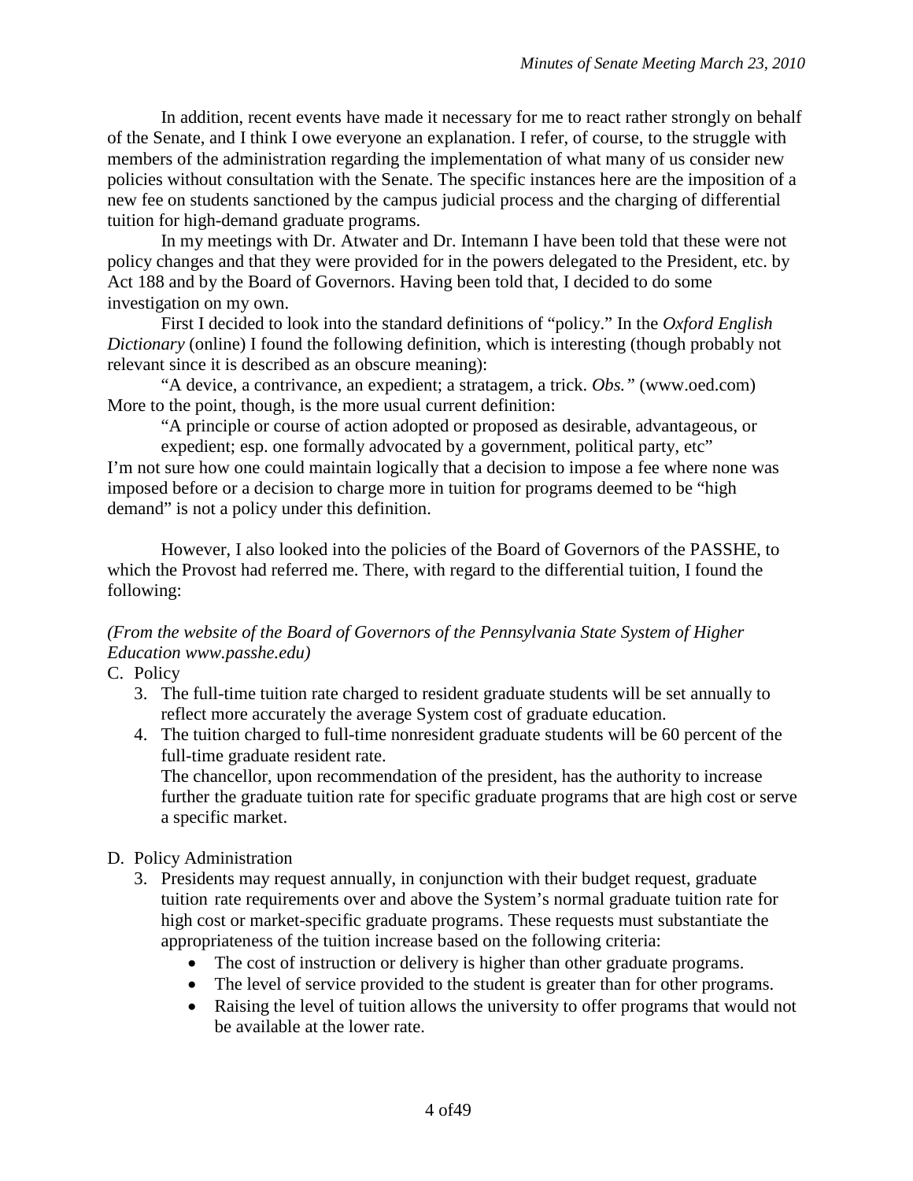In addition, recent events have made it necessary for me to react rather strongly on behalf of the Senate, and I think I owe everyone an explanation. I refer, of course, to the struggle with members of the administration regarding the implementation of what many of us consider new policies without consultation with the Senate. The specific instances here are the imposition of a new fee on students sanctioned by the campus judicial process and the charging of differential tuition for high-demand graduate programs.

In my meetings with Dr. Atwater and Dr. Intemann I have been told that these were not policy changes and that they were provided for in the powers delegated to the President, etc. by Act 188 and by the Board of Governors. Having been told that, I decided to do some investigation on my own.

First I decided to look into the standard definitions of "policy." In the *Oxford English Dictionary* (online) I found the following definition, which is interesting (though probably not relevant since it is described as an obscure meaning):

"A device, a contrivance, an expedient; a stratagem, a trick. *Obs."* (www.oed.com)
More to the point, though, is the more usual current definition:

"A principle or course of action adopted or proposed as desirable, advantageous, or expedient; esp. one formally advocated by a government, political party, etc"

I'm not sure how one could maintain logically that a decision to impose a fee where none was imposed before or a decision to charge more in tuition for programs deemed to be "high demand" is not a policy under this definition.

However, I also looked into the policies of the Board of Governors of the PASSHE, to which the Provost had referred me. There, with regard to the differential tuition, I found the following:

*(From the website of the Board of Governors of the Pennsylvania State System of Higher Education www.passhe.edu)*

C. Policy
   3. The full-time tuition rate charged to resident graduate students will be set annually to reflect more accurately the average System cost of graduate education.
   4. The tuition charged to full-time nonresident graduate students will be 60 percent of the full-time graduate resident rate.
      The chancellor, upon recommendation of the president, has the authority to increase further the graduate tuition rate for specific graduate programs that are high cost or serve a specific market.

D. Policy Administration
   3. Presidents may request annually, in conjunction with their budget request, graduate tuition rate requirements over and above the System's normal graduate tuition rate for high cost or market-specific graduate programs. These requests must substantiate the appropriateness of the tuition increase based on the following criteria:
      - The cost of instruction or delivery is higher than other graduate programs.
      - The level of service provided to the student is greater than for other programs.
      - Raising the level of tuition allows the university to offer programs that would not be available at the lower rate.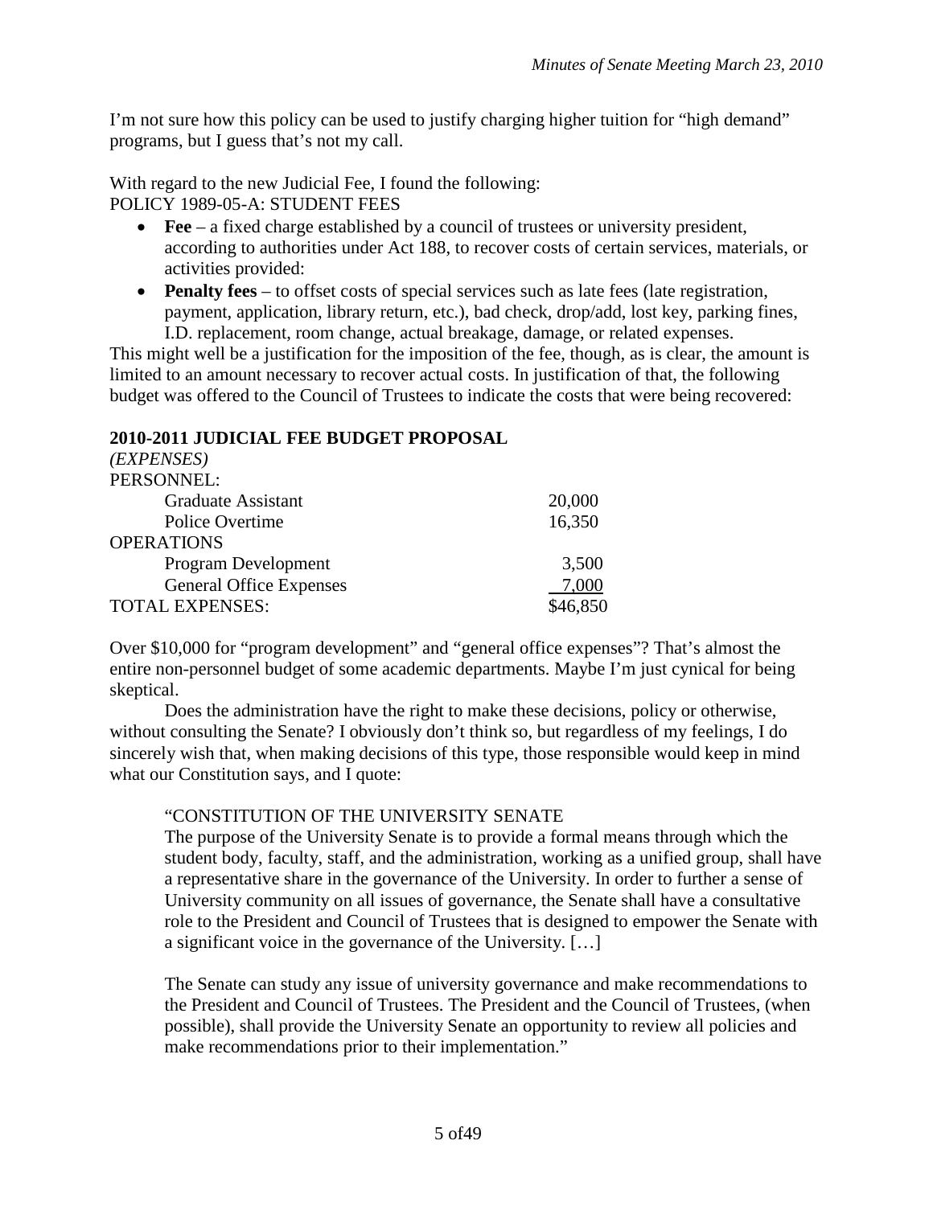I'm not sure how this policy can be used to justify charging higher tuition for "high demand" programs, but I guess that's not my call.

With regard to the new Judicial Fee, I found the following:
POLICY 1989-05-A: STUDENT FEES

- **Fee** – a fixed charge established by a council of trustees or university president, according to authorities under Act 188, to recover costs of certain services, materials, or activities provided:
- **Penalty fees** – to offset costs of special services such as late fees (late registration, payment, application, library return, etc.), bad check, drop/add, lost key, parking fines, I.D. replacement, room change, actual breakage, damage, or related expenses.

This might well be a justification for the imposition of the fee, though, as is clear, the amount is limited to an amount necessary to recover actual costs. In justification of that, the following budget was offered to the Council of Trustees to indicate the costs that were being recovered:

**2010-2011 JUDICIAL FEE BUDGET PROPOSAL**

*(EXPENSES)*

| | |
|---|---|
| PERSONNEL: | |
| Graduate Assistant | 20,000 |
| Police Overtime | 16,350 |
| OPERATIONS | |
| Program Development | 3,500 |
| General Office Expenses | 7,000 |
| TOTAL EXPENSES: | $46,850 |

Over $10,000 for "program development" and "general office expenses"? That's almost the entire non-personnel budget of some academic departments. Maybe I'm just cynical for being skeptical.

Does the administration have the right to make these decisions, policy or otherwise, without consulting the Senate? I obviously don't think so, but regardless of my feelings, I do sincerely wish that, when making decisions of this type, those responsible would keep in mind what our Constitution says, and I quote:

> "CONSTITUTION OF THE UNIVERSITY SENATE
> The purpose of the University Senate is to provide a formal means through which the student body, faculty, staff, and the administration, working as a unified group, shall have a representative share in the governance of the University. In order to further a sense of University community on all issues of governance, the Senate shall have a consultative role to the President and Council of Trustees that is designed to empower the Senate with a significant voice in the governance of the University. […]
>
> The Senate can study any issue of university governance and make recommendations to the President and Council of Trustees. The President and the Council of Trustees, (when possible), shall provide the University Senate an opportunity to review all policies and make recommendations prior to their implementation."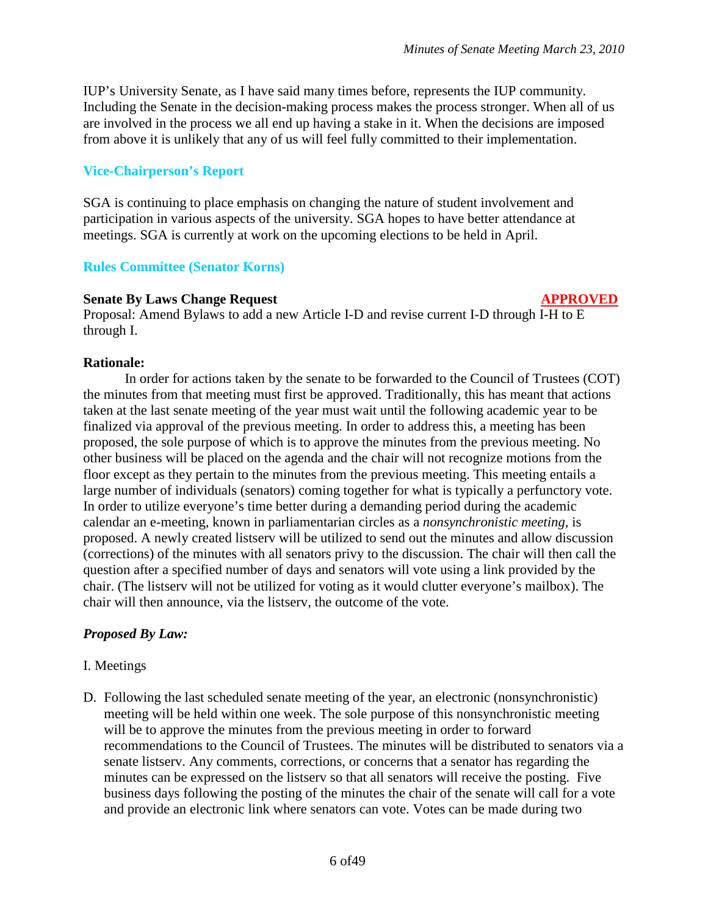IUP's University Senate, as I have said many times before, represents the IUP community. Including the Senate in the decision-making process makes the process stronger. When all of us are involved in the process we all end up having a stake in it. When the decisions are imposed from above it is unlikely that any of us will feel fully committed to their implementation.

### Vice-Chairperson's Report

SGA is continuing to place emphasis on changing the nature of student involvement and participation in various aspects of the university. SGA hopes to have better attendance at meetings. SGA is currently at work on the upcoming elections to be held in April.

### Rules Committee (Senator Korns)

**Senate By Laws Change Request** **APPROVED**

Proposal: Amend Bylaws to add a new Article I-D and revise current I-D through I-H to E through I.

**Rationale:**

In order for actions taken by the senate to be forwarded to the Council of Trustees (COT) the minutes from that meeting must first be approved. Traditionally, this has meant that actions taken at the last senate meeting of the year must wait until the following academic year to be finalized via approval of the previous meeting. In order to address this, a meeting has been proposed, the sole purpose of which is to approve the minutes from the previous meeting. No other business will be placed on the agenda and the chair will not recognize motions from the floor except as they pertain to the minutes from the previous meeting. This meeting entails a large number of individuals (senators) coming together for what is typically a perfunctory vote. In order to utilize everyone's time better during a demanding period during the academic calendar an e-meeting, known in parliamentarian circles as a *nonsynchronistic meeting*, is proposed. A newly created listserv will be utilized to send out the minutes and allow discussion (corrections) of the minutes with all senators privy to the discussion. The chair will then call the question after a specified number of days and senators will vote using a link provided by the chair. (The listserv will not be utilized for voting as it would clutter everyone's mailbox). The chair will then announce, via the listserv, the outcome of the vote.

***Proposed By Law:***

I. Meetings

D. Following the last scheduled senate meeting of the year, an electronic (nonsynchronistic) meeting will be held within one week. The sole purpose of this nonsynchronistic meeting will be to approve the minutes from the previous meeting in order to forward recommendations to the Council of Trustees. The minutes will be distributed to senators via a senate listserv. Any comments, corrections, or concerns that a senator has regarding the minutes can be expressed on the listserv so that all senators will receive the posting. Five business days following the posting of the minutes the chair of the senate will call for a vote and provide an electronic link where senators can vote. Votes can be made during two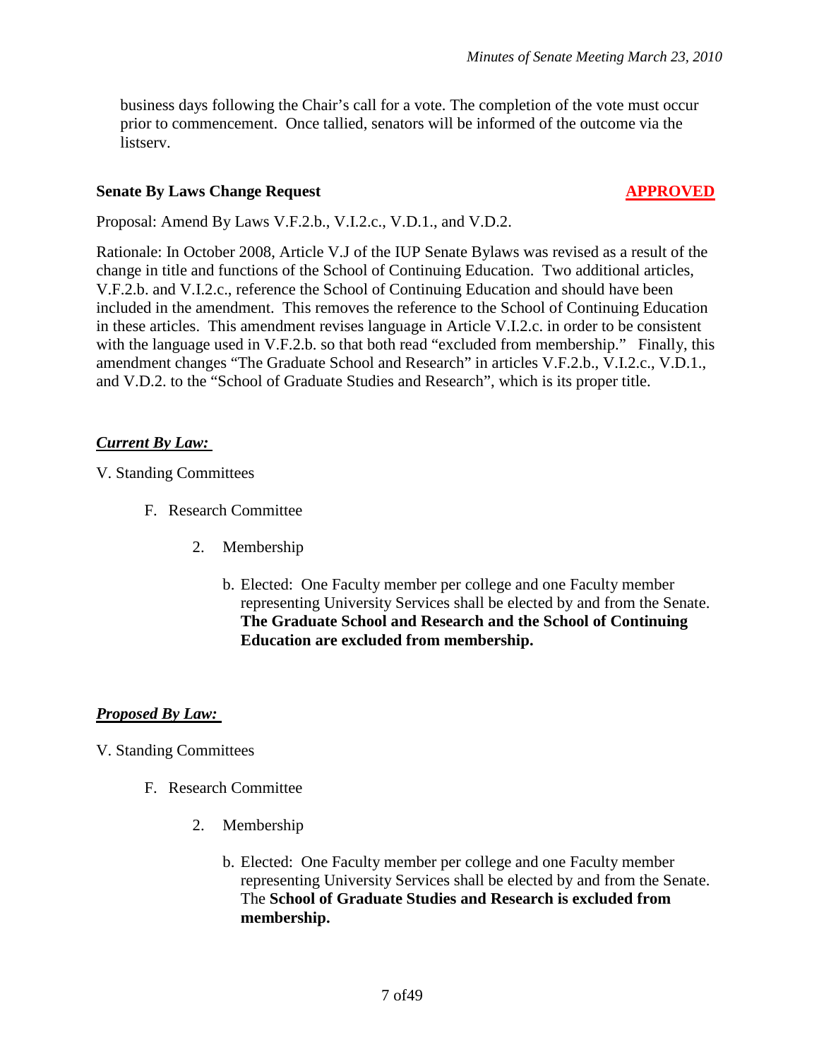business days following the Chair's call for a vote. The completion of the vote must occur prior to commencement. Once tallied, senators will be informed of the outcome via the listserv.

**Senate By Laws Change Request** **APPROVED**

Proposal: Amend By Laws V.F.2.b., V.I.2.c., V.D.1., and V.D.2.

Rationale: In October 2008, Article V.J of the IUP Senate Bylaws was revised as a result of the change in title and functions of the School of Continuing Education. Two additional articles, V.F.2.b. and V.I.2.c., reference the School of Continuing Education and should have been included in the amendment. This removes the reference to the School of Continuing Education in these articles. This amendment revises language in Article V.I.2.c. in order to be consistent with the language used in V.F.2.b. so that both read "excluded from membership." Finally, this amendment changes "The Graduate School and Research" in articles V.F.2.b., V.I.2.c., V.D.1., and V.D.2. to the "School of Graduate Studies and Research", which is its proper title.

***Current By Law:***

V. Standing Committees

F. Research Committee

2. Membership

b. Elected: One Faculty member per college and one Faculty member representing University Services shall be elected by and from the Senate. **The Graduate School and Research and the School of Continuing Education are excluded from membership.**

***Proposed By Law:***

V. Standing Committees

F. Research Committee

2. Membership

b. Elected: One Faculty member per college and one Faculty member representing University Services shall be elected by and from the Senate. The **School of Graduate Studies and Research is excluded from membership.**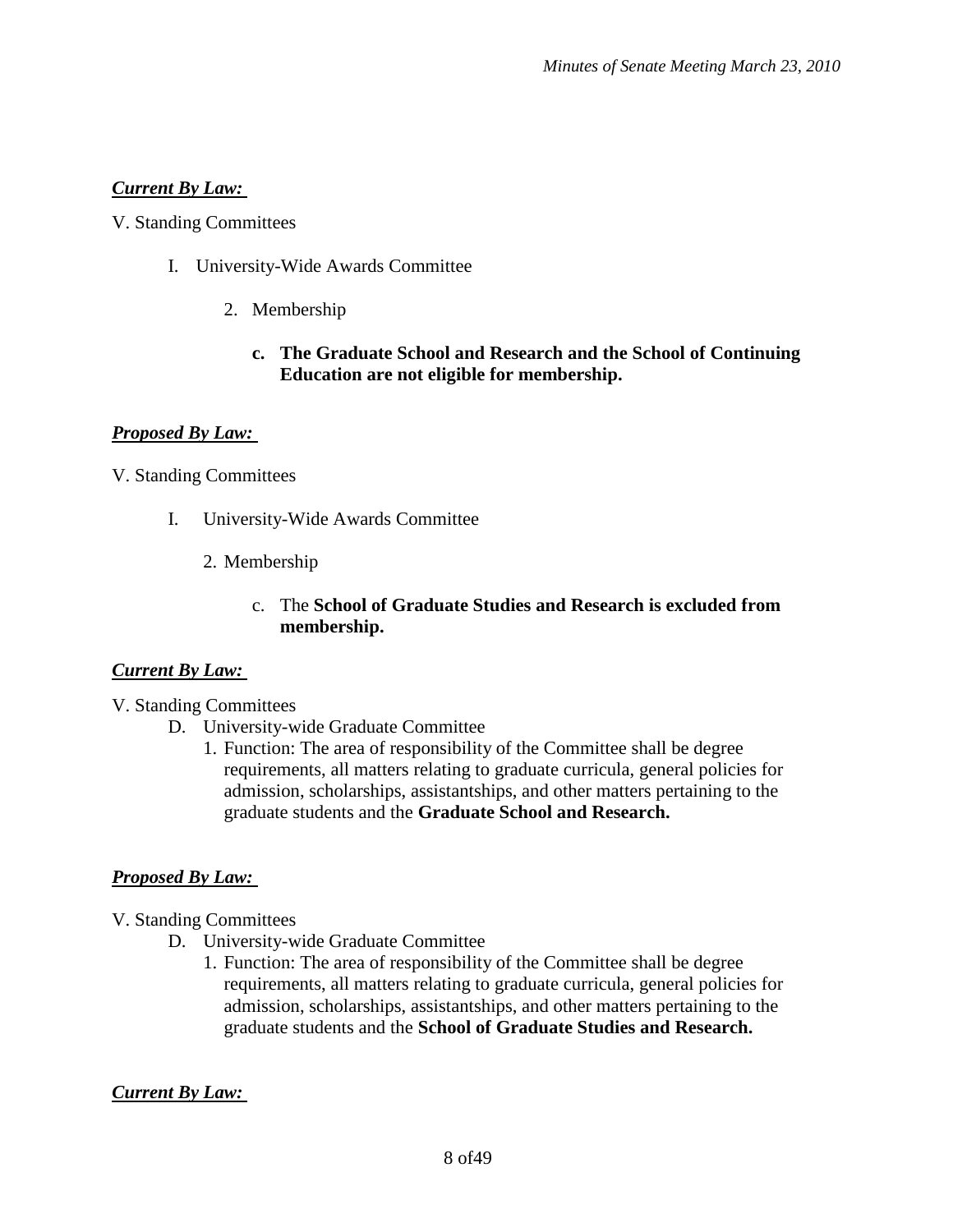***Current By Law:***

V. Standing Committees

I. University-Wide Awards Committee

2. Membership

**c. The Graduate School and Research and the School of Continuing Education are not eligible for membership.**

***Proposed By Law:***

V. Standing Committees

I. University-Wide Awards Committee

2. Membership

c. The **School of Graduate Studies and Research is excluded from membership.**

***Current By Law:***

V. Standing Committees

D. University-wide Graduate Committee

1. Function: The area of responsibility of the Committee shall be degree requirements, all matters relating to graduate curricula, general policies for admission, scholarships, assistantships, and other matters pertaining to the graduate students and the **Graduate School and Research.**

***Proposed By Law:***

V. Standing Committees

D. University-wide Graduate Committee

1. Function: The area of responsibility of the Committee shall be degree requirements, all matters relating to graduate curricula, general policies for admission, scholarships, assistantships, and other matters pertaining to the graduate students and the **School of Graduate Studies and Research.**

***Current By Law:***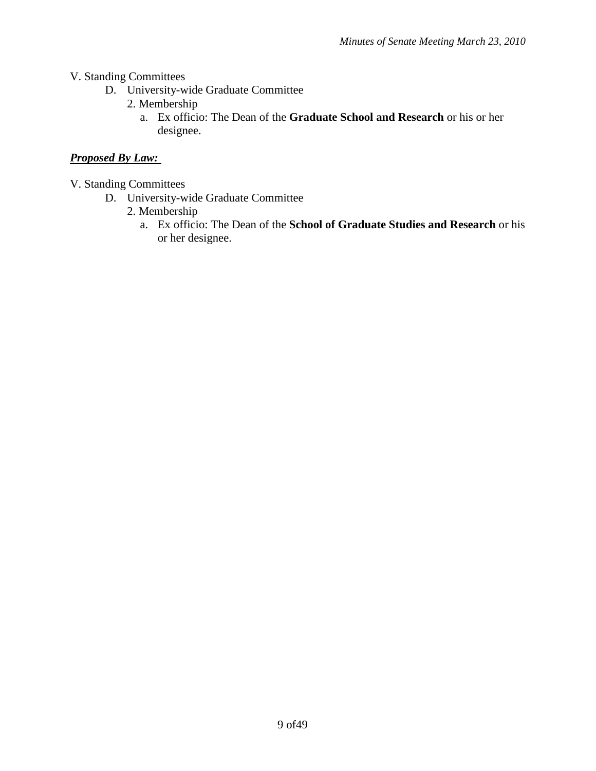V. Standing Committees

D. University-wide Graduate Committee

2. Membership

a. Ex officio: The Dean of the **Graduate School and Research** or his or her designee.

***Proposed By Law:***

V. Standing Committees

D. University-wide Graduate Committee

2. Membership

a. Ex officio: The Dean of the **School of Graduate Studies and Research** or his or her designee.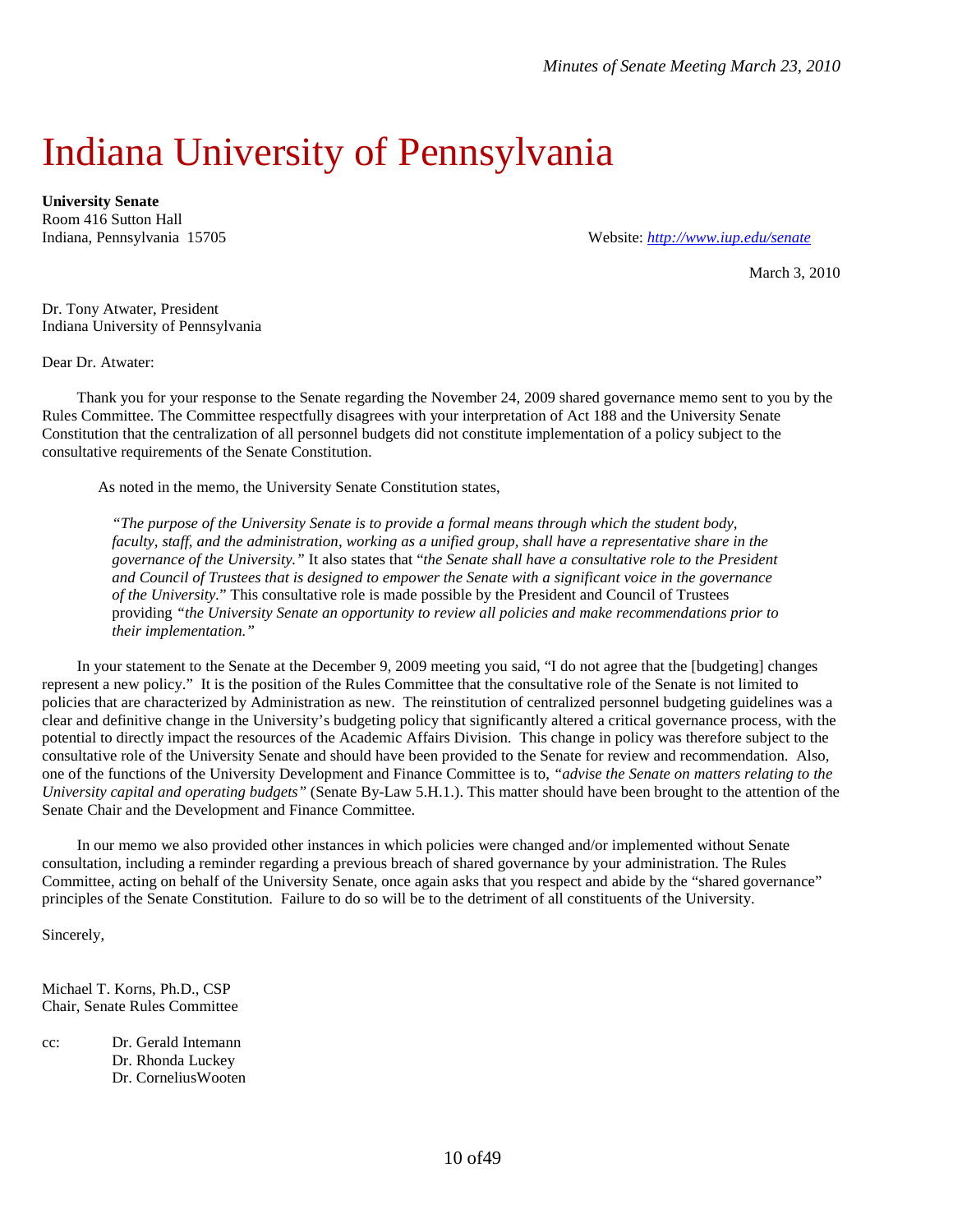# Indiana University of Pennsylvania

**University Senate**
Room 416 Sutton Hall
Indiana, Pennsylvania 15705

Website: *http://www.iup.edu/senate*

March 3, 2010

Dr. Tony Atwater, President
Indiana University of Pennsylvania

Dear Dr. Atwater:

Thank you for your response to the Senate regarding the November 24, 2009 shared governance memo sent to you by the Rules Committee. The Committee respectfully disagrees with your interpretation of Act 188 and the University Senate Constitution that the centralization of all personnel budgets did not constitute implementation of a policy subject to the consultative requirements of the Senate Constitution.

As noted in the memo, the University Senate Constitution states,

> *"The purpose of the University Senate is to provide a formal means through which the student body, faculty, staff, and the administration, working as a unified group, shall have a representative share in the governance of the University."* It also states that "*the Senate shall have a consultative role to the President and Council of Trustees that is designed to empower the Senate with a significant voice in the governance of the University.*" This consultative role is made possible by the President and Council of Trustees providing *"the University Senate an opportunity to review all policies and make recommendations prior to their implementation."*

In your statement to the Senate at the December 9, 2009 meeting you said, "I do not agree that the [budgeting] changes represent a new policy." It is the position of the Rules Committee that the consultative role of the Senate is not limited to policies that are characterized by Administration as new. The reinstitution of centralized personnel budgeting guidelines was a clear and definitive change in the University's budgeting policy that significantly altered a critical governance process, with the potential to directly impact the resources of the Academic Affairs Division. This change in policy was therefore subject to the consultative role of the University Senate and should have been provided to the Senate for review and recommendation. Also, one of the functions of the University Development and Finance Committee is to, *"advise the Senate on matters relating to the University capital and operating budgets"* (Senate By-Law 5.H.1.). This matter should have been brought to the attention of the Senate Chair and the Development and Finance Committee.

In our memo we also provided other instances in which policies were changed and/or implemented without Senate consultation, including a reminder regarding a previous breach of shared governance by your administration. The Rules Committee, acting on behalf of the University Senate, once again asks that you respect and abide by the "shared governance" principles of the Senate Constitution. Failure to do so will be to the detriment of all constituents of the University.

Sincerely,

Michael T. Korns, Ph.D., CSP
Chair, Senate Rules Committee

cc: Dr. Gerald Intemann
Dr. Rhonda Luckey
Dr. CorneliusWooten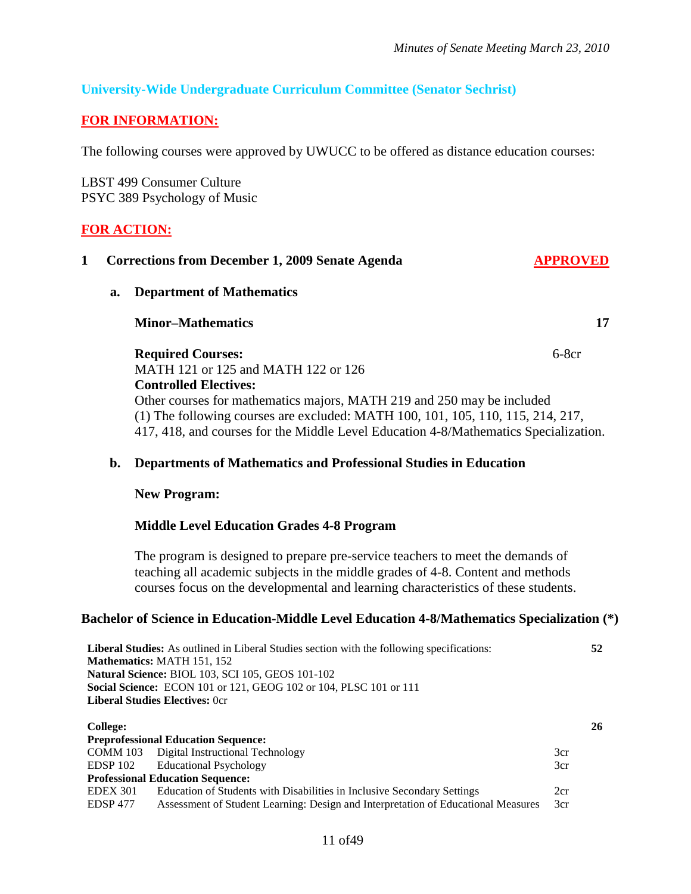## University-Wide Undergraduate Curriculum Committee (Senator Sechrist)

**FOR INFORMATION:**

The following courses were approved by UWUCC to be offered as distance education courses:

LBST 499 Consumer Culture
PSYC 389 Psychology of Music

**FOR ACTION:**

**1 Corrections from December 1, 2009 Senate Agenda** — **APPROVED**

**a. Department of Mathematics**

**Minor–Mathematics** **17**

**Required Courses:** 6-8cr
MATH 121 or 125 and MATH 122 or 126
**Controlled Electives:**
Other courses for mathematics majors, MATH 219 and 250 may be included
(1) The following courses are excluded: MATH 100, 101, 105, 110, 115, 214, 217, 417, 418, and courses for the Middle Level Education 4-8/Mathematics Specialization.

**b. Departments of Mathematics and Professional Studies in Education**

**New Program:**

**Middle Level Education Grades 4-8 Program**

The program is designed to prepare pre-service teachers to meet the demands of teaching all academic subjects in the middle grades of 4-8. Content and methods courses focus on the developmental and learning characteristics of these students.

**Bachelor of Science in Education-Middle Level Education 4-8/Mathematics Specialization (*)**

**Liberal Studies:** As outlined in Liberal Studies section with the following specifications: **52**
**Mathematics:** MATH 151, 152
**Natural Science:** BIOL 103, SCI 105, GEOS 101-102
**Social Science:** ECON 101 or 121, GEOG 102 or 104, PLSC 101 or 111
**Liberal Studies Electives:** 0cr

**College:** **26**

| | | | |
|---|---|---|---|
| **Preprofessional Education Sequence:** | | | |
| COMM 103 | Digital Instructional Technology | 3cr | |
| EDSP 102 | Educational Psychology | 3cr | |
| **Professional Education Sequence:** | | | |
| EDEX 301 | Education of Students with Disabilities in Inclusive Secondary Settings | 2cr | |
| EDSP 477 | Assessment of Student Learning: Design and Interpretation of Educational Measures | 3cr | |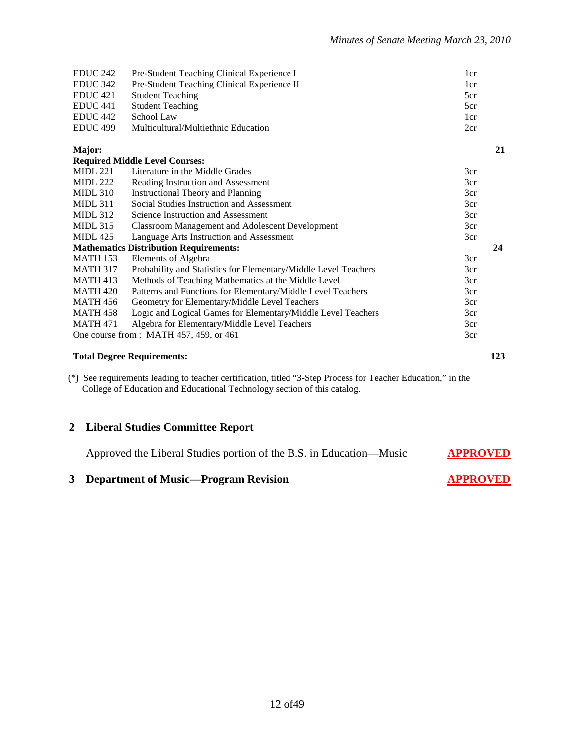| | | | |
|---|---|---|---|
| EDUC 242 | Pre-Student Teaching Clinical Experience I | 1cr | |
| EDUC 342 | Pre-Student Teaching Clinical Experience II | 1cr | |
| EDUC 421 | Student Teaching | 5cr | |
| EDUC 441 | Student Teaching | 5cr | |
| EDUC 442 | School Law | 1cr | |
| EDUC 499 | Multicultural/Multiethnic Education | 2cr | |
| **Major:** | | | **21** |
| **Required Middle Level Courses:** | | | |
| MIDL 221 | Literature in the Middle Grades | 3cr | |
| MIDL 222 | Reading Instruction and Assessment | 3cr | |
| MIDL 310 | Instructional Theory and Planning | 3cr | |
| MIDL 311 | Social Studies Instruction and Assessment | 3cr | |
| MIDL 312 | Science Instruction and Assessment | 3cr | |
| MIDL 315 | Classroom Management and Adolescent Development | 3cr | |
| MIDL 425 | Language Arts Instruction and Assessment | 3cr | |
| **Mathematics Distribution Requirements:** | | | **24** |
| MATH 153 | Elements of Algebra | 3cr | |
| MATH 317 | Probability and Statistics for Elementary/Middle Level Teachers | 3cr | |
| MATH 413 | Methods of Teaching Mathematics at the Middle Level | 3cr | |
| MATH 420 | Patterns and Functions for Elementary/Middle Level Teachers | 3cr | |
| MATH 456 | Geometry for Elementary/Middle Level Teachers | 3cr | |
| MATH 458 | Logic and Logical Games for Elementary/Middle Level Teachers | 3cr | |
| MATH 471 | Algebra for Elementary/Middle Level Teachers | 3cr | |
| One course from : MATH 457, 459, or 461 | | 3cr | |
| **Total Degree Requirements:** | | | **123** |

(*) See requirements leading to teacher certification, titled "3-Step Process for Teacher Education," in the College of Education and Educational Technology section of this catalog.

## 2 Liberal Studies Committee Report

Approved the Liberal Studies portion of the B.S. in Education—Music **APPROVED**

## 3 Department of Music—Program Revision **APPROVED**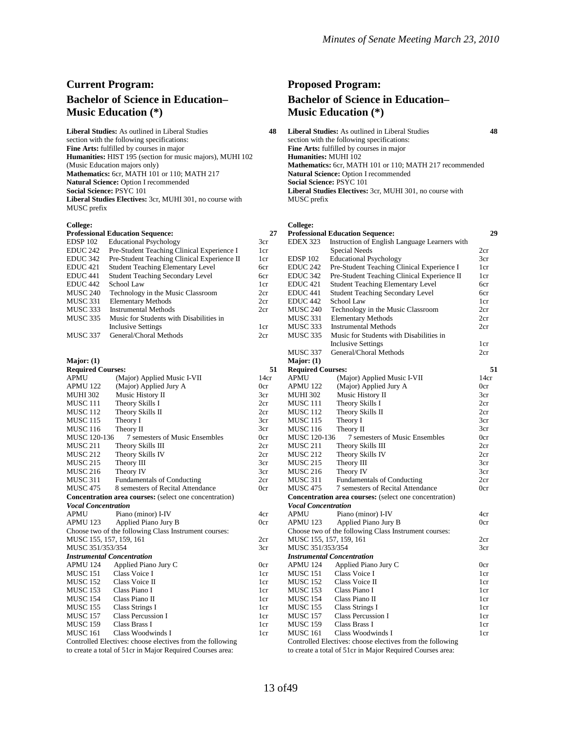## Current Program:

## Bachelor of Science in Education–Music Education (*)

**Liberal Studies:** As outlined in Liberal Studies section with the following specifications: **48**

**Fine Arts:** fulfilled by courses in major

**Humanities:** HIST 195 (section for music majors), MUHI 102 (Music Education majors only)

**Mathematics:** 6cr, MATH 101 or 110; MATH 217

**Natural Science:** Option I recommended

**Social Science:** PSYC 101

**Liberal Studies Electives:** 3cr, MUHI 301, no course with MUSC prefix

**College:**

**Professional Education Sequence:** **27**

| Course | Title | Credits |
|---|---|---|
| EDSP 102 | Educational Psychology | 3cr |
| EDUC 242 | Pre-Student Teaching Clinical Experience I | 1cr |
| EDUC 342 | Pre-Student Teaching Clinical Experience II | 1cr |
| EDUC 421 | Student Teaching Elementary Level | 6cr |
| EDUC 441 | Student Teaching Secondary Level | 6cr |
| EDUC 442 | School Law | 1cr |
| MUSC 240 | Technology in the Music Classroom | 2cr |
| MUSC 331 | Elementary Methods | 2cr |
| MUSC 333 | Instrumental Methods | 2cr |
| MUSC 335 | Music for Students with Disabilities in Inclusive Settings | 1cr |
| MUSC 337 | General/Choral Methods | 2cr |

**Major: (1)**

**Required Courses:** **51**

| Course | Title | Credits |
|---|---|---|
| APMU | (Major) Applied Music I-VII | 14cr |
| APMU 122 | (Major) Applied Jury A | 0cr |
| MUHI 302 | Music History II | 3cr |
| MUSC 111 | Theory Skills I | 2cr |
| MUSC 112 | Theory Skills II | 2cr |
| MUSC 115 | Theory I | 3cr |
| MUSC 116 | Theory II | 3cr |
| MUSC 120-136 | 7 semesters of Music Ensembles | 0cr |
| MUSC 211 | Theory Skills III | 2cr |
| MUSC 212 | Theory Skills IV | 2cr |
| MUSC 215 | Theory III | 3cr |
| MUSC 216 | Theory IV | 3cr |
| MUSC 311 | Fundamentals of Conducting | 2cr |
| MUSC 475 | 8 semesters of Recital Attendance | 0cr |

**Concentration area courses:** (select one concentration)

***Vocal Concentration***

| Course | Title | Credits |
|---|---|---|
| APMU | Piano (minor) I-IV | 4cr |
| APMU 123 | Applied Piano Jury B | 0cr |

Choose two of the following Class Instrument courses:

| Course | Credits |
|---|---|
| MUSC 155, 157, 159, 161 | 2cr |
| MUSC 351/353/354 | 3cr |

***Instrumental Concentration***

| Course | Title | Credits |
|---|---|---|
| APMU 124 | Applied Piano Jury C | 0cr |
| MUSC 151 | Class Voice I | 1cr |
| MUSC 152 | Class Voice II | 1cr |
| MUSC 153 | Class Piano I | 1cr |
| MUSC 154 | Class Piano II | 1cr |
| MUSC 155 | Class Strings I | 1cr |
| MUSC 157 | Class Percussion I | 1cr |
| MUSC 159 | Class Brass I | 1cr |
| MUSC 161 | Class Woodwinds I | 1cr |

Controlled Electives: choose electives from the following to create a total of 51cr in Major Required Courses area:

## Proposed Program:

## Bachelor of Science in Education–Music Education (*)

**Liberal Studies:** As outlined in Liberal Studies section with the following specifications: **48**

**Fine Arts:** fulfilled by courses in major

**Humanities:** MUHI 102

**Mathematics:** 6cr, MATH 101 or 110; MATH 217 recommended

**Natural Science:** Option I recommended

**Social Science:** PSYC 101

**Liberal Studies Electives:** 3cr, MUHI 301, no course with MUSC prefix

**College:**

**Professional Education Sequence:** **29**

| Course | Title | Credits |
|---|---|---|
| EDEX 323 | Instruction of English Language Learners with Special Needs | 2cr |
| EDSP 102 | Educational Psychology | 3cr |
| EDUC 242 | Pre-Student Teaching Clinical Experience I | 1cr |
| EDUC 342 | Pre-Student Teaching Clinical Experience II | 1cr |
| EDUC 421 | Student Teaching Elementary Level | 6cr |
| EDUC 441 | Student Teaching Secondary Level | 6cr |
| EDUC 442 | School Law | 1cr |
| MUSC 240 | Technology in the Music Classroom | 2cr |
| MUSC 331 | Elementary Methods | 2cr |
| MUSC 333 | Instrumental Methods | 2cr |
| MUSC 335 | Music for Students with Disabilities in Inclusive Settings | 1cr |
| MUSC 337 | General/Choral Methods | 2cr |

**Major: (1)**

**Required Courses:** **51**

| Course | Title | Credits |
|---|---|---|
| APMU | (Major) Applied Music I-VII | 14cr |
| APMU 122 | (Major) Applied Jury A | 0cr |
| MUHI 302 | Music History II | 3cr |
| MUSC 111 | Theory Skills I | 2cr |
| MUSC 112 | Theory Skills II | 2cr |
| MUSC 115 | Theory I | 3cr |
| MUSC 116 | Theory II | 3cr |
| MUSC 120-136 | 7 semesters of Music Ensembles | 0cr |
| MUSC 211 | Theory Skills III | 2cr |
| MUSC 212 | Theory Skills IV | 2cr |
| MUSC 215 | Theory III | 3cr |
| MUSC 216 | Theory IV | 3cr |
| MUSC 311 | Fundamentals of Conducting | 2cr |
| MUSC 475 | 7 semesters of Recital Attendance | 0cr |

**Concentration area courses:** (select one concentration)

***Vocal Concentration***

| Course | Title | Credits |
|---|---|---|
| APMU | Piano (minor) I-IV | 4cr |
| APMU 123 | Applied Piano Jury B | 0cr |

Choose two of the following Class Instrument courses:

| Course | Credits |
|---|---|
| MUSC 155, 157, 159, 161 | 2cr |
| MUSC 351/353/354 | 3cr |

***Instrumental Concentration***

| Course | Title | Credits |
|---|---|---|
| APMU 124 | Applied Piano Jury C | 0cr |
| MUSC 151 | Class Voice I | 1cr |
| MUSC 152 | Class Voice II | 1cr |
| MUSC 153 | Class Piano I | 1cr |
| MUSC 154 | Class Piano II | 1cr |
| MUSC 155 | Class Strings I | 1cr |
| MUSC 157 | Class Percussion I | 1cr |
| MUSC 159 | Class Brass I | 1cr |
| MUSC 161 | Class Woodwinds I | 1cr |

Controlled Electives: choose electives from the following to create a total of 51cr in Major Required Courses area: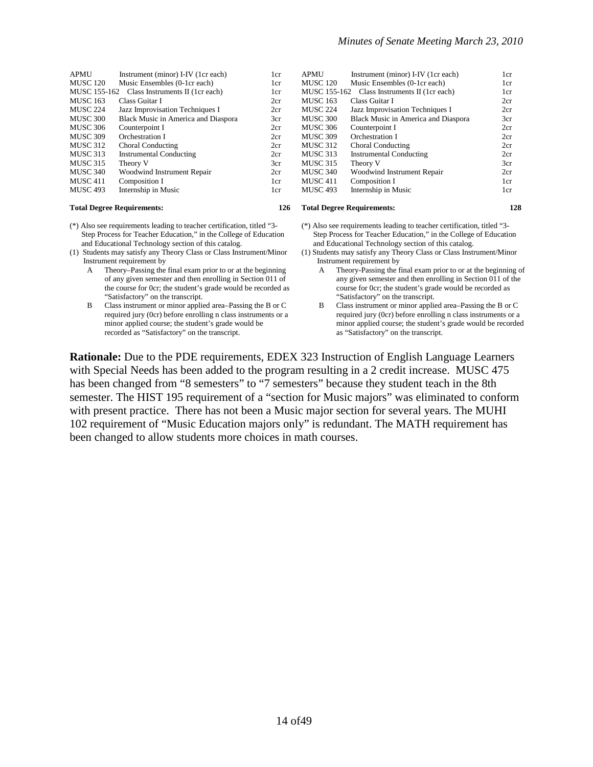| | | |
|---|---|---|
| APMU | Instrument (minor) I-IV (1cr each) | 1cr |
| MUSC 120 | Music Ensembles (0-1cr each) | 1cr |
| MUSC 155-162 | Class Instruments II (1cr each) | 1cr |
| MUSC 163 | Class Guitar I | 2cr |
| MUSC 224 | Jazz Improvisation Techniques I | 2cr |
| MUSC 300 | Black Music in America and Diaspora | 3cr |
| MUSC 306 | Counterpoint I | 2cr |
| MUSC 309 | Orchestration I | 2cr |
| MUSC 312 | Choral Conducting | 2cr |
| MUSC 313 | Instrumental Conducting | 2cr |
| MUSC 315 | Theory V | 3cr |
| MUSC 340 | Woodwind Instrument Repair | 2cr |
| MUSC 411 | Composition I | 1cr |
| MUSC 493 | Internship in Music | 1cr |

**Total Degree Requirements: 126**

(*) Also see requirements leading to teacher certification, titled "3-Step Process for Teacher Education," in the College of Education and Educational Technology section of this catalog.

(1) Students may satisfy any Theory Class or Class Instrument/Minor Instrument requirement by

- A Theory–Passing the final exam prior to or at the beginning of any given semester and then enrolling in Section 011 of the course for 0cr; the student's grade would be recorded as "Satisfactory" on the transcript.
- B Class instrument or minor applied area–Passing the B or C required jury (0cr) before enrolling n class instruments or a minor applied course; the student's grade would be recorded as "Satisfactory" on the transcript.

| | | |
|---|---|---|
| APMU | Instrument (minor) I-IV (1cr each) | 1cr |
| MUSC 120 | Music Ensembles (0-1cr each) | 1cr |
| MUSC 155-162 | Class Instruments II (1cr each) | 1cr |
| MUSC 163 | Class Guitar I | 2cr |
| MUSC 224 | Jazz Improvisation Techniques I | 2cr |
| MUSC 300 | Black Music in America and Diaspora | 3cr |
| MUSC 306 | Counterpoint I | 2cr |
| MUSC 309 | Orchestration I | 2cr |
| MUSC 312 | Choral Conducting | 2cr |
| MUSC 313 | Instrumental Conducting | 2cr |
| MUSC 315 | Theory V | 3cr |
| MUSC 340 | Woodwind Instrument Repair | 2cr |
| MUSC 411 | Composition I | 1cr |
| MUSC 493 | Internship in Music | 1cr |

**Total Degree Requirements: 128**

(*) Also see requirements leading to teacher certification, titled "3-Step Process for Teacher Education," in the College of Education and Educational Technology section of this catalog.

(1) Students may satisfy any Theory Class or Class Instrument/Minor Instrument requirement by

- A Theory-Passing the final exam prior to or at the beginning of any given semester and then enrolling in Section 011 of the course for 0cr; the student's grade would be recorded as "Satisfactory" on the transcript.
- B Class instrument or minor applied area–Passing the B or C required jury (0cr) before enrolling n class instruments or a minor applied course; the student's grade would be recorded as "Satisfactory" on the transcript.

**Rationale:** Due to the PDE requirements, EDEX 323 Instruction of English Language Learners with Special Needs has been added to the program resulting in a 2 credit increase. MUSC 475 has been changed from "8 semesters" to "7 semesters" because they student teach in the 8th semester. The HIST 195 requirement of a "section for Music majors" was eliminated to conform with present practice. There has not been a Music major section for several years. The MUHI 102 requirement of "Music Education majors only" is redundant. The MATH requirement has been changed to allow students more choices in math courses.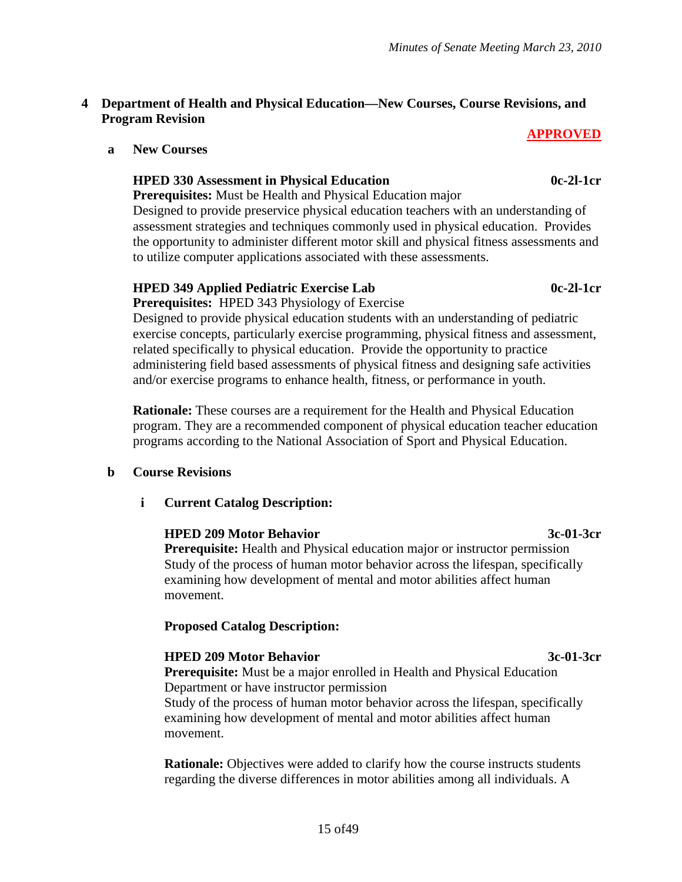## 4 Department of Health and Physical Education—New Courses, Course Revisions, and Program Revision

**APPROVED**

### a New Courses

**HPED 330 Assessment in Physical Education** **0c-2l-1cr**
**Prerequisites:** Must be Health and Physical Education major
Designed to provide preservice physical education teachers with an understanding of assessment strategies and techniques commonly used in physical education. Provides the opportunity to administer different motor skill and physical fitness assessments and to utilize computer applications associated with these assessments.

**HPED 349 Applied Pediatric Exercise Lab** **0c-2l-1cr**
**Prerequisites:** HPED 343 Physiology of Exercise
Designed to provide physical education students with an understanding of pediatric exercise concepts, particularly exercise programming, physical fitness and assessment, related specifically to physical education. Provide the opportunity to practice administering field based assessments of physical fitness and designing safe activities and/or exercise programs to enhance health, fitness, or performance in youth.

**Rationale:** These courses are a requirement for the Health and Physical Education program. They are a recommended component of physical education teacher education programs according to the National Association of Sport and Physical Education.

### b Course Revisions

**i Current Catalog Description:**

**HPED 209 Motor Behavior** **3c-01-3cr**
**Prerequisite:** Health and Physical education major or instructor permission
Study of the process of human motor behavior across the lifespan, specifically examining how development of mental and motor abilities affect human movement.

**Proposed Catalog Description:**

**HPED 209 Motor Behavior** **3c-01-3cr**
**Prerequisite:** Must be a major enrolled in Health and Physical Education Department or have instructor permission
Study of the process of human motor behavior across the lifespan, specifically examining how development of mental and motor abilities affect human movement.

**Rationale:** Objectives were added to clarify how the course instructs students regarding the diverse differences in motor abilities among all individuals. A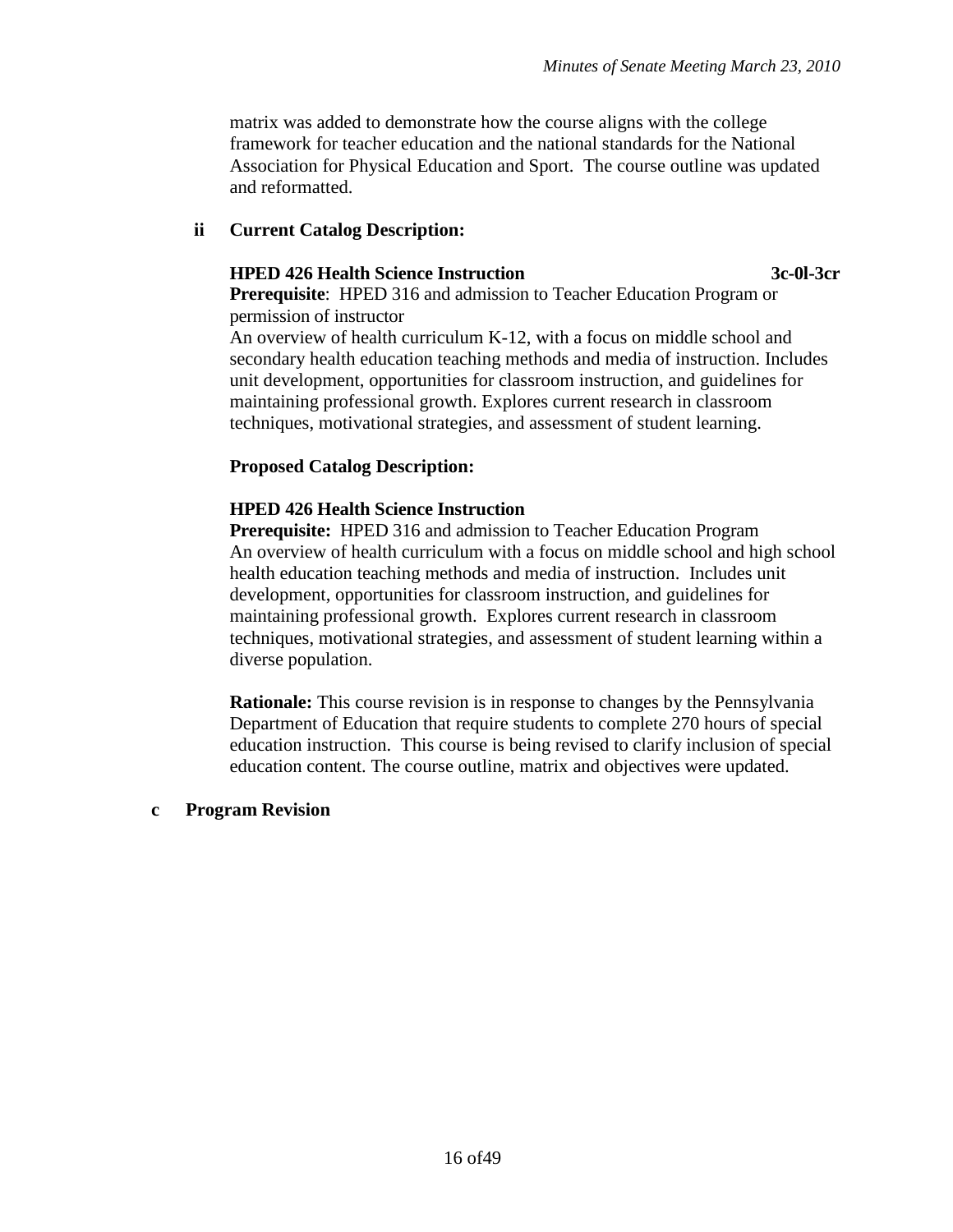matrix was added to demonstrate how the course aligns with the college framework for teacher education and the national standards for the National Association for Physical Education and Sport. The course outline was updated and reformatted.

**ii Current Catalog Description:**

**HPED 426 Health Science Instruction** **3c-0l-3cr**

**Prerequisite**: HPED 316 and admission to Teacher Education Program or permission of instructor

An overview of health curriculum K-12, with a focus on middle school and secondary health education teaching methods and media of instruction. Includes unit development, opportunities for classroom instruction, and guidelines for maintaining professional growth. Explores current research in classroom techniques, motivational strategies, and assessment of student learning.

**Proposed Catalog Description:**

**HPED 426 Health Science Instruction**

**Prerequisite:** HPED 316 and admission to Teacher Education Program

An overview of health curriculum with a focus on middle school and high school health education teaching methods and media of instruction. Includes unit development, opportunities for classroom instruction, and guidelines for maintaining professional growth. Explores current research in classroom techniques, motivational strategies, and assessment of student learning within a diverse population.

**Rationale:** This course revision is in response to changes by the Pennsylvania Department of Education that require students to complete 270 hours of special education instruction. This course is being revised to clarify inclusion of special education content. The course outline, matrix and objectives were updated.

**c Program Revision**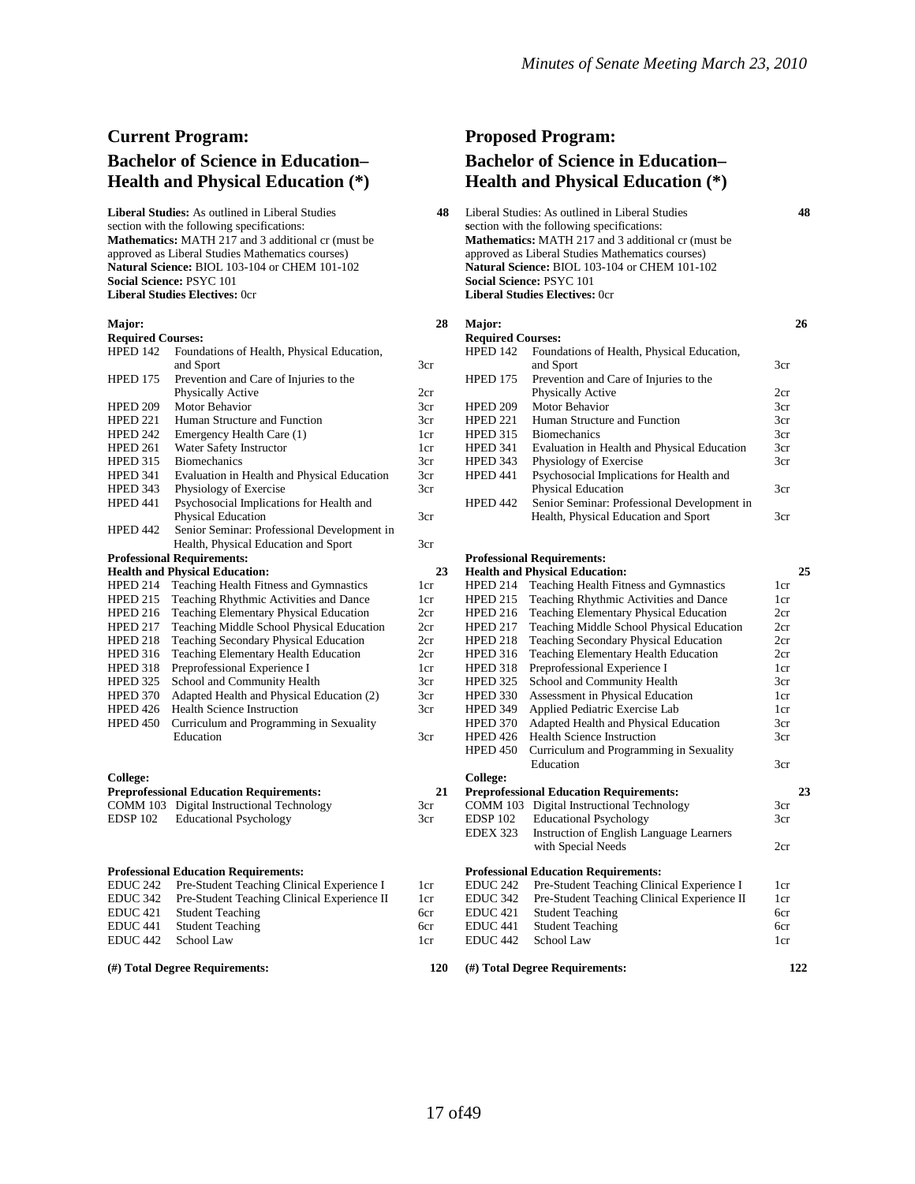## Current Program:

## Bachelor of Science in Education–Health and Physical Education (*)

**Liberal Studies:** As outlined in Liberal Studies section with the following specifications: **48**

**Mathematics:** MATH 217 and 3 additional cr (must be approved as Liberal Studies Mathematics courses)
**Natural Science:** BIOL 103-104 or CHEM 101-102
**Social Science:** PSYC 101
**Liberal Studies Electives:** 0cr

**Major:** **28**

**Required Courses:**

| Course | Title | Credits |
|---|---|---|
| HPED 142 | Foundations of Health, Physical Education, and Sport | 3cr |
| HPED 175 | Prevention and Care of Injuries to the Physically Active | 2cr |
| HPED 209 | Motor Behavior | 3cr |
| HPED 221 | Human Structure and Function | 3cr |
| HPED 242 | Emergency Health Care (1) | 1cr |
| HPED 261 | Water Safety Instructor | 1cr |
| HPED 315 | Biomechanics | 3cr |
| HPED 341 | Evaluation in Health and Physical Education | 3cr |
| HPED 343 | Physiology of Exercise | 3cr |
| HPED 441 | Psychosocial Implications for Health and Physical Education | 3cr |
| HPED 442 | Senior Seminar: Professional Development in Health, Physical Education and Sport | 3cr |

**Professional Requirements:**
**Health and Physical Education:** **23**

| Course | Title | Credits |
|---|---|---|
| HPED 214 | Teaching Health Fitness and Gymnastics | 1cr |
| HPED 215 | Teaching Rhythmic Activities and Dance | 1cr |
| HPED 216 | Teaching Elementary Physical Education | 2cr |
| HPED 217 | Teaching Middle School Physical Education | 2cr |
| HPED 218 | Teaching Secondary Physical Education | 2cr |
| HPED 316 | Teaching Elementary Health Education | 2cr |
| HPED 318 | Preprofessional Experience I | 1cr |
| HPED 325 | School and Community Health | 3cr |
| HPED 370 | Adapted Health and Physical Education (2) | 3cr |
| HPED 426 | Health Science Instruction | 3cr |
| HPED 450 | Curriculum and Programming in Sexuality Education | 3cr |

**College:**
**Preprofessional Education Requirements:** **21**

| Course | Title | Credits |
|---|---|---|
| COMM 103 | Digital Instructional Technology | 3cr |
| EDSP 102 | Educational Psychology | 3cr |

**Professional Education Requirements:**

| Course | Title | Credits |
|---|---|---|
| EDUC 242 | Pre-Student Teaching Clinical Experience I | 1cr |
| EDUC 342 | Pre-Student Teaching Clinical Experience II | 1cr |
| EDUC 421 | Student Teaching | 6cr |
| EDUC 441 | Student Teaching | 6cr |
| EDUC 442 | School Law | 1cr |

**(#) Total Degree Requirements:** **120**

## Proposed Program:

## Bachelor of Science in Education–Health and Physical Education (*)

Liberal Studies: As outlined in Liberal Studies **s**ection with the following specifications: **48**

**Mathematics:** MATH 217 and 3 additional cr (must be approved as Liberal Studies Mathematics courses)
**Natural Science:** BIOL 103-104 or CHEM 101-102
**Social Science:** PSYC 101
**Liberal Studies Electives:** 0cr

**Major:** **26**

**Required Courses:**

| Course | Title | Credits |
|---|---|---|
| HPED 142 | Foundations of Health, Physical Education, and Sport | 3cr |
| HPED 175 | Prevention and Care of Injuries to the Physically Active | 2cr |
| HPED 209 | Motor Behavior | 3cr |
| HPED 221 | Human Structure and Function | 3cr |
| HPED 315 | Biomechanics | 3cr |
| HPED 341 | Evaluation in Health and Physical Education | 3cr |
| HPED 343 | Physiology of Exercise | 3cr |
| HPED 441 | Psychosocial Implications for Health and Physical Education | 3cr |
| HPED 442 | Senior Seminar: Professional Development in Health, Physical Education and Sport | 3cr |

**Professional Requirements:**
**Health and Physical Education:** **25**

| Course | Title | Credits |
|---|---|---|
| HPED 214 | Teaching Health Fitness and Gymnastics | 1cr |
| HPED 215 | Teaching Rhythmic Activities and Dance | 1cr |
| HPED 216 | Teaching Elementary Physical Education | 2cr |
| HPED 217 | Teaching Middle School Physical Education | 2cr |
| HPED 218 | Teaching Secondary Physical Education | 2cr |
| HPED 316 | Teaching Elementary Health Education | 2cr |
| HPED 318 | Preprofessional Experience I | 1cr |
| HPED 325 | School and Community Health | 3cr |
| HPED 330 | Assessment in Physical Education | 1cr |
| HPED 349 | Applied Pediatric Exercise Lab | 1cr |
| HPED 370 | Adapted Health and Physical Education | 3cr |
| HPED 426 | Health Science Instruction | 3cr |
| HPED 450 | Curriculum and Programming in Sexuality Education | 3cr |

**College:**
**Preprofessional Education Requirements:** **23**

| Course | Title | Credits |
|---|---|---|
| COMM 103 | Digital Instructional Technology | 3cr |
| EDSP 102 | Educational Psychology | 3cr |
| EDEX 323 | Instruction of English Language Learners with Special Needs | 2cr |

**Professional Education Requirements:**

| Course | Title | Credits |
|---|---|---|
| EDUC 242 | Pre-Student Teaching Clinical Experience I | 1cr |
| EDUC 342 | Pre-Student Teaching Clinical Experience II | 1cr |
| EDUC 421 | Student Teaching | 6cr |
| EDUC 441 | Student Teaching | 6cr |
| EDUC 442 | School Law | 1cr |

**(#) Total Degree Requirements:** **122**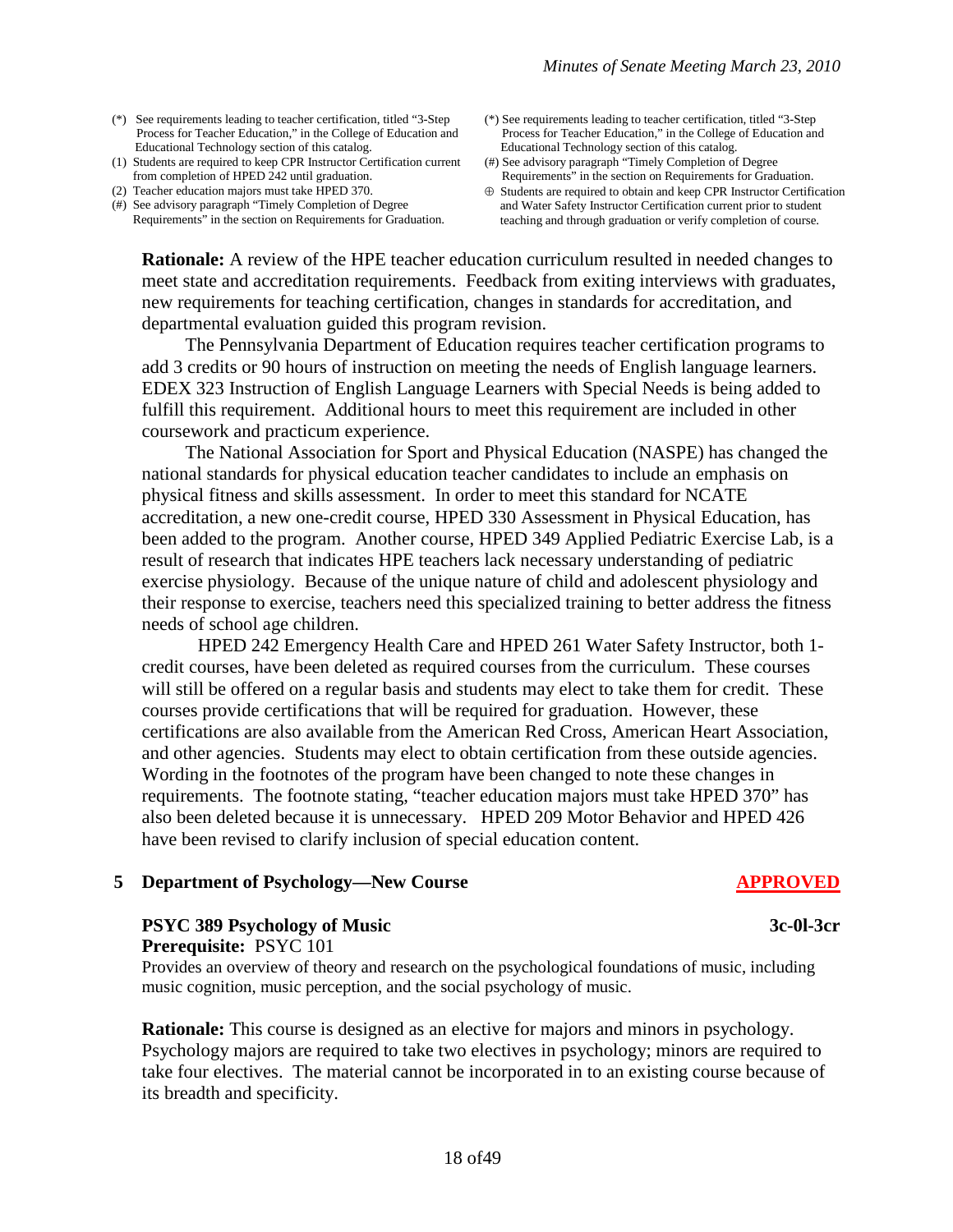(*) See requirements leading to teacher certification, titled "3-Step Process for Teacher Education," in the College of Education and Educational Technology section of this catalog.
(1) Students are required to keep CPR Instructor Certification current from completion of HPED 242 until graduation.
(2) Teacher education majors must take HPED 370.
(#) See advisory paragraph "Timely Completion of Degree Requirements" in the section on Requirements for Graduation.

(*) See requirements leading to teacher certification, titled "3-Step Process for Teacher Education," in the College of Education and Educational Technology section of this catalog.
(#) See advisory paragraph "Timely Completion of Degree Requirements" in the section on Requirements for Graduation.
⊕ Students are required to obtain and keep CPR Instructor Certification and Water Safety Instructor Certification current prior to student teaching and through graduation or verify completion of course.

**Rationale:** A review of the HPE teacher education curriculum resulted in needed changes to meet state and accreditation requirements. Feedback from exiting interviews with graduates, new requirements for teaching certification, changes in standards for accreditation, and departmental evaluation guided this program revision.

The Pennsylvania Department of Education requires teacher certification programs to add 3 credits or 90 hours of instruction on meeting the needs of English language learners. EDEX 323 Instruction of English Language Learners with Special Needs is being added to fulfill this requirement. Additional hours to meet this requirement are included in other coursework and practicum experience.

The National Association for Sport and Physical Education (NASPE) has changed the national standards for physical education teacher candidates to include an emphasis on physical fitness and skills assessment. In order to meet this standard for NCATE accreditation, a new one-credit course, HPED 330 Assessment in Physical Education, has been added to the program. Another course, HPED 349 Applied Pediatric Exercise Lab, is a result of research that indicates HPE teachers lack necessary understanding of pediatric exercise physiology. Because of the unique nature of child and adolescent physiology and their response to exercise, teachers need this specialized training to better address the fitness needs of school age children.

HPED 242 Emergency Health Care and HPED 261 Water Safety Instructor, both 1-credit courses, have been deleted as required courses from the curriculum. These courses will still be offered on a regular basis and students may elect to take them for credit. These courses provide certifications that will be required for graduation. However, these certifications are also available from the American Red Cross, American Heart Association, and other agencies. Students may elect to obtain certification from these outside agencies. Wording in the footnotes of the program have been changed to note these changes in requirements. The footnote stating, "teacher education majors must take HPED 370" has also been deleted because it is unnecessary. HPED 209 Motor Behavior and HPED 426 have been revised to clarify inclusion of special education content.

## 5 Department of Psychology—New Course — APPROVED

**PSYC 389 Psychology of Music** — **3c-0l-3cr**
**Prerequisite:** PSYC 101
Provides an overview of theory and research on the psychological foundations of music, including music cognition, music perception, and the social psychology of music.

**Rationale:** This course is designed as an elective for majors and minors in psychology. Psychology majors are required to take two electives in psychology; minors are required to take four electives. The material cannot be incorporated in to an existing course because of its breadth and specificity.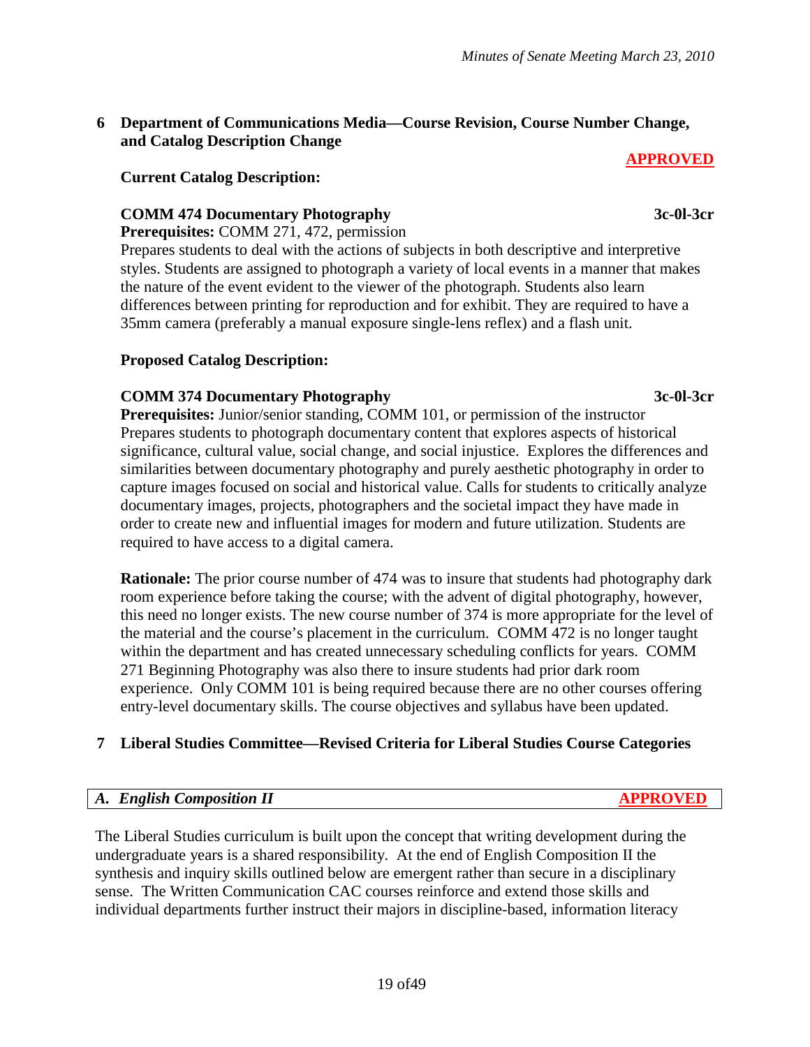## 6 Department of Communications Media—Course Revision, Course Number Change, and Catalog Description Change

**APPROVED**

**Current Catalog Description:**

**COMM 474 Documentary Photography** **3c-0l-3cr**

**Prerequisites:** COMM 271, 472, permission

Prepares students to deal with the actions of subjects in both descriptive and interpretive styles. Students are assigned to photograph a variety of local events in a manner that makes the nature of the event evident to the viewer of the photograph. Students also learn differences between printing for reproduction and for exhibit. They are required to have a 35mm camera (preferably a manual exposure single-lens reflex) and a flash unit.

**Proposed Catalog Description:**

**COMM 374 Documentary Photography** **3c-0l-3cr**

**Prerequisites:** Junior/senior standing, COMM 101, or permission of the instructor

Prepares students to photograph documentary content that explores aspects of historical significance, cultural value, social change, and social injustice. Explores the differences and similarities between documentary photography and purely aesthetic photography in order to capture images focused on social and historical value. Calls for students to critically analyze documentary images, projects, photographers and the societal impact they have made in order to create new and influential images for modern and future utilization. Students are required to have access to a digital camera.

**Rationale:** The prior course number of 474 was to insure that students had photography dark room experience before taking the course; with the advent of digital photography, however, this need no longer exists. The new course number of 374 is more appropriate for the level of the material and the course's placement in the curriculum. COMM 472 is no longer taught within the department and has created unnecessary scheduling conflicts for years. COMM 271 Beginning Photography was also there to insure students had prior dark room experience. Only COMM 101 is being required because there are no other courses offering entry-level documentary skills. The course objectives and syllabus have been updated.

## 7 Liberal Studies Committee—Revised Criteria for Liberal Studies Course Categories

### *A. English Composition II* **APPROVED**

The Liberal Studies curriculum is built upon the concept that writing development during the undergraduate years is a shared responsibility. At the end of English Composition II the synthesis and inquiry skills outlined below are emergent rather than secure in a disciplinary sense. The Written Communication CAC courses reinforce and extend those skills and individual departments further instruct their majors in discipline-based, information literacy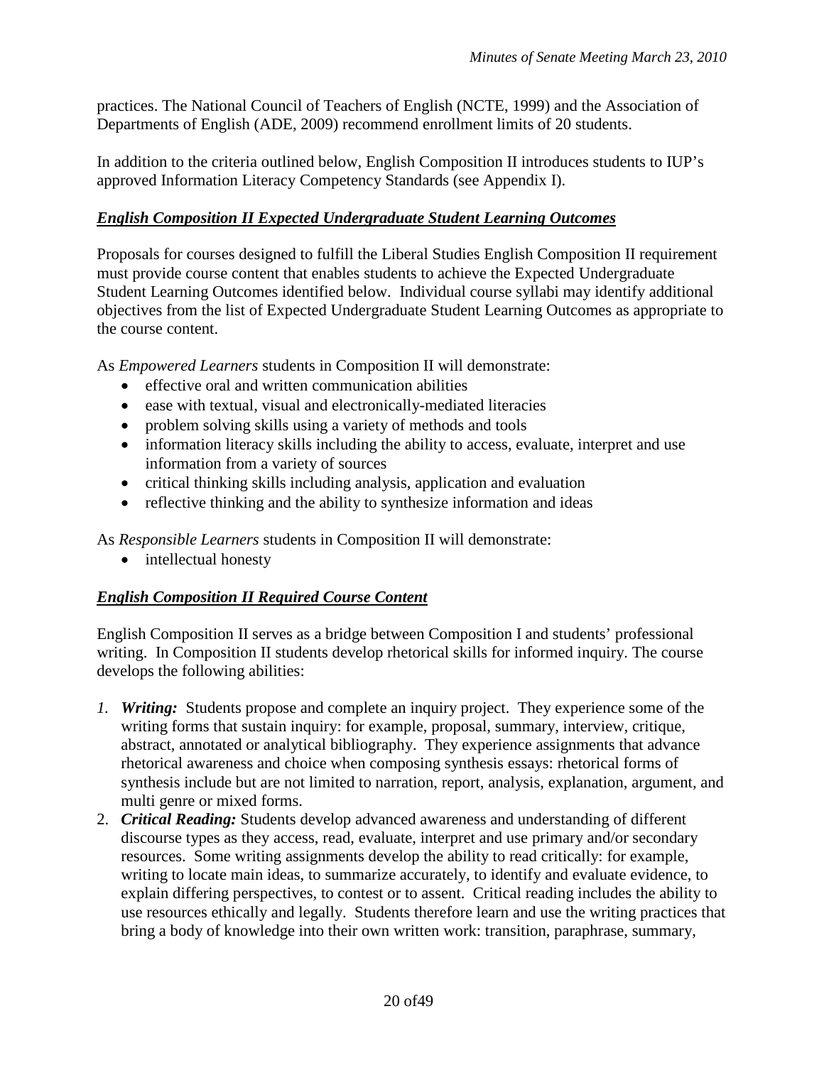practices. The National Council of Teachers of English (NCTE, 1999) and the Association of Departments of English (ADE, 2009) recommend enrollment limits of 20 students.

In addition to the criteria outlined below, English Composition II introduces students to IUP's approved Information Literacy Competency Standards (see Appendix I).

***English Composition II Expected Undergraduate Student Learning Outcomes***

Proposals for courses designed to fulfill the Liberal Studies English Composition II requirement must provide course content that enables students to achieve the Expected Undergraduate Student Learning Outcomes identified below. Individual course syllabi may identify additional objectives from the list of Expected Undergraduate Student Learning Outcomes as appropriate to the course content.

As *Empowered Learners* students in Composition II will demonstrate:

- effective oral and written communication abilities
- ease with textual, visual and electronically-mediated literacies
- problem solving skills using a variety of methods and tools
- information literacy skills including the ability to access, evaluate, interpret and use information from a variety of sources
- critical thinking skills including analysis, application and evaluation
- reflective thinking and the ability to synthesize information and ideas

As *Responsible Learners* students in Composition II will demonstrate:

- intellectual honesty

***English Composition II Required Course Content***

English Composition II serves as a bridge between Composition I and students' professional writing. In Composition II students develop rhetorical skills for informed inquiry. The course develops the following abilities:

1. ***Writing:*** Students propose and complete an inquiry project. They experience some of the writing forms that sustain inquiry: for example, proposal, summary, interview, critique, abstract, annotated or analytical bibliography. They experience assignments that advance rhetorical awareness and choice when composing synthesis essays: rhetorical forms of synthesis include but are not limited to narration, report, analysis, explanation, argument, and multi genre or mixed forms.
2. ***Critical Reading:*** Students develop advanced awareness and understanding of different discourse types as they access, read, evaluate, interpret and use primary and/or secondary resources. Some writing assignments develop the ability to read critically: for example, writing to locate main ideas, to summarize accurately, to identify and evaluate evidence, to explain differing perspectives, to contest or to assent. Critical reading includes the ability to use resources ethically and legally. Students therefore learn and use the writing practices that bring a body of knowledge into their own written work: transition, paraphrase, summary,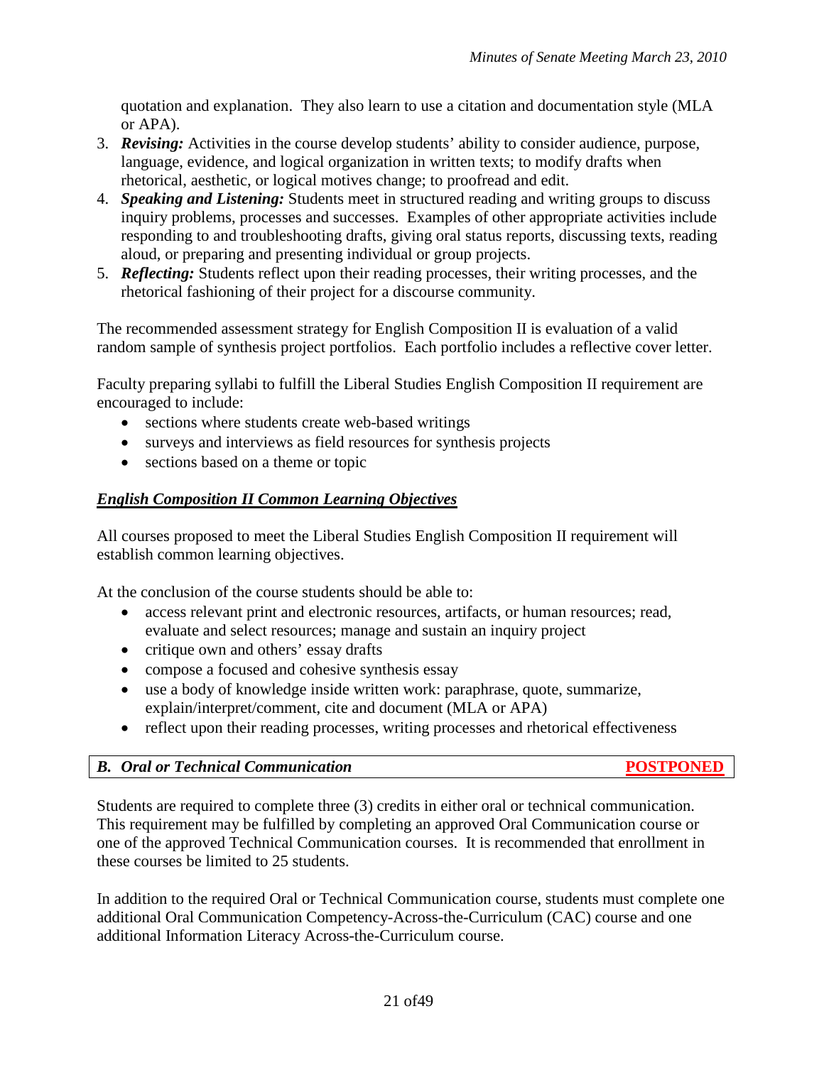quotation and explanation. They also learn to use a citation and documentation style (MLA or APA).

3. ***Revising:*** Activities in the course develop students' ability to consider audience, purpose, language, evidence, and logical organization in written texts; to modify drafts when rhetorical, aesthetic, or logical motives change; to proofread and edit.
4. ***Speaking and Listening:*** Students meet in structured reading and writing groups to discuss inquiry problems, processes and successes. Examples of other appropriate activities include responding to and troubleshooting drafts, giving oral status reports, discussing texts, reading aloud, or preparing and presenting individual or group projects.
5. ***Reflecting:*** Students reflect upon their reading processes, their writing processes, and the rhetorical fashioning of their project for a discourse community.

The recommended assessment strategy for English Composition II is evaluation of a valid random sample of synthesis project portfolios. Each portfolio includes a reflective cover letter.

Faculty preparing syllabi to fulfill the Liberal Studies English Composition II requirement are encouraged to include:

- sections where students create web-based writings
- surveys and interviews as field resources for synthesis projects
- sections based on a theme or topic

***English Composition II Common Learning Objectives***

All courses proposed to meet the Liberal Studies English Composition II requirement will establish common learning objectives.

At the conclusion of the course students should be able to:

- access relevant print and electronic resources, artifacts, or human resources; read, evaluate and select resources; manage and sustain an inquiry project
- critique own and others' essay drafts
- compose a focused and cohesive synthesis essay
- use a body of knowledge inside written work: paraphrase, quote, summarize, explain/interpret/comment, cite and document (MLA or APA)
- reflect upon their reading processes, writing processes and rhetorical effectiveness

***B. Oral or Technical Communication*** **POSTPONED**

Students are required to complete three (3) credits in either oral or technical communication. This requirement may be fulfilled by completing an approved Oral Communication course or one of the approved Technical Communication courses. It is recommended that enrollment in these courses be limited to 25 students.

In addition to the required Oral or Technical Communication course, students must complete one additional Oral Communication Competency-Across-the-Curriculum (CAC) course and one additional Information Literacy Across-the-Curriculum course.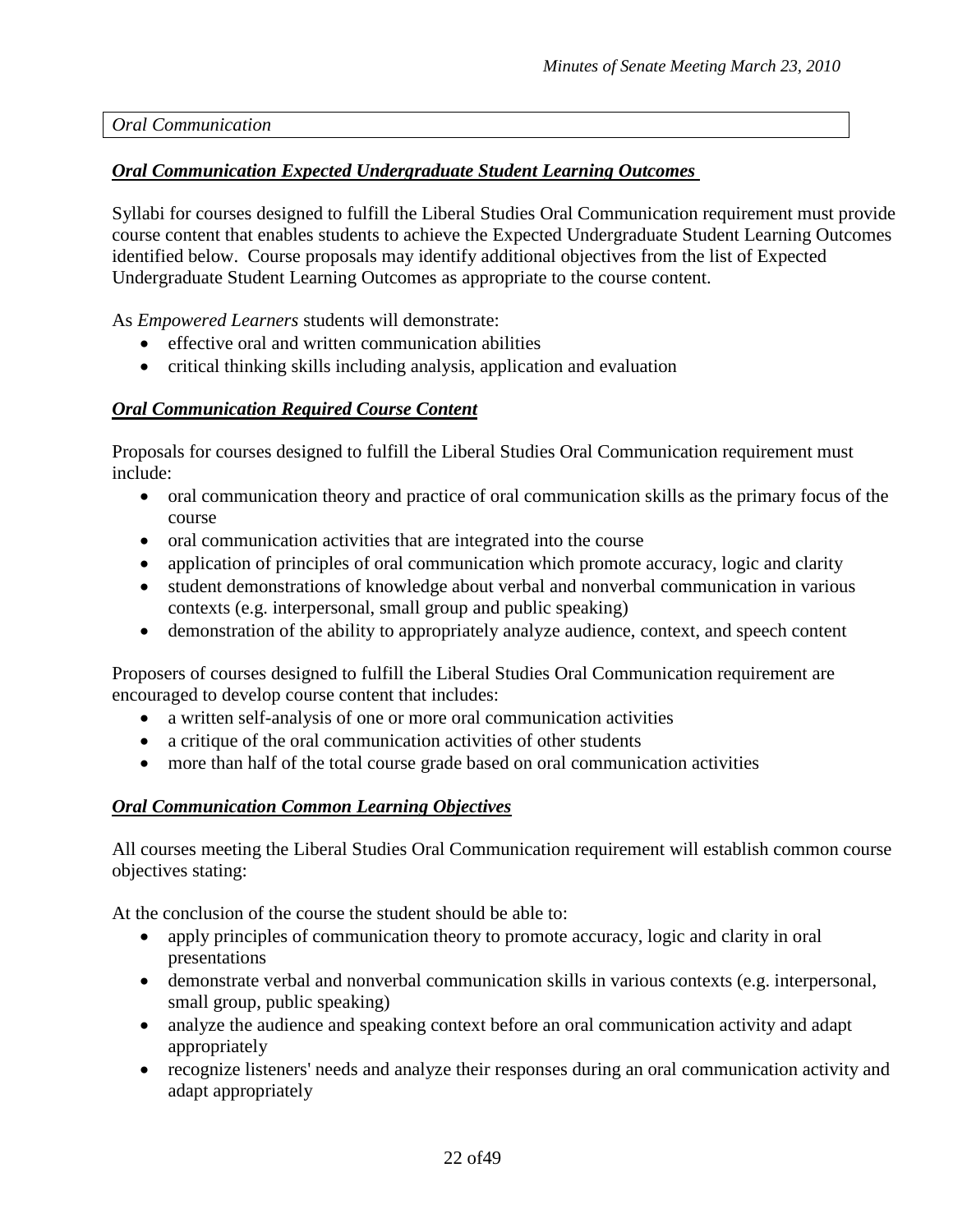*Oral Communication*

## ***Oral Communication Expected Undergraduate Student Learning Outcomes***

Syllabi for courses designed to fulfill the Liberal Studies Oral Communication requirement must provide course content that enables students to achieve the Expected Undergraduate Student Learning Outcomes identified below. Course proposals may identify additional objectives from the list of Expected Undergraduate Student Learning Outcomes as appropriate to the course content.

As *Empowered Learners* students will demonstrate:

- effective oral and written communication abilities
- critical thinking skills including analysis, application and evaluation

## ***Oral Communication Required Course Content***

Proposals for courses designed to fulfill the Liberal Studies Oral Communication requirement must include:

- oral communication theory and practice of oral communication skills as the primary focus of the course
- oral communication activities that are integrated into the course
- application of principles of oral communication which promote accuracy, logic and clarity
- student demonstrations of knowledge about verbal and nonverbal communication in various contexts (e.g. interpersonal, small group and public speaking)
- demonstration of the ability to appropriately analyze audience, context, and speech content

Proposers of courses designed to fulfill the Liberal Studies Oral Communication requirement are encouraged to develop course content that includes:

- a written self-analysis of one or more oral communication activities
- a critique of the oral communication activities of other students
- more than half of the total course grade based on oral communication activities

## ***Oral Communication Common Learning Objectives***

All courses meeting the Liberal Studies Oral Communication requirement will establish common course objectives stating:

At the conclusion of the course the student should be able to:

- apply principles of communication theory to promote accuracy, logic and clarity in oral presentations
- demonstrate verbal and nonverbal communication skills in various contexts (e.g. interpersonal, small group, public speaking)
- analyze the audience and speaking context before an oral communication activity and adapt appropriately
- recognize listeners' needs and analyze their responses during an oral communication activity and adapt appropriately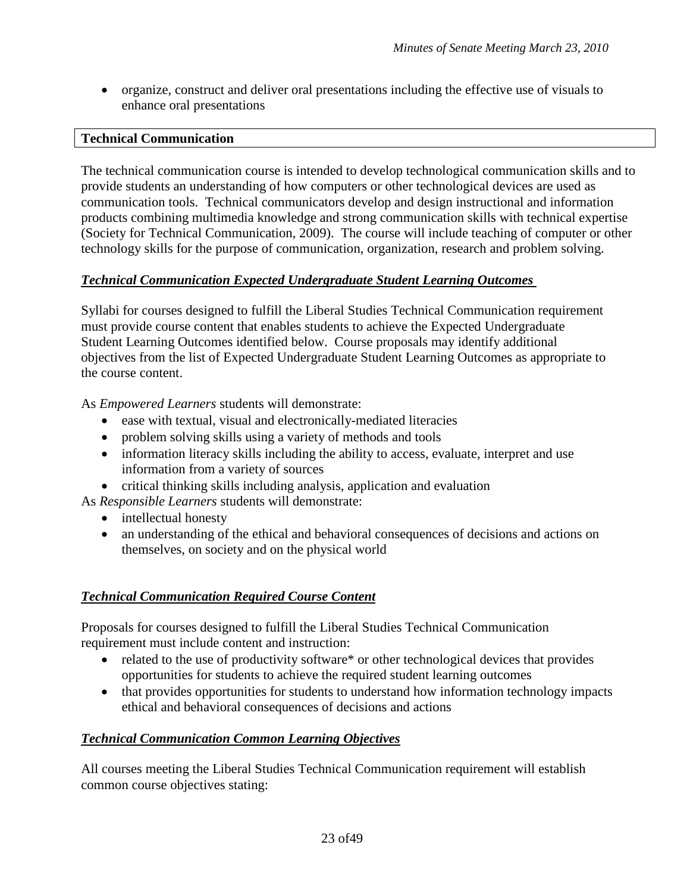- organize, construct and deliver oral presentations including the effective use of visuals to enhance oral presentations

## Technical Communication

The technical communication course is intended to develop technological communication skills and to provide students an understanding of how computers or other technological devices are used as communication tools. Technical communicators develop and design instructional and information products combining multimedia knowledge and strong communication skills with technical expertise (Society for Technical Communication, 2009). The course will include teaching of computer or other technology skills for the purpose of communication, organization, research and problem solving.

### ***Technical Communication Expected Undergraduate Student Learning Outcomes***

Syllabi for courses designed to fulfill the Liberal Studies Technical Communication requirement must provide course content that enables students to achieve the Expected Undergraduate Student Learning Outcomes identified below. Course proposals may identify additional objectives from the list of Expected Undergraduate Student Learning Outcomes as appropriate to the course content.

As *Empowered Learners* students will demonstrate:

- ease with textual, visual and electronically-mediated literacies
- problem solving skills using a variety of methods and tools
- information literacy skills including the ability to access, evaluate, interpret and use information from a variety of sources
- critical thinking skills including analysis, application and evaluation

As *Responsible Learners* students will demonstrate:

- intellectual honesty
- an understanding of the ethical and behavioral consequences of decisions and actions on themselves, on society and on the physical world

### ***Technical Communication Required Course Content***

Proposals for courses designed to fulfill the Liberal Studies Technical Communication requirement must include content and instruction:

- related to the use of productivity software* or other technological devices that provides opportunities for students to achieve the required student learning outcomes
- that provides opportunities for students to understand how information technology impacts ethical and behavioral consequences of decisions and actions

### ***Technical Communication Common Learning Objectives***

All courses meeting the Liberal Studies Technical Communication requirement will establish common course objectives stating: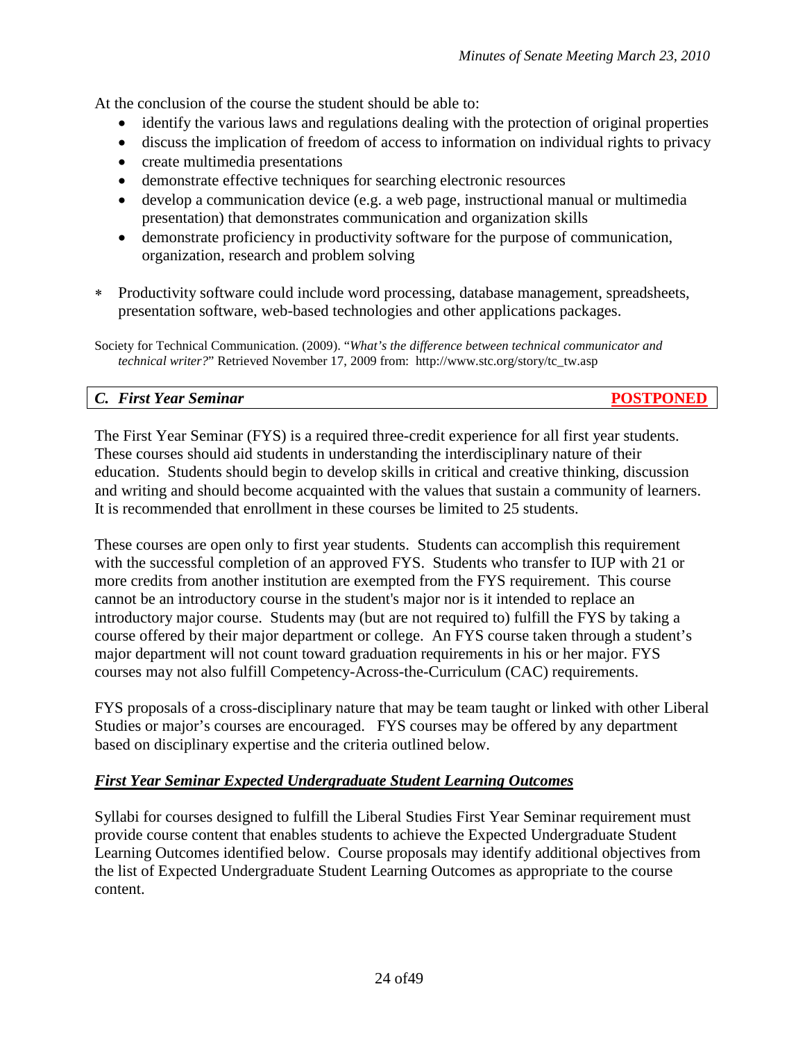At the conclusion of the course the student should be able to:

- identify the various laws and regulations dealing with the protection of original properties
- discuss the implication of freedom of access to information on individual rights to privacy
- create multimedia presentations
- demonstrate effective techniques for searching electronic resources
- develop a communication device (e.g. a web page, instructional manual or multimedia presentation) that demonstrates communication and organization skills
- demonstrate proficiency in productivity software for the purpose of communication, organization, research and problem solving

∗ Productivity software could include word processing, database management, spreadsheets, presentation software, web-based technologies and other applications packages.

Society for Technical Communication. (2009). "*What's the difference between technical communicator and technical writer?*" Retrieved November 17, 2009 from: http://www.stc.org/story/tc_tw.asp

### *C. First Year Seminar* **POSTPONED**

The First Year Seminar (FYS) is a required three-credit experience for all first year students. These courses should aid students in understanding the interdisciplinary nature of their education. Students should begin to develop skills in critical and creative thinking, discussion and writing and should become acquainted with the values that sustain a community of learners. It is recommended that enrollment in these courses be limited to 25 students.

These courses are open only to first year students. Students can accomplish this requirement with the successful completion of an approved FYS. Students who transfer to IUP with 21 or more credits from another institution are exempted from the FYS requirement. This course cannot be an introductory course in the student's major nor is it intended to replace an introductory major course. Students may (but are not required to) fulfill the FYS by taking a course offered by their major department or college. An FYS course taken through a student's major department will not count toward graduation requirements in his or her major. FYS courses may not also fulfill Competency-Across-the-Curriculum (CAC) requirements.

FYS proposals of a cross-disciplinary nature that may be team taught or linked with other Liberal Studies or major's courses are encouraged. FYS courses may be offered by any department based on disciplinary expertise and the criteria outlined below.

#### ***First Year Seminar Expected Undergraduate Student Learning Outcomes***

Syllabi for courses designed to fulfill the Liberal Studies First Year Seminar requirement must provide course content that enables students to achieve the Expected Undergraduate Student Learning Outcomes identified below. Course proposals may identify additional objectives from the list of Expected Undergraduate Student Learning Outcomes as appropriate to the course content.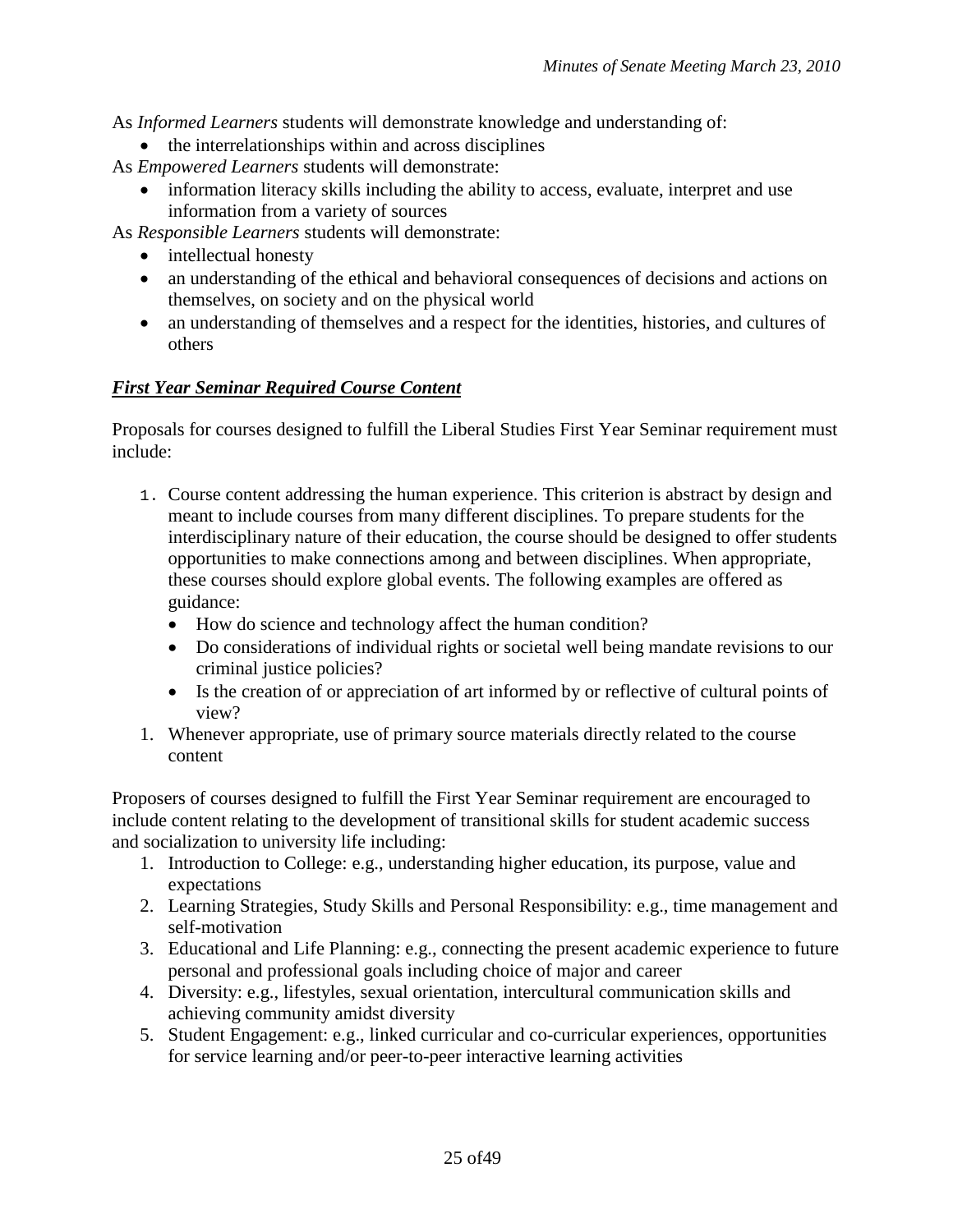As *Informed Learners* students will demonstrate knowledge and understanding of:

- the interrelationships within and across disciplines

As *Empowered Learners* students will demonstrate:

- information literacy skills including the ability to access, evaluate, interpret and use information from a variety of sources

As *Responsible Learners* students will demonstrate:

- intellectual honesty
- an understanding of the ethical and behavioral consequences of decisions and actions on themselves, on society and on the physical world
- an understanding of themselves and a respect for the identities, histories, and cultures of others

***First Year Seminar Required Course Content***

Proposals for courses designed to fulfill the Liberal Studies First Year Seminar requirement must include:

1. Course content addressing the human experience. This criterion is abstract by design and meant to include courses from many different disciplines. To prepare students for the interdisciplinary nature of their education, the course should be designed to offer students opportunities to make connections among and between disciplines. When appropriate, these courses should explore global events. The following examples are offered as guidance:
   - How do science and technology affect the human condition?
   - Do considerations of individual rights or societal well being mandate revisions to our criminal justice policies?
   - Is the creation of or appreciation of art informed by or reflective of cultural points of view?
1. Whenever appropriate, use of primary source materials directly related to the course content

Proposers of courses designed to fulfill the First Year Seminar requirement are encouraged to include content relating to the development of transitional skills for student academic success and socialization to university life including:

1. Introduction to College: e.g., understanding higher education, its purpose, value and expectations
2. Learning Strategies, Study Skills and Personal Responsibility: e.g., time management and self-motivation
3. Educational and Life Planning: e.g., connecting the present academic experience to future personal and professional goals including choice of major and career
4. Diversity: e.g., lifestyles, sexual orientation, intercultural communication skills and achieving community amidst diversity
5. Student Engagement: e.g., linked curricular and co-curricular experiences, opportunities for service learning and/or peer-to-peer interactive learning activities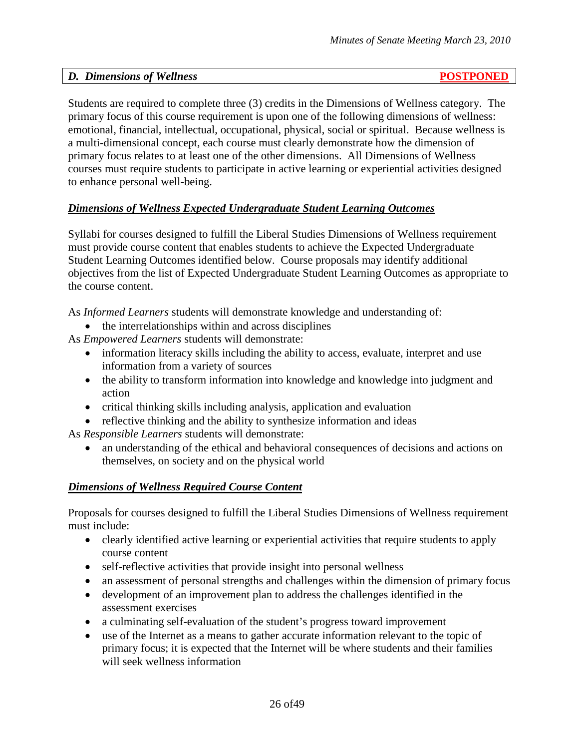### *D. Dimensions of Wellness* **POSTPONED**

Students are required to complete three (3) credits in the Dimensions of Wellness category. The primary focus of this course requirement is upon one of the following dimensions of wellness: emotional, financial, intellectual, occupational, physical, social or spiritual. Because wellness is a multi-dimensional concept, each course must clearly demonstrate how the dimension of primary focus relates to at least one of the other dimensions. All Dimensions of Wellness courses must require students to participate in active learning or experiential activities designed to enhance personal well-being.

***Dimensions of Wellness Expected Undergraduate Student Learning Outcomes***

Syllabi for courses designed to fulfill the Liberal Studies Dimensions of Wellness requirement must provide course content that enables students to achieve the Expected Undergraduate Student Learning Outcomes identified below. Course proposals may identify additional objectives from the list of Expected Undergraduate Student Learning Outcomes as appropriate to the course content.

As *Informed Learners* students will demonstrate knowledge and understanding of:

- the interrelationships within and across disciplines

As *Empowered Learners* students will demonstrate:

- information literacy skills including the ability to access, evaluate, interpret and use information from a variety of sources
- the ability to transform information into knowledge and knowledge into judgment and action
- critical thinking skills including analysis, application and evaluation
- reflective thinking and the ability to synthesize information and ideas

As *Responsible Learners* students will demonstrate:

- an understanding of the ethical and behavioral consequences of decisions and actions on themselves, on society and on the physical world

***Dimensions of Wellness Required Course Content***

Proposals for courses designed to fulfill the Liberal Studies Dimensions of Wellness requirement must include:

- clearly identified active learning or experiential activities that require students to apply course content
- self-reflective activities that provide insight into personal wellness
- an assessment of personal strengths and challenges within the dimension of primary focus
- development of an improvement plan to address the challenges identified in the assessment exercises
- a culminating self-evaluation of the student's progress toward improvement
- use of the Internet as a means to gather accurate information relevant to the topic of primary focus; it is expected that the Internet will be where students and their families will seek wellness information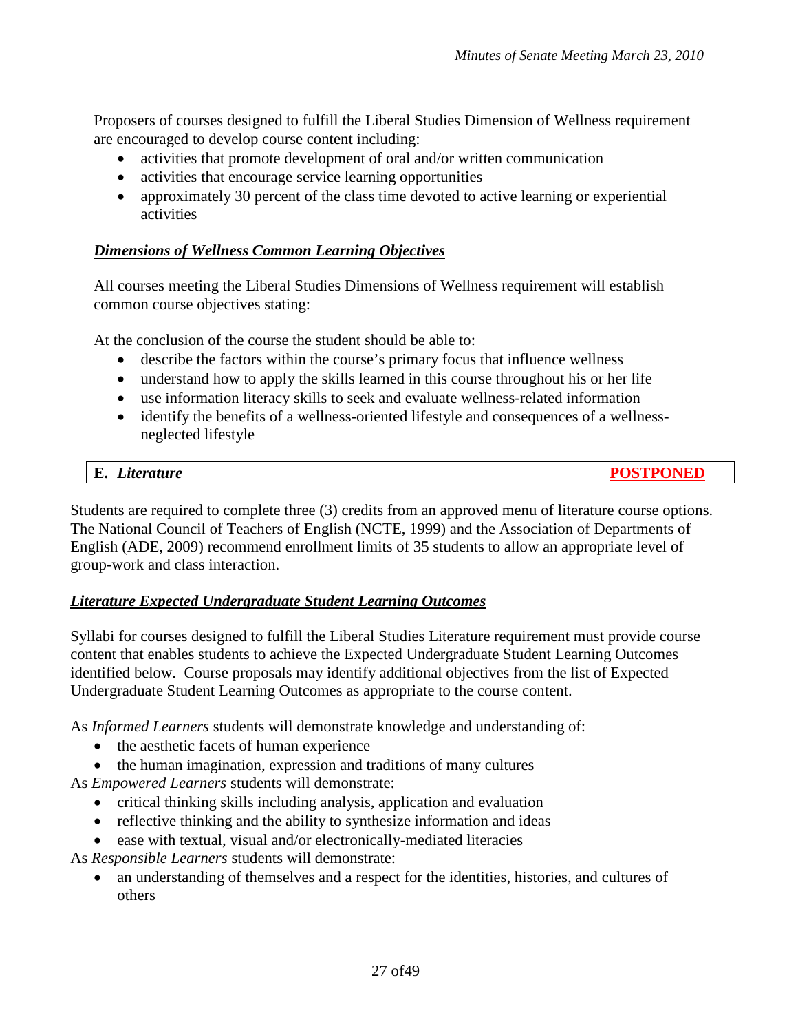Proposers of courses designed to fulfill the Liberal Studies Dimension of Wellness requirement are encouraged to develop course content including:

- activities that promote development of oral and/or written communication
- activities that encourage service learning opportunities
- approximately 30 percent of the class time devoted to active learning or experiential activities

***Dimensions of Wellness Common Learning Objectives***

All courses meeting the Liberal Studies Dimensions of Wellness requirement will establish common course objectives stating:

At the conclusion of the course the student should be able to:

- describe the factors within the course's primary focus that influence wellness
- understand how to apply the skills learned in this course throughout his or her life
- use information literacy skills to seek and evaluate wellness-related information
- identify the benefits of a wellness-oriented lifestyle and consequences of a wellness-neglected lifestyle

| **E. *Literature*** | **POSTPONED** |
|---|---|

Students are required to complete three (3) credits from an approved menu of literature course options. The National Council of Teachers of English (NCTE, 1999) and the Association of Departments of English (ADE, 2009) recommend enrollment limits of 35 students to allow an appropriate level of group-work and class interaction.

***Literature Expected Undergraduate Student Learning Outcomes***

Syllabi for courses designed to fulfill the Liberal Studies Literature requirement must provide course content that enables students to achieve the Expected Undergraduate Student Learning Outcomes identified below. Course proposals may identify additional objectives from the list of Expected Undergraduate Student Learning Outcomes as appropriate to the course content.

As *Informed Learners* students will demonstrate knowledge and understanding of:

- the aesthetic facets of human experience
- the human imagination, expression and traditions of many cultures

As *Empowered Learners* students will demonstrate:

- critical thinking skills including analysis, application and evaluation
- reflective thinking and the ability to synthesize information and ideas
- ease with textual, visual and/or electronically-mediated literacies

As *Responsible Learners* students will demonstrate:

- an understanding of themselves and a respect for the identities, histories, and cultures of others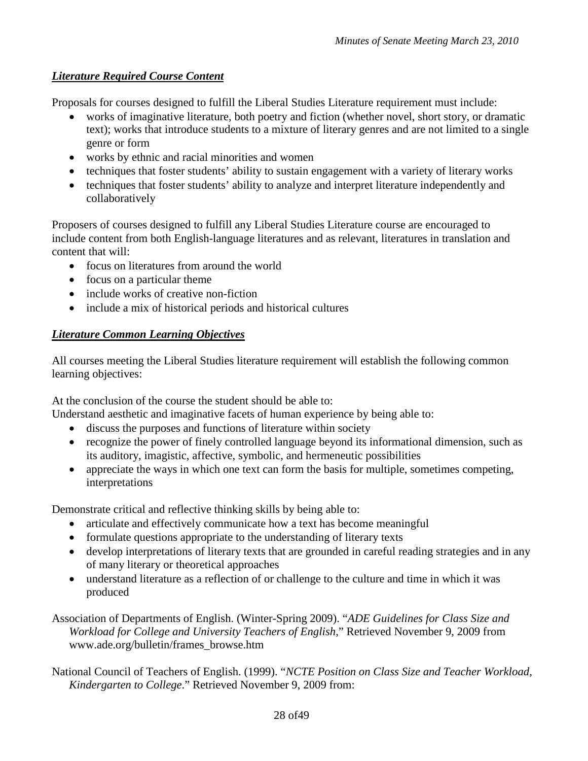***Literature Required Course Content***

Proposals for courses designed to fulfill the Liberal Studies Literature requirement must include:

- works of imaginative literature, both poetry and fiction (whether novel, short story, or dramatic text); works that introduce students to a mixture of literary genres and are not limited to a single genre or form
- works by ethnic and racial minorities and women
- techniques that foster students' ability to sustain engagement with a variety of literary works
- techniques that foster students' ability to analyze and interpret literature independently and collaboratively

Proposers of courses designed to fulfill any Liberal Studies Literature course are encouraged to include content from both English-language literatures and as relevant, literatures in translation and content that will:

- focus on literatures from around the world
- focus on a particular theme
- include works of creative non-fiction
- include a mix of historical periods and historical cultures

***Literature Common Learning Objectives***

All courses meeting the Liberal Studies literature requirement will establish the following common learning objectives:

At the conclusion of the course the student should be able to:
Understand aesthetic and imaginative facets of human experience by being able to:

- discuss the purposes and functions of literature within society
- recognize the power of finely controlled language beyond its informational dimension, such as its auditory, imagistic, affective, symbolic, and hermeneutic possibilities
- appreciate the ways in which one text can form the basis for multiple, sometimes competing, interpretations

Demonstrate critical and reflective thinking skills by being able to:

- articulate and effectively communicate how a text has become meaningful
- formulate questions appropriate to the understanding of literary texts
- develop interpretations of literary texts that are grounded in careful reading strategies and in any of many literary or theoretical approaches
- understand literature as a reflection of or challenge to the culture and time in which it was produced

Association of Departments of English. (Winter-Spring 2009). "*ADE Guidelines for Class Size and Workload for College and University Teachers of English*," Retrieved November 9, 2009 from www.ade.org/bulletin/frames_browse.htm

National Council of Teachers of English. (1999). "*NCTE Position on Class Size and Teacher Workload, Kindergarten to College*." Retrieved November 9, 2009 from: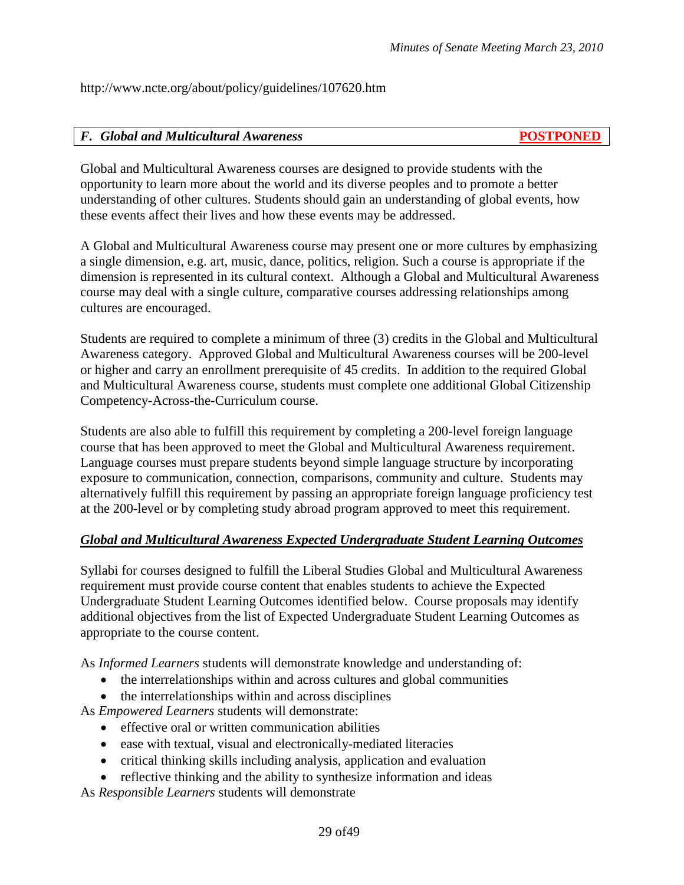http://www.ncte.org/about/policy/guidelines/107620.htm

### *F. Global and Multicultural Awareness* **POSTPONED**

Global and Multicultural Awareness courses are designed to provide students with the opportunity to learn more about the world and its diverse peoples and to promote a better understanding of other cultures. Students should gain an understanding of global events, how these events affect their lives and how these events may be addressed.

A Global and Multicultural Awareness course may present one or more cultures by emphasizing a single dimension, e.g. art, music, dance, politics, religion. Such a course is appropriate if the dimension is represented in its cultural context. Although a Global and Multicultural Awareness course may deal with a single culture, comparative courses addressing relationships among cultures are encouraged.

Students are required to complete a minimum of three (3) credits in the Global and Multicultural Awareness category. Approved Global and Multicultural Awareness courses will be 200-level or higher and carry an enrollment prerequisite of 45 credits. In addition to the required Global and Multicultural Awareness course, students must complete one additional Global Citizenship Competency-Across-the-Curriculum course.

Students are also able to fulfill this requirement by completing a 200-level foreign language course that has been approved to meet the Global and Multicultural Awareness requirement. Language courses must prepare students beyond simple language structure by incorporating exposure to communication, connection, comparisons, community and culture. Students may alternatively fulfill this requirement by passing an appropriate foreign language proficiency test at the 200-level or by completing study abroad program approved to meet this requirement.

***Global and Multicultural Awareness Expected Undergraduate Student Learning Outcomes***

Syllabi for courses designed to fulfill the Liberal Studies Global and Multicultural Awareness requirement must provide course content that enables students to achieve the Expected Undergraduate Student Learning Outcomes identified below. Course proposals may identify additional objectives from the list of Expected Undergraduate Student Learning Outcomes as appropriate to the course content.

As *Informed Learners* students will demonstrate knowledge and understanding of:

- the interrelationships within and across cultures and global communities
- the interrelationships within and across disciplines

As *Empowered Learners* students will demonstrate:

- effective oral or written communication abilities
- ease with textual, visual and electronically-mediated literacies
- critical thinking skills including analysis, application and evaluation
- reflective thinking and the ability to synthesize information and ideas

As *Responsible Learners* students will demonstrate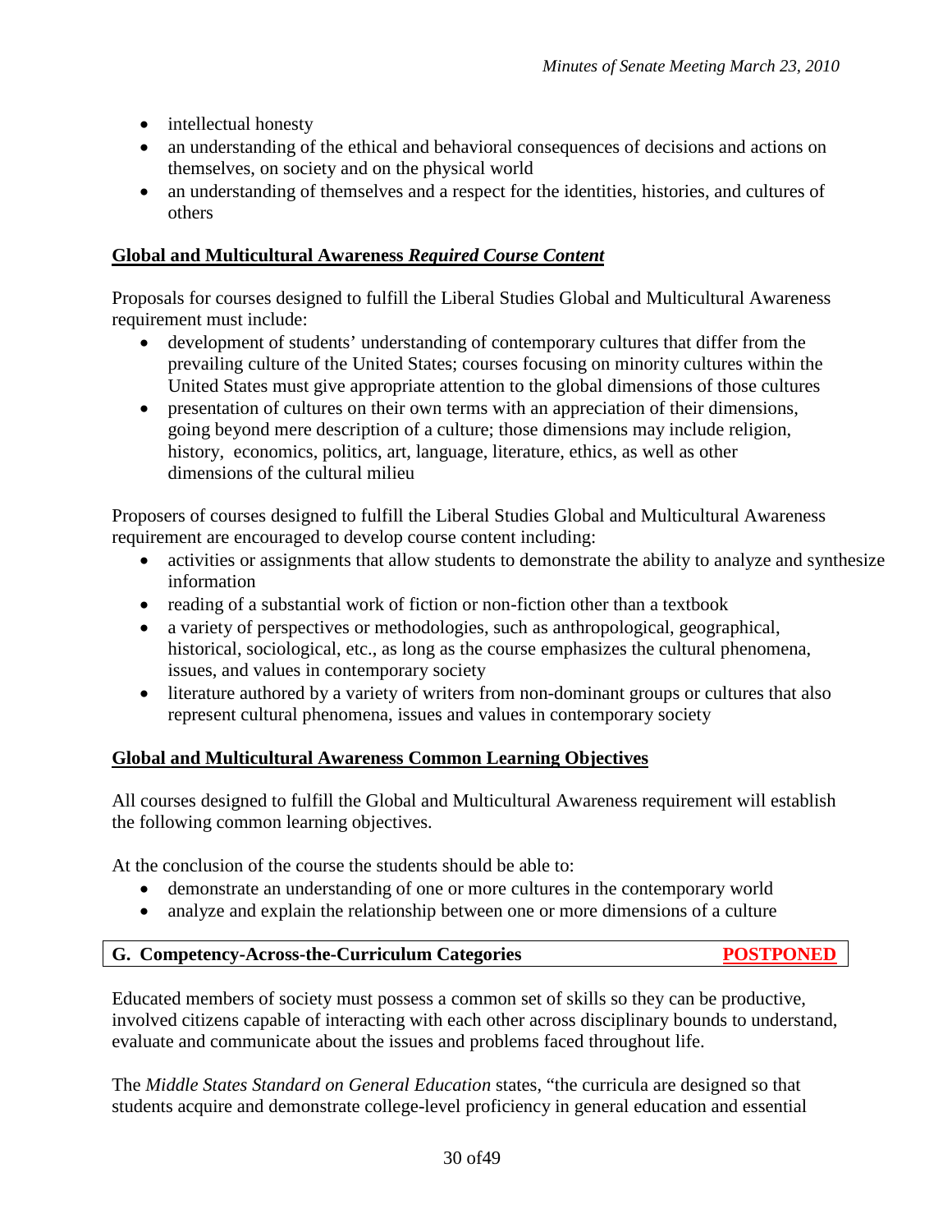- intellectual honesty
- an understanding of the ethical and behavioral consequences of decisions and actions on themselves, on society and on the physical world
- an understanding of themselves and a respect for the identities, histories, and cultures of others

**Global and Multicultural Awareness *Required Course Content***

Proposals for courses designed to fulfill the Liberal Studies Global and Multicultural Awareness requirement must include:

- development of students' understanding of contemporary cultures that differ from the prevailing culture of the United States; courses focusing on minority cultures within the United States must give appropriate attention to the global dimensions of those cultures
- presentation of cultures on their own terms with an appreciation of their dimensions, going beyond mere description of a culture; those dimensions may include religion, history, economics, politics, art, language, literature, ethics, as well as other dimensions of the cultural milieu

Proposers of courses designed to fulfill the Liberal Studies Global and Multicultural Awareness requirement are encouraged to develop course content including:

- activities or assignments that allow students to demonstrate the ability to analyze and synthesize information
- reading of a substantial work of fiction or non-fiction other than a textbook
- a variety of perspectives or methodologies, such as anthropological, geographical, historical, sociological, etc., as long as the course emphasizes the cultural phenomena, issues, and values in contemporary society
- literature authored by a variety of writers from non-dominant groups or cultures that also represent cultural phenomena, issues and values in contemporary society

**Global and Multicultural Awareness Common Learning Objectives**

All courses designed to fulfill the Global and Multicultural Awareness requirement will establish the following common learning objectives.

At the conclusion of the course the students should be able to:

- demonstrate an understanding of one or more cultures in the contemporary world
- analyze and explain the relationship between one or more dimensions of a culture

**G. Competency-Across-the-Curriculum Categories** **POSTPONED**

Educated members of society must possess a common set of skills so they can be productive, involved citizens capable of interacting with each other across disciplinary bounds to understand, evaluate and communicate about the issues and problems faced throughout life.

The *Middle States Standard on General Education* states, "the curricula are designed so that students acquire and demonstrate college-level proficiency in general education and essential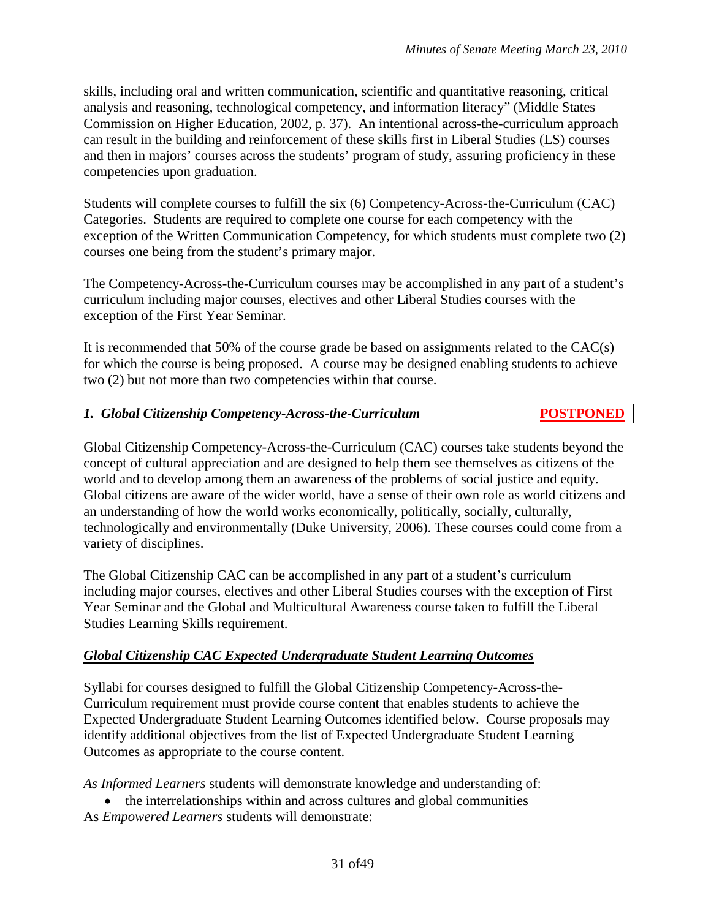skills, including oral and written communication, scientific and quantitative reasoning, critical analysis and reasoning, technological competency, and information literacy" (Middle States Commission on Higher Education, 2002, p. 37). An intentional across-the-curriculum approach can result in the building and reinforcement of these skills first in Liberal Studies (LS) courses and then in majors' courses across the students' program of study, assuring proficiency in these competencies upon graduation.

Students will complete courses to fulfill the six (6) Competency-Across-the-Curriculum (CAC) Categories. Students are required to complete one course for each competency with the exception of the Written Communication Competency, for which students must complete two (2) courses one being from the student's primary major.

The Competency-Across-the-Curriculum courses may be accomplished in any part of a student's curriculum including major courses, electives and other Liberal Studies courses with the exception of the First Year Seminar.

It is recommended that 50% of the course grade be based on assignments related to the CAC(s) for which the course is being proposed. A course may be designed enabling students to achieve two (2) but not more than two competencies within that course.

### *1. Global Citizenship Competency-Across-the-Curriculum* **POSTPONED**

Global Citizenship Competency-Across-the-Curriculum (CAC) courses take students beyond the concept of cultural appreciation and are designed to help them see themselves as citizens of the world and to develop among them an awareness of the problems of social justice and equity. Global citizens are aware of the wider world, have a sense of their own role as world citizens and an understanding of how the world works economically, politically, socially, culturally, technologically and environmentally (Duke University, 2006). These courses could come from a variety of disciplines.

The Global Citizenship CAC can be accomplished in any part of a student's curriculum including major courses, electives and other Liberal Studies courses with the exception of First Year Seminar and the Global and Multicultural Awareness course taken to fulfill the Liberal Studies Learning Skills requirement.

#### ***Global Citizenship CAC Expected Undergraduate Student Learning Outcomes***

Syllabi for courses designed to fulfill the Global Citizenship Competency-Across-the-Curriculum requirement must provide course content that enables students to achieve the Expected Undergraduate Student Learning Outcomes identified below. Course proposals may identify additional objectives from the list of Expected Undergraduate Student Learning Outcomes as appropriate to the course content.

*As Informed Learners* students will demonstrate knowledge and understanding of:

- the interrelationships within and across cultures and global communities

As *Empowered Learners* students will demonstrate: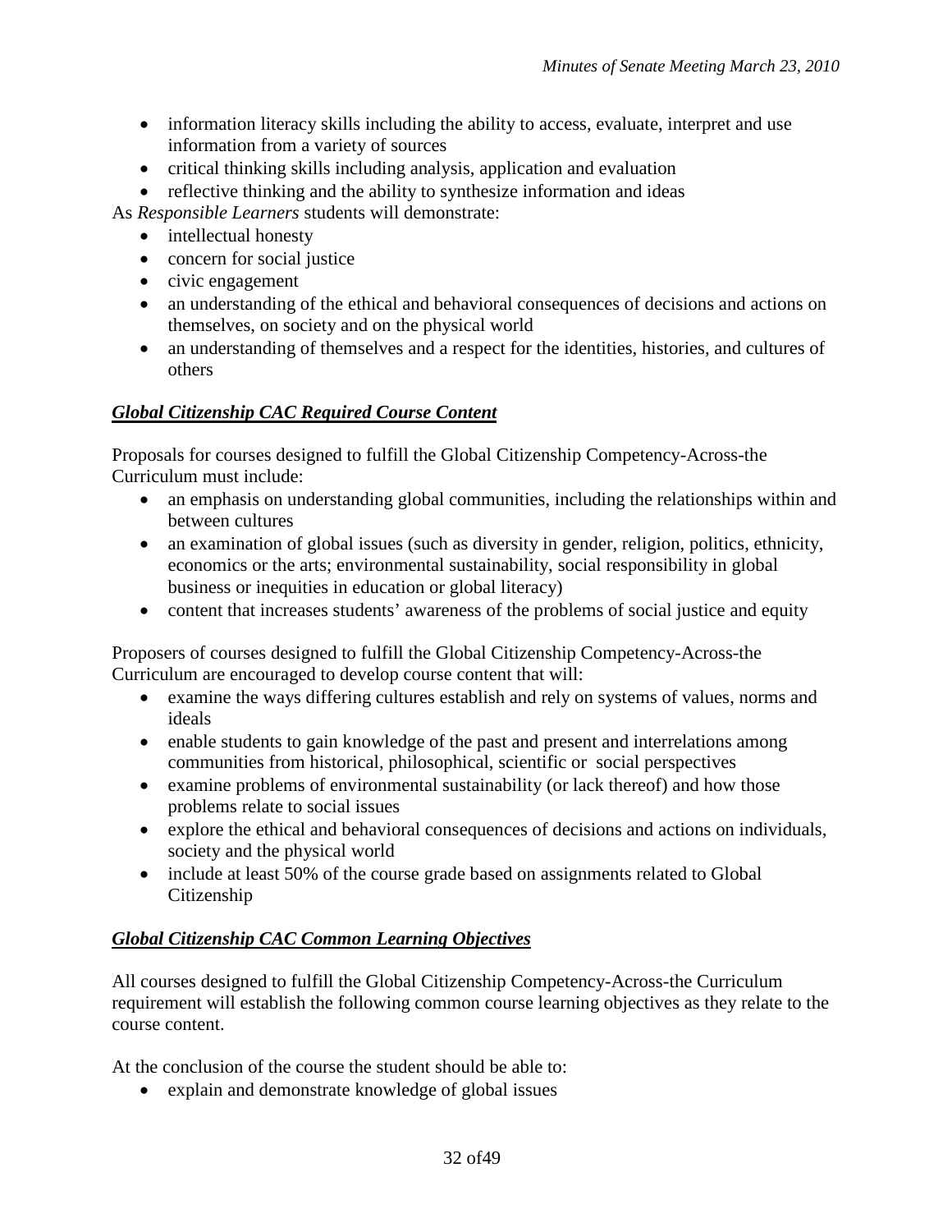- information literacy skills including the ability to access, evaluate, interpret and use information from a variety of sources
- critical thinking skills including analysis, application and evaluation
- reflective thinking and the ability to synthesize information and ideas

As *Responsible Learners* students will demonstrate:

- intellectual honesty
- concern for social justice
- civic engagement
- an understanding of the ethical and behavioral consequences of decisions and actions on themselves, on society and on the physical world
- an understanding of themselves and a respect for the identities, histories, and cultures of others

***Global Citizenship CAC Required Course Content***

Proposals for courses designed to fulfill the Global Citizenship Competency-Across-the Curriculum must include:

- an emphasis on understanding global communities, including the relationships within and between cultures
- an examination of global issues (such as diversity in gender, religion, politics, ethnicity, economics or the arts; environmental sustainability, social responsibility in global business or inequities in education or global literacy)
- content that increases students' awareness of the problems of social justice and equity

Proposers of courses designed to fulfill the Global Citizenship Competency-Across-the Curriculum are encouraged to develop course content that will:

- examine the ways differing cultures establish and rely on systems of values, norms and ideals
- enable students to gain knowledge of the past and present and interrelations among communities from historical, philosophical, scientific or social perspectives
- examine problems of environmental sustainability (or lack thereof) and how those problems relate to social issues
- explore the ethical and behavioral consequences of decisions and actions on individuals, society and the physical world
- include at least 50% of the course grade based on assignments related to Global Citizenship

***Global Citizenship CAC Common Learning Objectives***

All courses designed to fulfill the Global Citizenship Competency-Across-the Curriculum requirement will establish the following common course learning objectives as they relate to the course content.

At the conclusion of the course the student should be able to:

- explain and demonstrate knowledge of global issues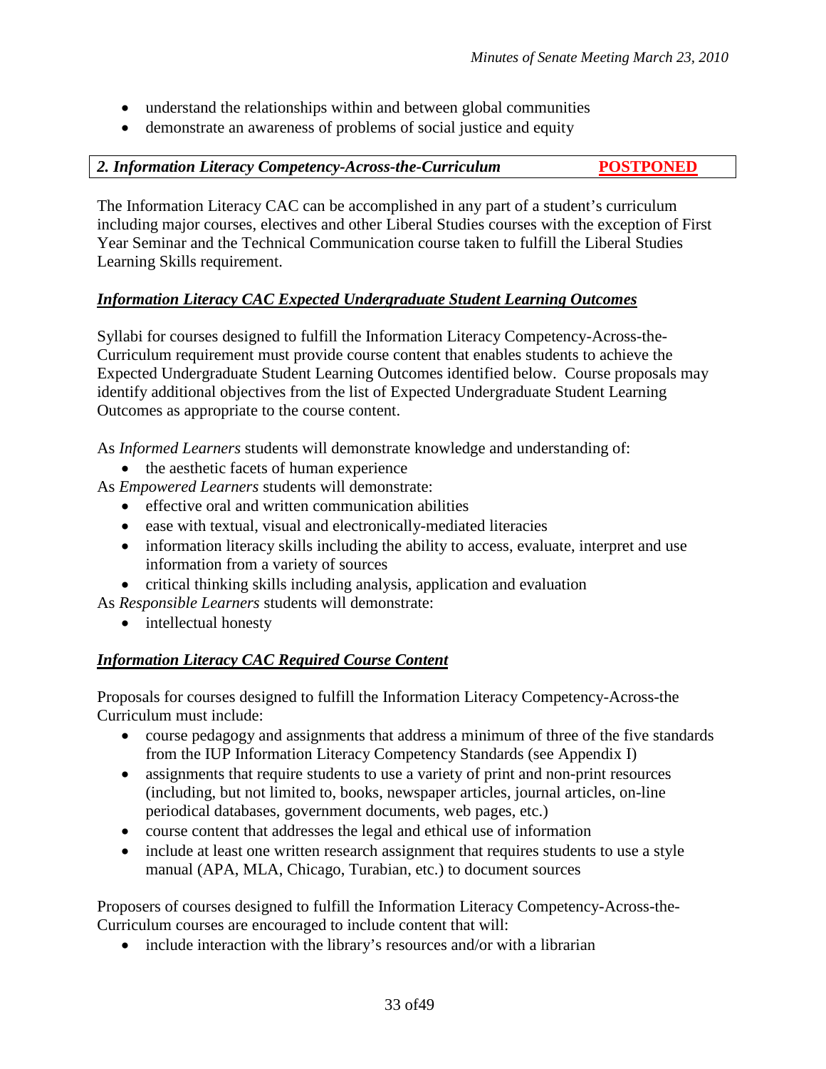- understand the relationships within and between global communities
- demonstrate an awareness of problems of social justice and equity

| ***2. Information Literacy Competency-Across-the-Curriculum*** | **POSTPONED** |
|---|---|

The Information Literacy CAC can be accomplished in any part of a student's curriculum including major courses, electives and other Liberal Studies courses with the exception of First Year Seminar and the Technical Communication course taken to fulfill the Liberal Studies Learning Skills requirement.

***Information Literacy CAC Expected Undergraduate Student Learning Outcomes***

Syllabi for courses designed to fulfill the Information Literacy Competency-Across-the-Curriculum requirement must provide course content that enables students to achieve the Expected Undergraduate Student Learning Outcomes identified below. Course proposals may identify additional objectives from the list of Expected Undergraduate Student Learning Outcomes as appropriate to the course content.

As *Informed Learners* students will demonstrate knowledge and understanding of:

- the aesthetic facets of human experience

As *Empowered Learners* students will demonstrate:

- effective oral and written communication abilities
- ease with textual, visual and electronically-mediated literacies
- information literacy skills including the ability to access, evaluate, interpret and use information from a variety of sources
- critical thinking skills including analysis, application and evaluation

As *Responsible Learners* students will demonstrate:

- intellectual honesty

***Information Literacy CAC Required Course Content***

Proposals for courses designed to fulfill the Information Literacy Competency-Across-the Curriculum must include:

- course pedagogy and assignments that address a minimum of three of the five standards from the IUP Information Literacy Competency Standards (see Appendix I)
- assignments that require students to use a variety of print and non-print resources (including, but not limited to, books, newspaper articles, journal articles, on-line periodical databases, government documents, web pages, etc.)
- course content that addresses the legal and ethical use of information
- include at least one written research assignment that requires students to use a style manual (APA, MLA, Chicago, Turabian, etc.) to document sources

Proposers of courses designed to fulfill the Information Literacy Competency-Across-the-Curriculum courses are encouraged to include content that will:

- include interaction with the library's resources and/or with a librarian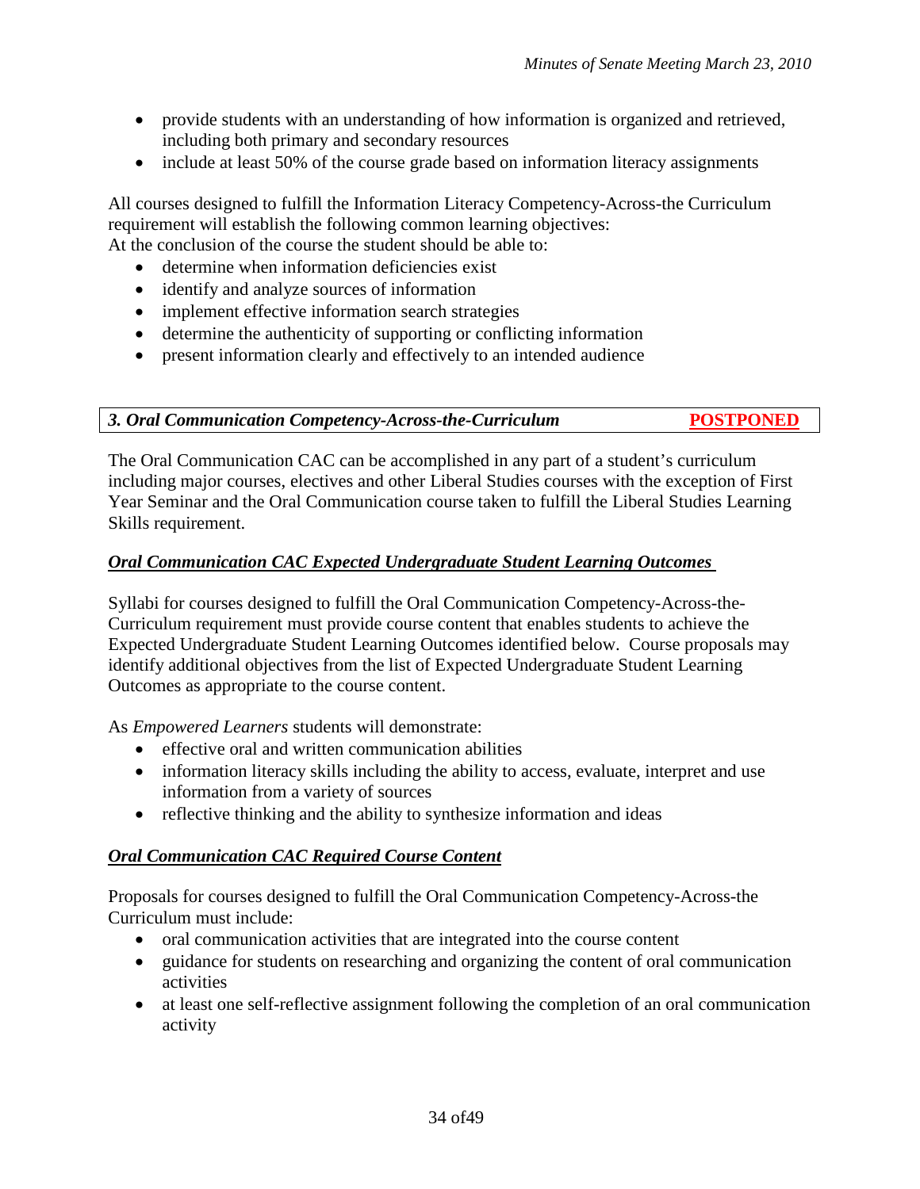- provide students with an understanding of how information is organized and retrieved, including both primary and secondary resources
- include at least 50% of the course grade based on information literacy assignments

All courses designed to fulfill the Information Literacy Competency-Across-the Curriculum requirement will establish the following common learning objectives:
At the conclusion of the course the student should be able to:

- determine when information deficiencies exist
- identify and analyze sources of information
- implement effective information search strategies
- determine the authenticity of supporting or conflicting information
- present information clearly and effectively to an intended audience

| ***3. Oral Communication Competency-Across-the-Curriculum*** | **POSTPONED** |
| --- | --- |

The Oral Communication CAC can be accomplished in any part of a student's curriculum including major courses, electives and other Liberal Studies courses with the exception of First Year Seminar and the Oral Communication course taken to fulfill the Liberal Studies Learning Skills requirement.

***Oral Communication CAC Expected Undergraduate Student Learning Outcomes***

Syllabi for courses designed to fulfill the Oral Communication Competency-Across-the-Curriculum requirement must provide course content that enables students to achieve the Expected Undergraduate Student Learning Outcomes identified below. Course proposals may identify additional objectives from the list of Expected Undergraduate Student Learning Outcomes as appropriate to the course content.

As *Empowered Learners* students will demonstrate:

- effective oral and written communication abilities
- information literacy skills including the ability to access, evaluate, interpret and use information from a variety of sources
- reflective thinking and the ability to synthesize information and ideas

***Oral Communication CAC Required Course Content***

Proposals for courses designed to fulfill the Oral Communication Competency-Across-the Curriculum must include:

- oral communication activities that are integrated into the course content
- guidance for students on researching and organizing the content of oral communication activities
- at least one self-reflective assignment following the completion of an oral communication activity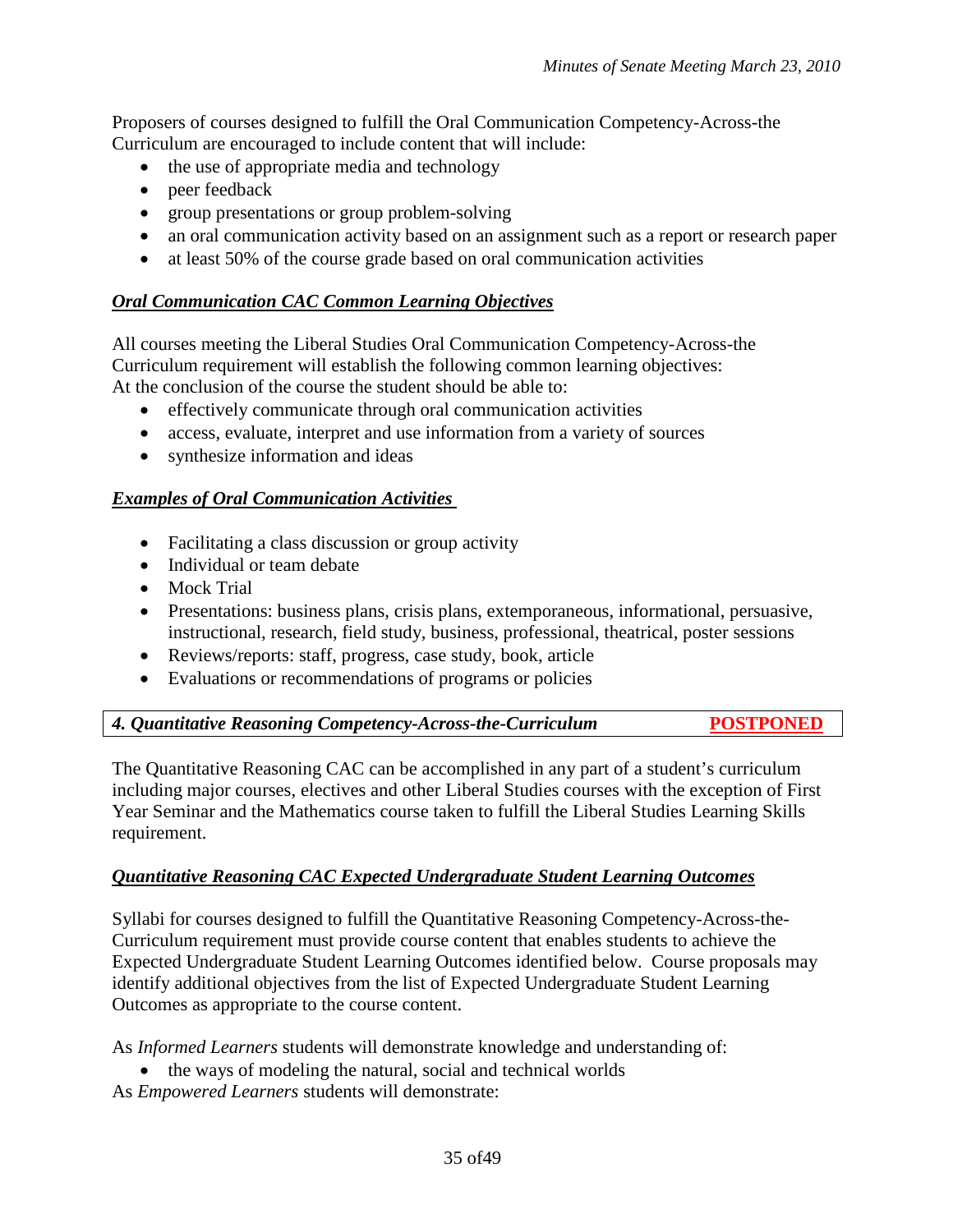Proposers of courses designed to fulfill the Oral Communication Competency-Across-the Curriculum are encouraged to include content that will include:

- the use of appropriate media and technology
- peer feedback
- group presentations or group problem-solving
- an oral communication activity based on an assignment such as a report or research paper
- at least 50% of the course grade based on oral communication activities

***Oral Communication CAC Common Learning Objectives***

All courses meeting the Liberal Studies Oral Communication Competency-Across-the Curriculum requirement will establish the following common learning objectives:
At the conclusion of the course the student should be able to:

- effectively communicate through oral communication activities
- access, evaluate, interpret and use information from a variety of sources
- synthesize information and ideas

***Examples of Oral Communication Activities***

- Facilitating a class discussion or group activity
- Individual or team debate
- Mock Trial
- Presentations: business plans, crisis plans, extemporaneous, informational, persuasive, instructional, research, field study, business, professional, theatrical, poster sessions
- Reviews/reports: staff, progress, case study, book, article
- Evaluations or recommendations of programs or policies

| ***4. Quantitative Reasoning Competency-Across-the-Curriculum*** | **POSTPONED** |
|---|---|

The Quantitative Reasoning CAC can be accomplished in any part of a student's curriculum including major courses, electives and other Liberal Studies courses with the exception of First Year Seminar and the Mathematics course taken to fulfill the Liberal Studies Learning Skills requirement.

***Quantitative Reasoning CAC Expected Undergraduate Student Learning Outcomes***

Syllabi for courses designed to fulfill the Quantitative Reasoning Competency-Across-the-Curriculum requirement must provide course content that enables students to achieve the Expected Undergraduate Student Learning Outcomes identified below. Course proposals may identify additional objectives from the list of Expected Undergraduate Student Learning Outcomes as appropriate to the course content.

As *Informed Learners* students will demonstrate knowledge and understanding of:

- the ways of modeling the natural, social and technical worlds

As *Empowered Learners* students will demonstrate: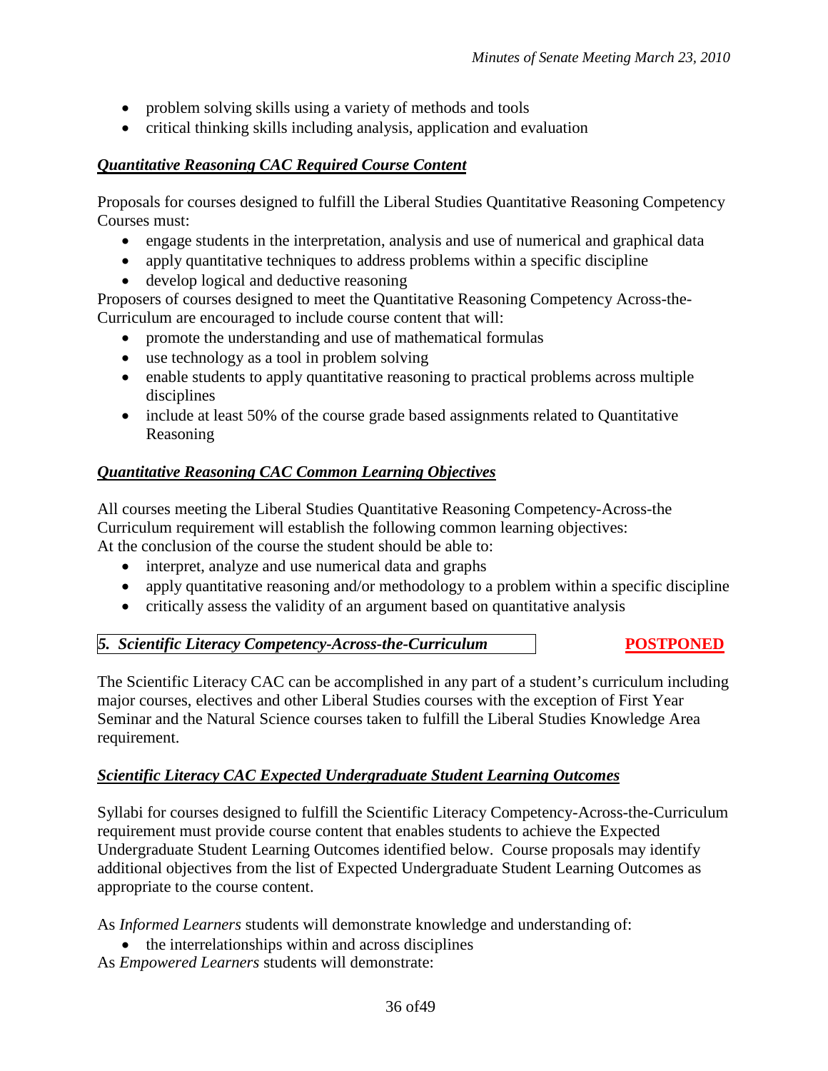- problem solving skills using a variety of methods and tools
- critical thinking skills including analysis, application and evaluation

***Quantitative Reasoning CAC Required Course Content***

Proposals for courses designed to fulfill the Liberal Studies Quantitative Reasoning Competency Courses must:

- engage students in the interpretation, analysis and use of numerical and graphical data
- apply quantitative techniques to address problems within a specific discipline
- develop logical and deductive reasoning

Proposers of courses designed to meet the Quantitative Reasoning Competency Across-the-Curriculum are encouraged to include course content that will:

- promote the understanding and use of mathematical formulas
- use technology as a tool in problem solving
- enable students to apply quantitative reasoning to practical problems across multiple disciplines
- include at least 50% of the course grade based assignments related to Quantitative Reasoning

***Quantitative Reasoning CAC Common Learning Objectives***

All courses meeting the Liberal Studies Quantitative Reasoning Competency-Across-the Curriculum requirement will establish the following common learning objectives:
At the conclusion of the course the student should be able to:

- interpret, analyze and use numerical data and graphs
- apply quantitative reasoning and/or methodology to a problem within a specific discipline
- critically assess the validity of an argument based on quantitative analysis

***5. Scientific Literacy Competency-Across-the-Curriculum*** **POSTPONED**

The Scientific Literacy CAC can be accomplished in any part of a student's curriculum including major courses, electives and other Liberal Studies courses with the exception of First Year Seminar and the Natural Science courses taken to fulfill the Liberal Studies Knowledge Area requirement.

***Scientific Literacy CAC Expected Undergraduate Student Learning Outcomes***

Syllabi for courses designed to fulfill the Scientific Literacy Competency-Across-the-Curriculum requirement must provide course content that enables students to achieve the Expected Undergraduate Student Learning Outcomes identified below. Course proposals may identify additional objectives from the list of Expected Undergraduate Student Learning Outcomes as appropriate to the course content.

As *Informed Learners* students will demonstrate knowledge and understanding of:

- the interrelationships within and across disciplines

As *Empowered Learners* students will demonstrate: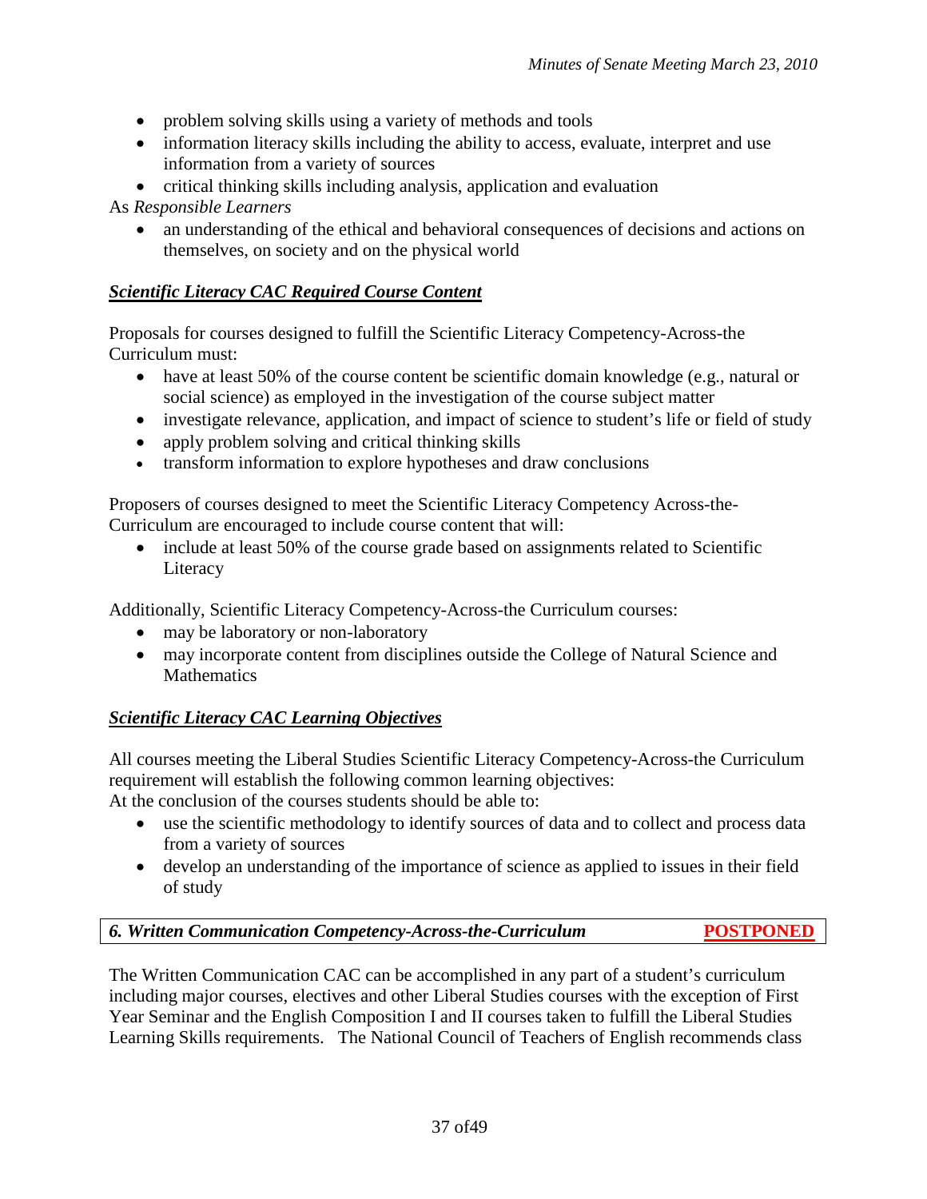- problem solving skills using a variety of methods and tools
- information literacy skills including the ability to access, evaluate, interpret and use information from a variety of sources
- critical thinking skills including analysis, application and evaluation

As *Responsible Learners*

- an understanding of the ethical and behavioral consequences of decisions and actions on themselves, on society and on the physical world

***Scientific Literacy CAC Required Course Content***

Proposals for courses designed to fulfill the Scientific Literacy Competency-Across-the Curriculum must:

- have at least 50% of the course content be scientific domain knowledge (e.g., natural or social science) as employed in the investigation of the course subject matter
- investigate relevance, application, and impact of science to student's life or field of study
- apply problem solving and critical thinking skills
- transform information to explore hypotheses and draw conclusions

Proposers of courses designed to meet the Scientific Literacy Competency Across-the-Curriculum are encouraged to include course content that will:

- include at least 50% of the course grade based on assignments related to Scientific Literacy

Additionally, Scientific Literacy Competency-Across-the Curriculum courses:

- may be laboratory or non-laboratory
- may incorporate content from disciplines outside the College of Natural Science and Mathematics

***Scientific Literacy CAC Learning Objectives***

All courses meeting the Liberal Studies Scientific Literacy Competency-Across-the Curriculum requirement will establish the following common learning objectives:
At the conclusion of the courses students should be able to:

- use the scientific methodology to identify sources of data and to collect and process data from a variety of sources
- develop an understanding of the importance of science as applied to issues in their field of study

| *6. Written Communication Competency-Across-the-Curriculum* | **POSTPONED** |
|---|---|

The Written Communication CAC can be accomplished in any part of a student's curriculum including major courses, electives and other Liberal Studies courses with the exception of First Year Seminar and the English Composition I and II courses taken to fulfill the Liberal Studies Learning Skills requirements. The National Council of Teachers of English recommends class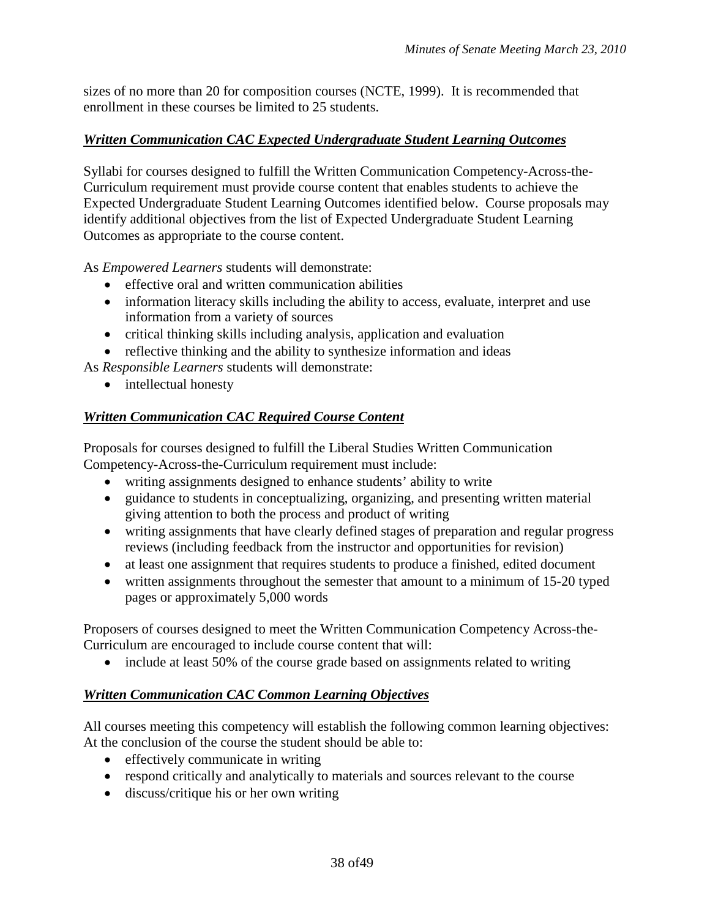sizes of no more than 20 for composition courses (NCTE, 1999). It is recommended that enrollment in these courses be limited to 25 students.

***Written Communication CAC Expected Undergraduate Student Learning Outcomes***

Syllabi for courses designed to fulfill the Written Communication Competency-Across-the-Curriculum requirement must provide course content that enables students to achieve the Expected Undergraduate Student Learning Outcomes identified below. Course proposals may identify additional objectives from the list of Expected Undergraduate Student Learning Outcomes as appropriate to the course content.

As *Empowered Learners* students will demonstrate:

- effective oral and written communication abilities
- information literacy skills including the ability to access, evaluate, interpret and use information from a variety of sources
- critical thinking skills including analysis, application and evaluation
- reflective thinking and the ability to synthesize information and ideas

As *Responsible Learners* students will demonstrate:

- intellectual honesty

***Written Communication CAC Required Course Content***

Proposals for courses designed to fulfill the Liberal Studies Written Communication Competency-Across-the-Curriculum requirement must include:

- writing assignments designed to enhance students' ability to write
- guidance to students in conceptualizing, organizing, and presenting written material giving attention to both the process and product of writing
- writing assignments that have clearly defined stages of preparation and regular progress reviews (including feedback from the instructor and opportunities for revision)
- at least one assignment that requires students to produce a finished, edited document
- written assignments throughout the semester that amount to a minimum of 15-20 typed pages or approximately 5,000 words

Proposers of courses designed to meet the Written Communication Competency Across-the-Curriculum are encouraged to include course content that will:

- include at least 50% of the course grade based on assignments related to writing

***Written Communication CAC Common Learning Objectives***

All courses meeting this competency will establish the following common learning objectives: At the conclusion of the course the student should be able to:

- effectively communicate in writing
- respond critically and analytically to materials and sources relevant to the course
- discuss/critique his or her own writing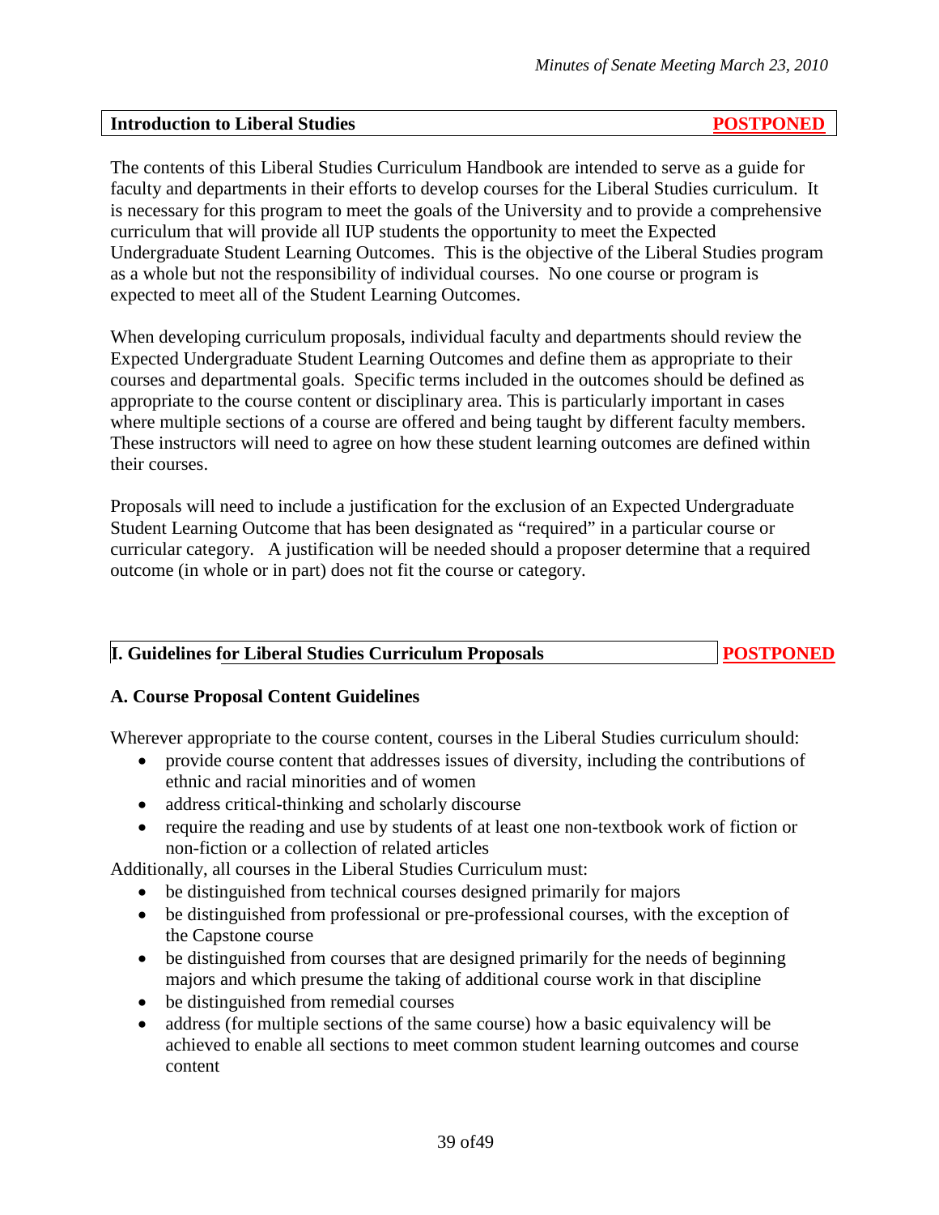## Introduction to Liberal Studies **POSTPONED**

The contents of this Liberal Studies Curriculum Handbook are intended to serve as a guide for faculty and departments in their efforts to develop courses for the Liberal Studies curriculum. It is necessary for this program to meet the goals of the University and to provide a comprehensive curriculum that will provide all IUP students the opportunity to meet the Expected Undergraduate Student Learning Outcomes. This is the objective of the Liberal Studies program as a whole but not the responsibility of individual courses. No one course or program is expected to meet all of the Student Learning Outcomes.

When developing curriculum proposals, individual faculty and departments should review the Expected Undergraduate Student Learning Outcomes and define them as appropriate to their courses and departmental goals. Specific terms included in the outcomes should be defined as appropriate to the course content or disciplinary area. This is particularly important in cases where multiple sections of a course are offered and being taught by different faculty members. These instructors will need to agree on how these student learning outcomes are defined within their courses.

Proposals will need to include a justification for the exclusion of an Expected Undergraduate Student Learning Outcome that has been designated as "required" in a particular course or curricular category. A justification will be needed should a proposer determine that a required outcome (in whole or in part) does not fit the course or category.

## I. Guidelines for Liberal Studies Curriculum Proposals **POSTPONED**

### A. Course Proposal Content Guidelines

Wherever appropriate to the course content, courses in the Liberal Studies curriculum should:

- provide course content that addresses issues of diversity, including the contributions of ethnic and racial minorities and of women
- address critical-thinking and scholarly discourse
- require the reading and use by students of at least one non-textbook work of fiction or non-fiction or a collection of related articles

Additionally, all courses in the Liberal Studies Curriculum must:

- be distinguished from technical courses designed primarily for majors
- be distinguished from professional or pre-professional courses, with the exception of the Capstone course
- be distinguished from courses that are designed primarily for the needs of beginning majors and which presume the taking of additional course work in that discipline
- be distinguished from remedial courses
- address (for multiple sections of the same course) how a basic equivalency will be achieved to enable all sections to meet common student learning outcomes and course content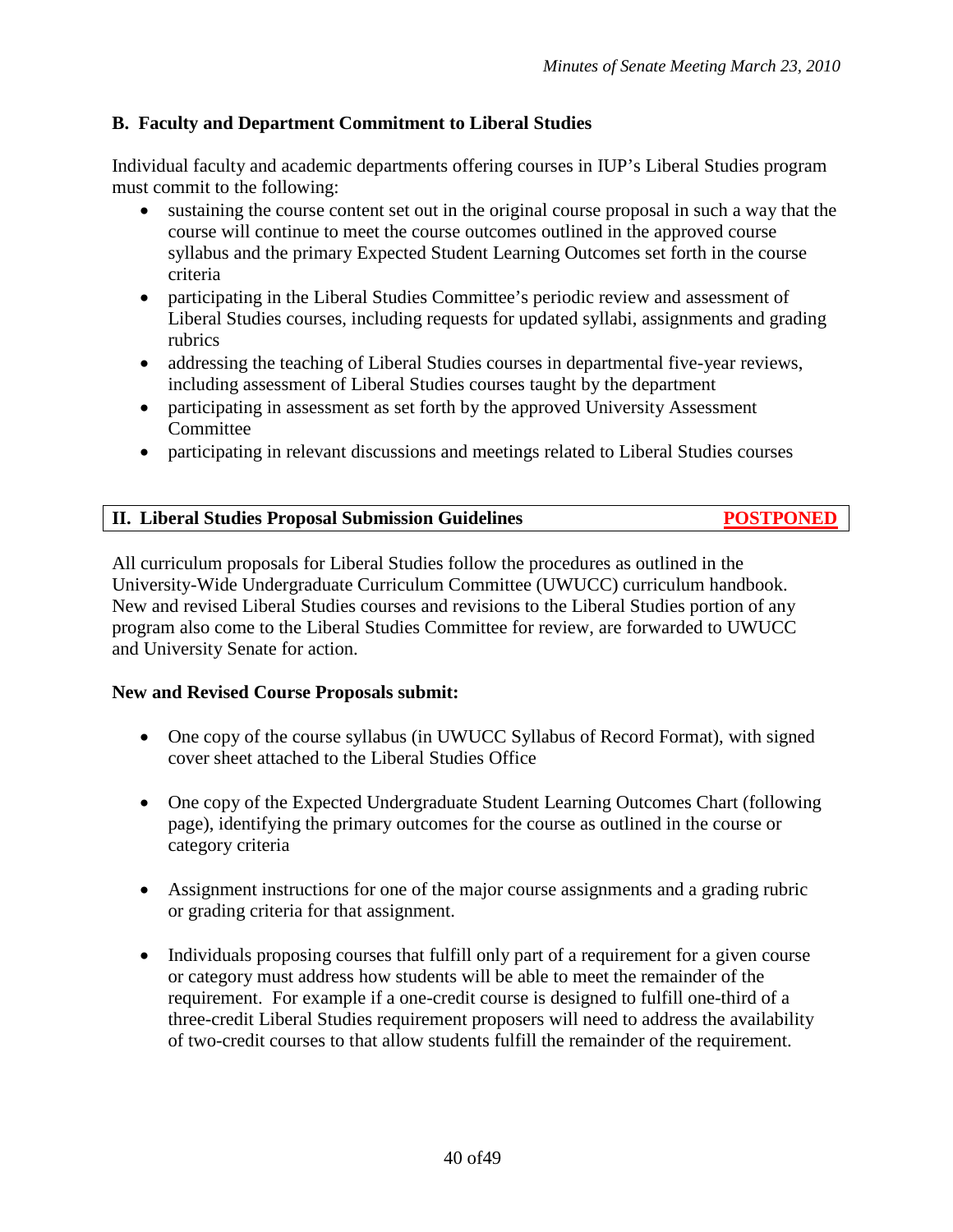### B. Faculty and Department Commitment to Liberal Studies

Individual faculty and academic departments offering courses in IUP's Liberal Studies program must commit to the following:

- sustaining the course content set out in the original course proposal in such a way that the course will continue to meet the course outcomes outlined in the approved course syllabus and the primary Expected Student Learning Outcomes set forth in the course criteria
- participating in the Liberal Studies Committee's periodic review and assessment of Liberal Studies courses, including requests for updated syllabi, assignments and grading rubrics
- addressing the teaching of Liberal Studies courses in departmental five-year reviews, including assessment of Liberal Studies courses taught by the department
- participating in assessment as set forth by the approved University Assessment Committee
- participating in relevant discussions and meetings related to Liberal Studies courses

## II. Liberal Studies Proposal Submission Guidelines **POSTPONED**

All curriculum proposals for Liberal Studies follow the procedures as outlined in the University-Wide Undergraduate Curriculum Committee (UWUCC) curriculum handbook. New and revised Liberal Studies courses and revisions to the Liberal Studies portion of any program also come to the Liberal Studies Committee for review, are forwarded to UWUCC and University Senate for action.

**New and Revised Course Proposals submit:**

- One copy of the course syllabus (in UWUCC Syllabus of Record Format), with signed cover sheet attached to the Liberal Studies Office

- One copy of the Expected Undergraduate Student Learning Outcomes Chart (following page), identifying the primary outcomes for the course as outlined in the course or category criteria

- Assignment instructions for one of the major course assignments and a grading rubric or grading criteria for that assignment.

- Individuals proposing courses that fulfill only part of a requirement for a given course or category must address how students will be able to meet the remainder of the requirement. For example if a one-credit course is designed to fulfill one-third of a three-credit Liberal Studies requirement proposers will need to address the availability of two-credit courses to that allow students fulfill the remainder of the requirement.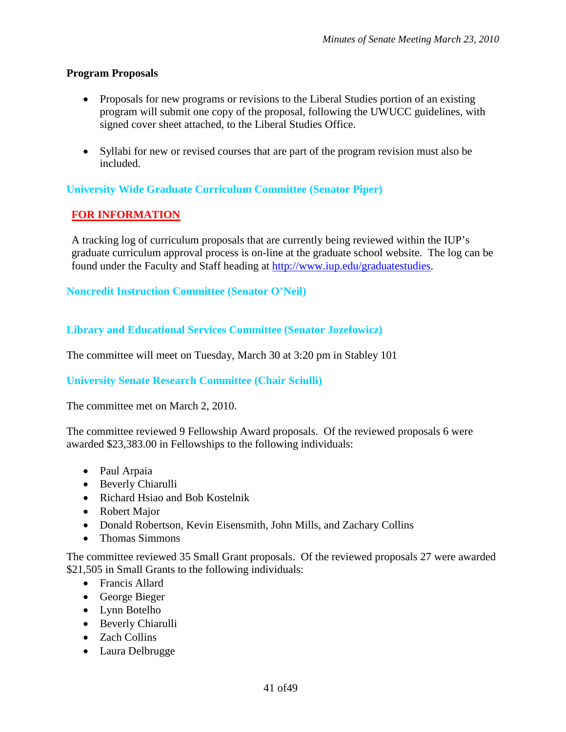### Program Proposals

- Proposals for new programs or revisions to the Liberal Studies portion of an existing program will submit one copy of the proposal, following the UWUCC guidelines, with signed cover sheet attached, to the Liberal Studies Office.

- Syllabi for new or revised courses that are part of the program revision must also be included.

### University Wide Graduate Curriculum Committee (Senator Piper)

**FOR INFORMATION**

A tracking log of curriculum proposals that are currently being reviewed within the IUP's graduate curriculum approval process is on-line at the graduate school website. The log can be found under the Faculty and Staff heading at http://www.iup.edu/graduatestudies.

### Noncredit Instruction Committee (Senator O'Neil)

### Library and Educational Services Committee (Senator Jozefowicz)

The committee will meet on Tuesday, March 30 at 3:20 pm in Stabley 101

### University Senate Research Committee (Chair Sciulli)

The committee met on March 2, 2010.

The committee reviewed 9 Fellowship Award proposals. Of the reviewed proposals 6 were awarded $23,383.00 in Fellowships to the following individuals:

- Paul Arpaia
- Beverly Chiarulli
- Richard Hsiao and Bob Kostelnik
- Robert Major
- Donald Robertson, Kevin Eisensmith, John Mills, and Zachary Collins
- Thomas Simmons

The committee reviewed 35 Small Grant proposals. Of the reviewed proposals 27 were awarded $21,505 in Small Grants to the following individuals:

- Francis Allard
- George Bieger
- Lynn Botelho
- Beverly Chiarulli
- Zach Collins
- Laura Delbrugge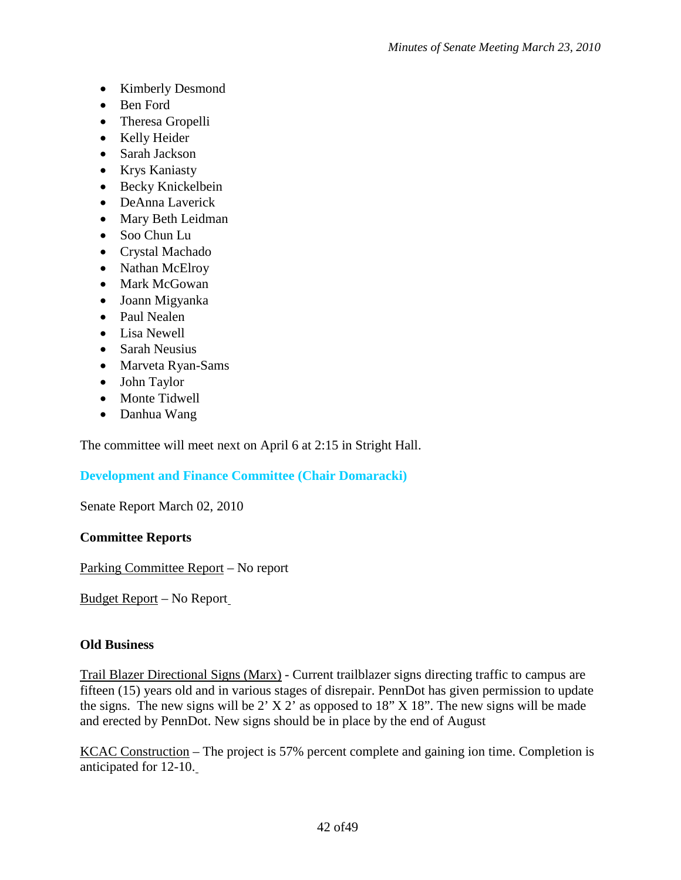- Kimberly Desmond
- Ben Ford
- Theresa Gropelli
- Kelly Heider
- Sarah Jackson
- Krys Kaniasty
- Becky Knickelbein
- DeAnna Laverick
- Mary Beth Leidman
- Soo Chun Lu
- Crystal Machado
- Nathan McElroy
- Mark McGowan
- Joann Migyanka
- Paul Nealen
- Lisa Newell
- Sarah Neusius
- Marveta Ryan-Sams
- John Taylor
- Monte Tidwell
- Danhua Wang

The committee will meet next on April 6 at 2:15 in Stright Hall.

### Development and Finance Committee (Chair Domaracki)

Senate Report March 02, 2010

**Committee Reports**

Parking Committee Report – No report

Budget Report – No Report

**Old Business**

Trail Blazer Directional Signs (Marx) - Current trailblazer signs directing traffic to campus are fifteen (15) years old and in various stages of disrepair. PennDot has given permission to update the signs. The new signs will be 2' X 2' as opposed to 18" X 18". The new signs will be made and erected by PennDot. New signs should be in place by the end of August

KCAC Construction – The project is 57% percent complete and gaining ion time. Completion is anticipated for 12-10.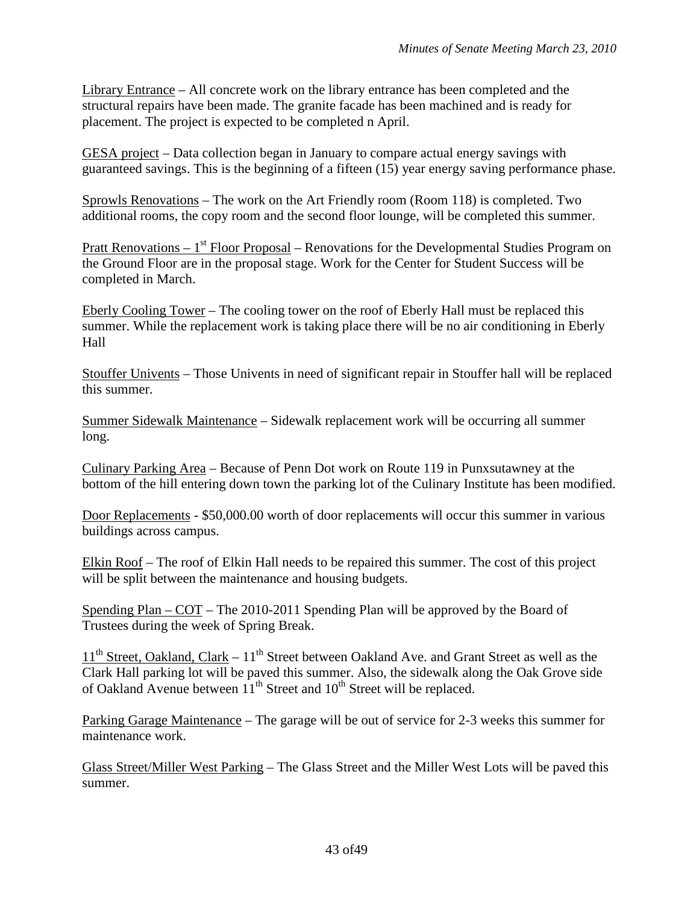<u>Library Entrance</u> – All concrete work on the library entrance has been completed and the structural repairs have been made. The granite facade has been machined and is ready for placement. The project is expected to be completed n April.

<u>GESA project</u> – Data collection began in January to compare actual energy savings with guaranteed savings. This is the beginning of a fifteen (15) year energy saving performance phase.

<u>Sprowls Renovations</u> – The work on the Art Friendly room (Room 118) is completed. Two additional rooms, the copy room and the second floor lounge, will be completed this summer.

<u>Pratt Renovations – 1st Floor Proposal</u> – Renovations for the Developmental Studies Program on the Ground Floor are in the proposal stage. Work for the Center for Student Success will be completed in March.

<u>Eberly Cooling Tower</u> – The cooling tower on the roof of Eberly Hall must be replaced this summer. While the replacement work is taking place there will be no air conditioning in Eberly Hall

<u>Stouffer Univents</u> – Those Univents in need of significant repair in Stouffer hall will be replaced this summer.

<u>Summer Sidewalk Maintenance</u> – Sidewalk replacement work will be occurring all summer long.

<u>Culinary Parking Area</u> – Because of Penn Dot work on Route 119 in Punxsutawney at the bottom of the hill entering down town the parking lot of the Culinary Institute has been modified.

<u>Door Replacements</u> - $50,000.00 worth of door replacements will occur this summer in various buildings across campus.

<u>Elkin Roof</u> – The roof of Elkin Hall needs to be repaired this summer. The cost of this project will be split between the maintenance and housing budgets.

<u>Spending Plan – COT</u> – The 2010-2011 Spending Plan will be approved by the Board of Trustees during the week of Spring Break.

<u>11th Street, Oakland, Clark</u> – 11th Street between Oakland Ave. and Grant Street as well as the Clark Hall parking lot will be paved this summer. Also, the sidewalk along the Oak Grove side of Oakland Avenue between 11th Street and 10th Street will be replaced.

<u>Parking Garage Maintenance</u> – The garage will be out of service for 2-3 weeks this summer for maintenance work.

<u>Glass Street/Miller West Parking</u> – The Glass Street and the Miller West Lots will be paved this summer.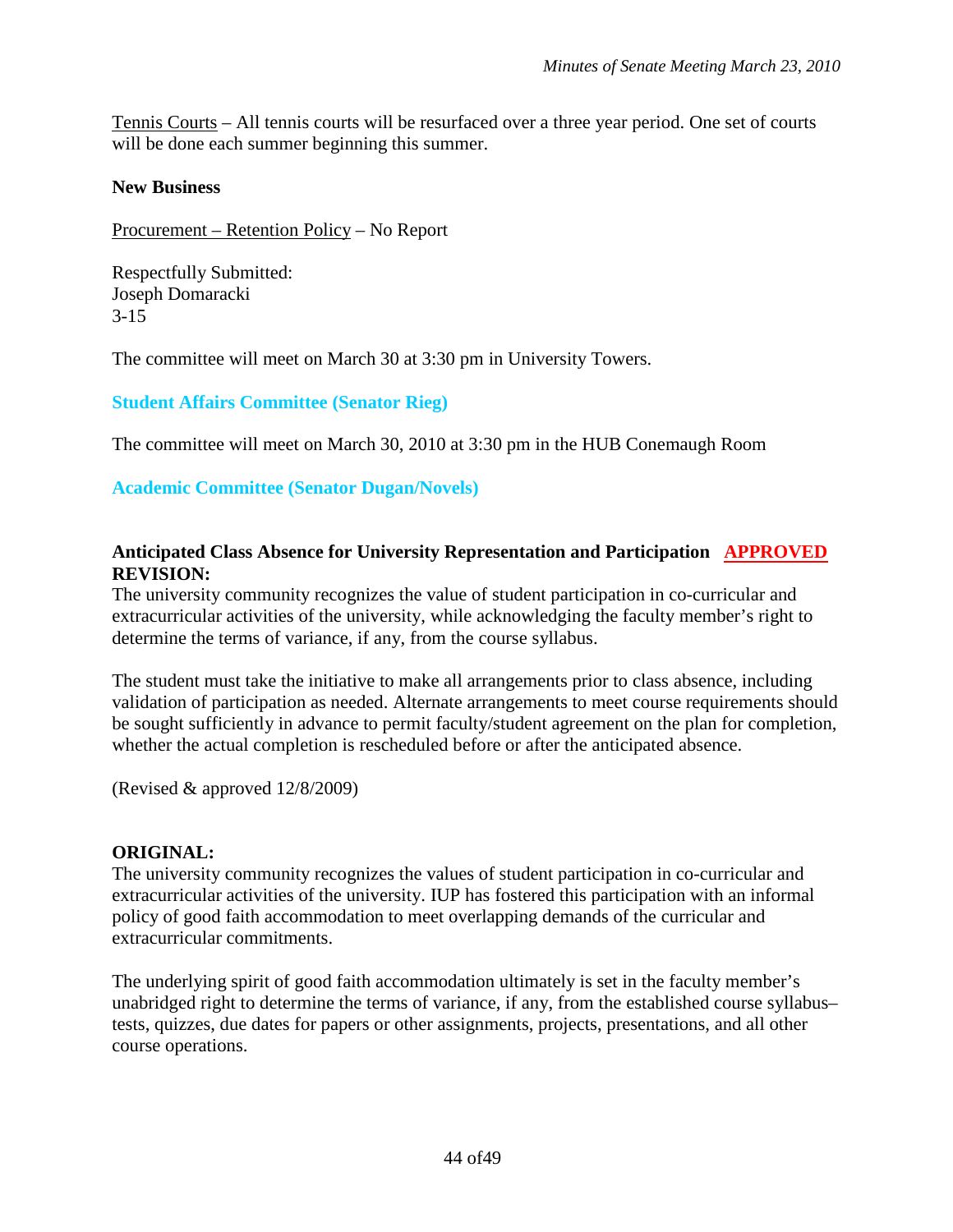Tennis Courts – All tennis courts will be resurfaced over a three year period. One set of courts will be done each summer beginning this summer.

**New Business**

Procurement – Retention Policy – No Report

Respectfully Submitted:
Joseph Domaracki
3-15

The committee will meet on March 30 at 3:30 pm in University Towers.

### Student Affairs Committee (Senator Rieg)

The committee will meet on March 30, 2010 at 3:30 pm in the HUB Conemaugh Room

### Academic Committee (Senator Dugan/Novels)

**Anticipated Class Absence for University Representation and Participation** **APPROVED**

**REVISION:**

The university community recognizes the value of student participation in co-curricular and extracurricular activities of the university, while acknowledging the faculty member's right to determine the terms of variance, if any, from the course syllabus.

The student must take the initiative to make all arrangements prior to class absence, including validation of participation as needed. Alternate arrangements to meet course requirements should be sought sufficiently in advance to permit faculty/student agreement on the plan for completion, whether the actual completion is rescheduled before or after the anticipated absence.

(Revised & approved 12/8/2009)

**ORIGINAL:**

The university community recognizes the values of student participation in co-curricular and extracurricular activities of the university. IUP has fostered this participation with an informal policy of good faith accommodation to meet overlapping demands of the curricular and extracurricular commitments.

The underlying spirit of good faith accommodation ultimately is set in the faculty member's unabridged right to determine the terms of variance, if any, from the established course syllabus–tests, quizzes, due dates for papers or other assignments, projects, presentations, and all other course operations.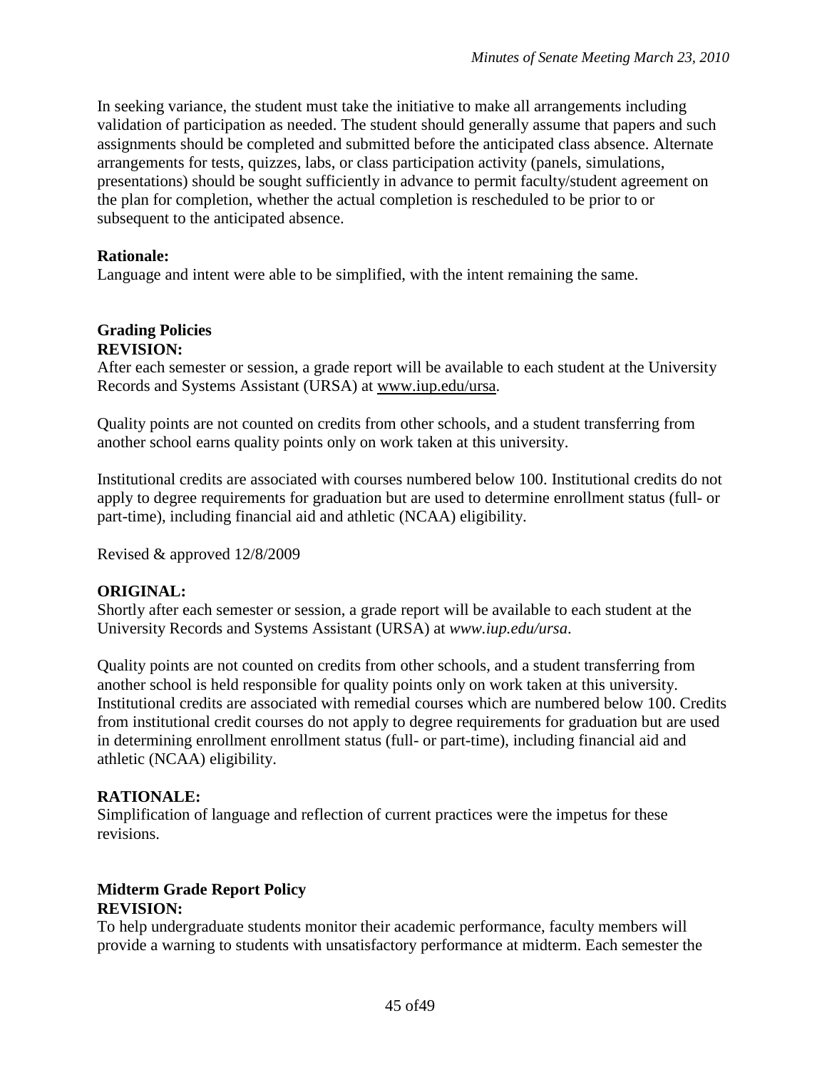In seeking variance, the student must take the initiative to make all arrangements including validation of participation as needed. The student should generally assume that papers and such assignments should be completed and submitted before the anticipated class absence. Alternate arrangements for tests, quizzes, labs, or class participation activity (panels, simulations, presentations) should be sought sufficiently in advance to permit faculty/student agreement on the plan for completion, whether the actual completion is rescheduled to be prior to or subsequent to the anticipated absence.

**Rationale:**
Language and intent were able to be simplified, with the intent remaining the same.

**Grading Policies**
**REVISION:**
After each semester or session, a grade report will be available to each student at the University Records and Systems Assistant (URSA) at www.iup.edu/ursa.

Quality points are not counted on credits from other schools, and a student transferring from another school earns quality points only on work taken at this university.

Institutional credits are associated with courses numbered below 100. Institutional credits do not apply to degree requirements for graduation but are used to determine enrollment status (full- or part-time), including financial aid and athletic (NCAA) eligibility.

Revised & approved 12/8/2009

**ORIGINAL:**
Shortly after each semester or session, a grade report will be available to each student at the University Records and Systems Assistant (URSA) at *www.iup.edu/ursa*.

Quality points are not counted on credits from other schools, and a student transferring from another school is held responsible for quality points only on work taken at this university. Institutional credits are associated with remedial courses which are numbered below 100. Credits from institutional credit courses do not apply to degree requirements for graduation but are used in determining enrollment enrollment status (full- or part-time), including financial aid and athletic (NCAA) eligibility.

**RATIONALE:**
Simplification of language and reflection of current practices were the impetus for these revisions.

**Midterm Grade Report Policy**
**REVISION:**
To help undergraduate students monitor their academic performance, faculty members will provide a warning to students with unsatisfactory performance at midterm. Each semester the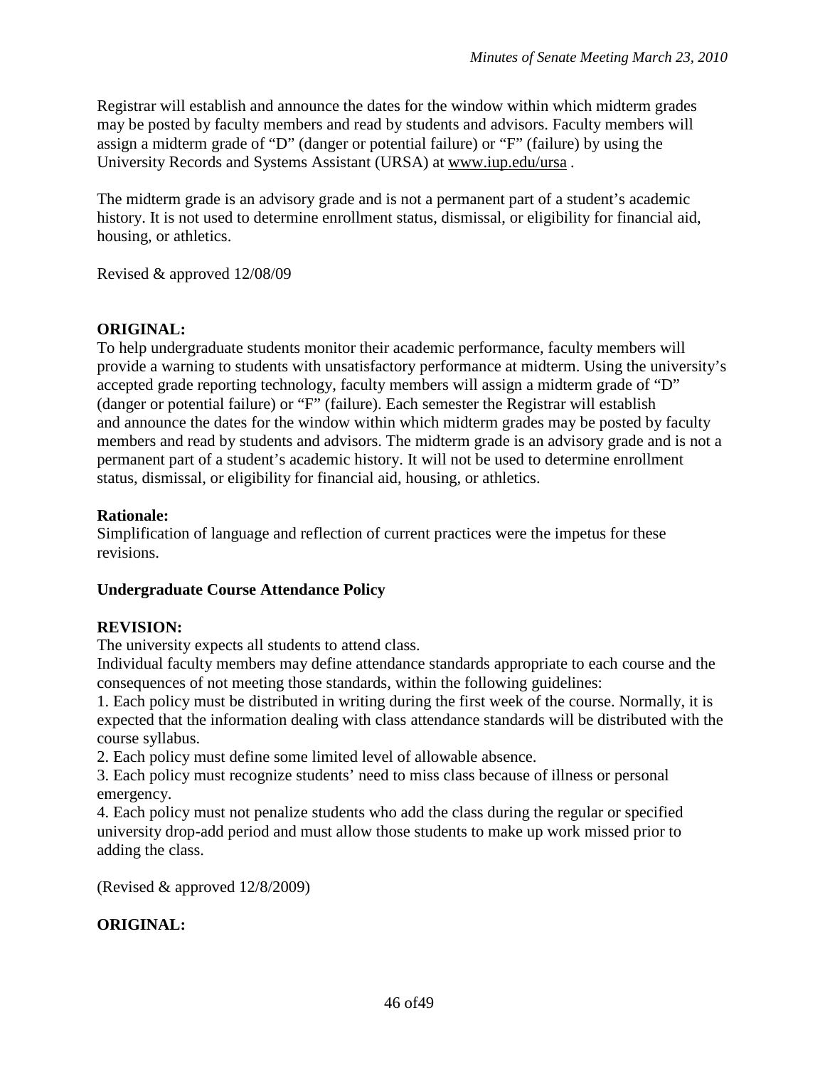Registrar will establish and announce the dates for the window within which midterm grades may be posted by faculty members and read by students and advisors. Faculty members will assign a midterm grade of "D" (danger or potential failure) or "F" (failure) by using the University Records and Systems Assistant (URSA) at www.iup.edu/ursa .

The midterm grade is an advisory grade and is not a permanent part of a student's academic history. It is not used to determine enrollment status, dismissal, or eligibility for financial aid, housing, or athletics.

Revised & approved 12/08/09

**ORIGINAL:**

To help undergraduate students monitor their academic performance, faculty members will provide a warning to students with unsatisfactory performance at midterm. Using the university's accepted grade reporting technology, faculty members will assign a midterm grade of "D" (danger or potential failure) or "F" (failure). Each semester the Registrar will establish and announce the dates for the window within which midterm grades may be posted by faculty members and read by students and advisors. The midterm grade is an advisory grade and is not a permanent part of a student's academic history. It will not be used to determine enrollment status, dismissal, or eligibility for financial aid, housing, or athletics.

**Rationale:**

Simplification of language and reflection of current practices were the impetus for these revisions.

**Undergraduate Course Attendance Policy**

**REVISION:**

The university expects all students to attend class.

Individual faculty members may define attendance standards appropriate to each course and the consequences of not meeting those standards, within the following guidelines:

1. Each policy must be distributed in writing during the first week of the course. Normally, it is expected that the information dealing with class attendance standards will be distributed with the course syllabus.
2. Each policy must define some limited level of allowable absence.
3. Each policy must recognize students' need to miss class because of illness or personal emergency.
4. Each policy must not penalize students who add the class during the regular or specified university drop-add period and must allow those students to make up work missed prior to adding the class.

(Revised & approved 12/8/2009)

**ORIGINAL:**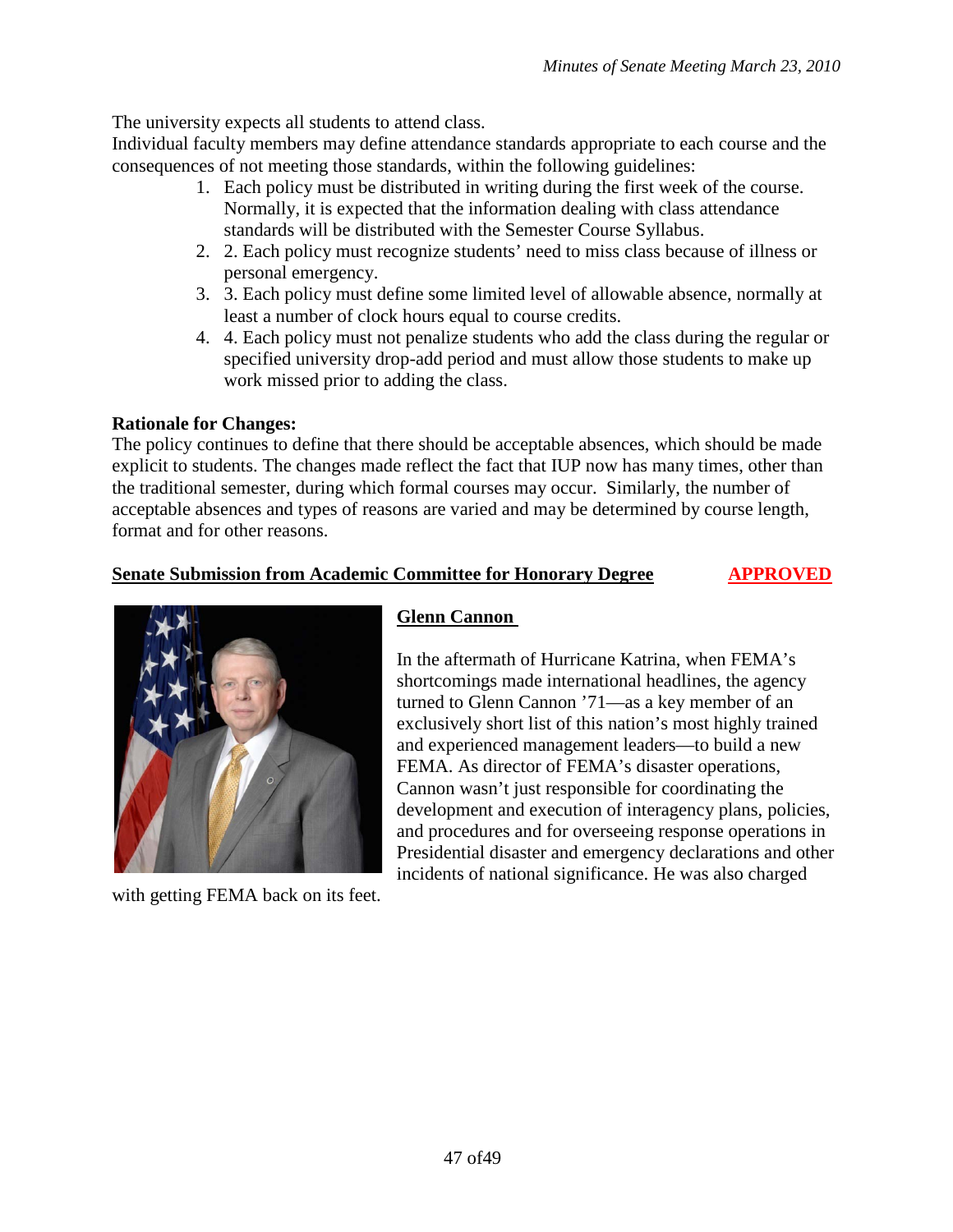The university expects all students to attend class.
Individual faculty members may define attendance standards appropriate to each course and the consequences of not meeting those standards, within the following guidelines:

1. Each policy must be distributed in writing during the first week of the course. Normally, it is expected that the information dealing with class attendance standards will be distributed with the Semester Course Syllabus.
2. 2. Each policy must recognize students' need to miss class because of illness or personal emergency.
3. 3. Each policy must define some limited level of allowable absence, normally at least a number of clock hours equal to course credits.
4. 4. Each policy must not penalize students who add the class during the regular or specified university drop-add period and must allow those students to make up work missed prior to adding the class.

**Rationale for Changes:**
The policy continues to define that there should be acceptable absences, which should be made explicit to students. The changes made reflect the fact that IUP now has many times, other than the traditional semester, during which formal courses may occur. Similarly, the number of acceptable absences and types of reasons are varied and may be determined by course length, format and for other reasons.

**Senate Submission from Academic Committee for Honorary Degree** **APPROVED**

**Glenn Cannon**

In the aftermath of Hurricane Katrina, when FEMA's shortcomings made international headlines, the agency turned to Glenn Cannon '71—as a key member of an exclusively short list of this nation's most highly trained and experienced management leaders—to build a new FEMA. As director of FEMA's disaster operations, Cannon wasn't just responsible for coordinating the development and execution of interagency plans, policies, and procedures and for overseeing response operations in Presidential disaster and emergency declarations and other incidents of national significance. He was also charged with getting FEMA back on its feet.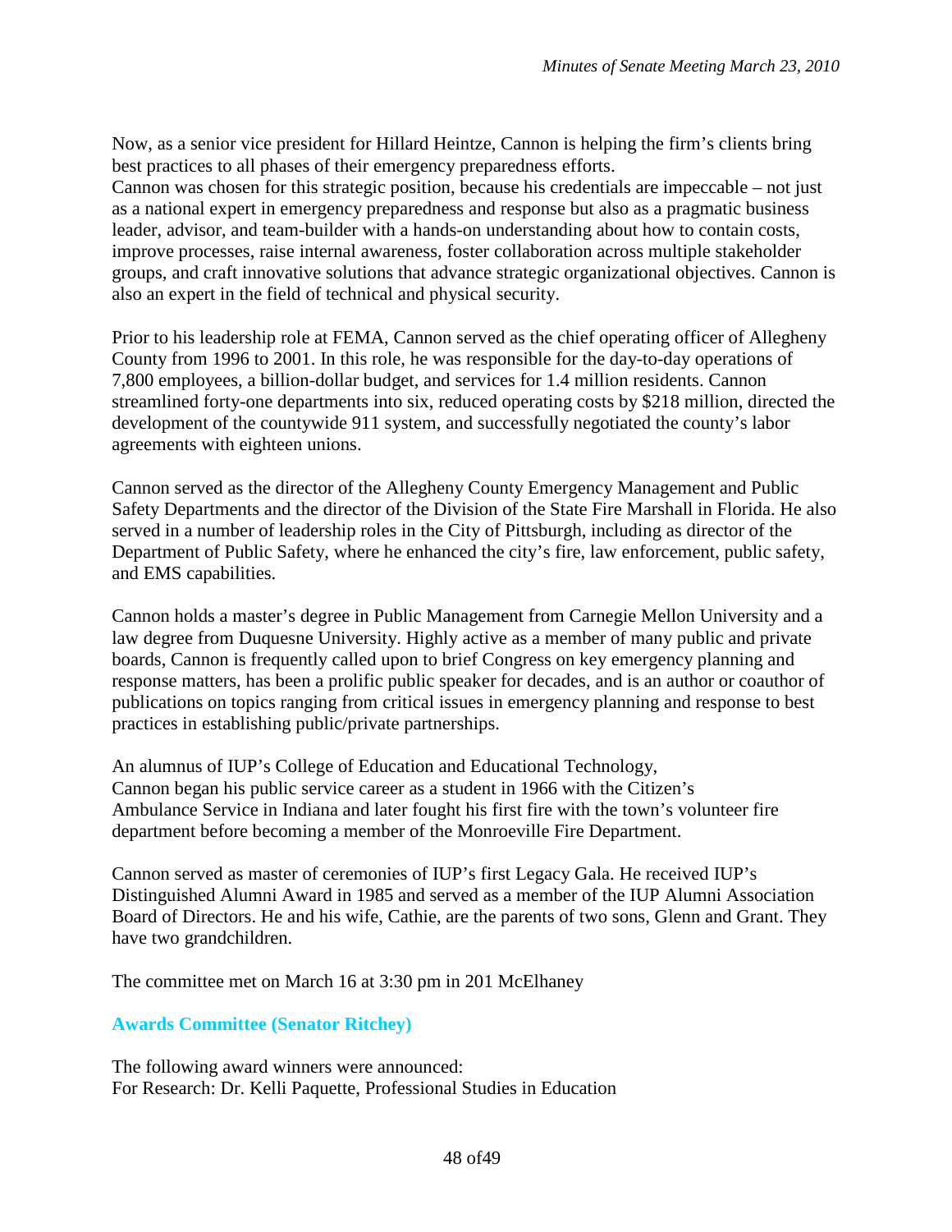Now, as a senior vice president for Hillard Heintze, Cannon is helping the firm's clients bring best practices to all phases of their emergency preparedness efforts.
Cannon was chosen for this strategic position, because his credentials are impeccable – not just as a national expert in emergency preparedness and response but also as a pragmatic business leader, advisor, and team-builder with a hands-on understanding about how to contain costs, improve processes, raise internal awareness, foster collaboration across multiple stakeholder groups, and craft innovative solutions that advance strategic organizational objectives. Cannon is also an expert in the field of technical and physical security.

Prior to his leadership role at FEMA, Cannon served as the chief operating officer of Allegheny County from 1996 to 2001. In this role, he was responsible for the day-to-day operations of 7,800 employees, a billion-dollar budget, and services for 1.4 million residents. Cannon streamlined forty-one departments into six, reduced operating costs by $218 million, directed the development of the countywide 911 system, and successfully negotiated the county's labor agreements with eighteen unions.

Cannon served as the director of the Allegheny County Emergency Management and Public Safety Departments and the director of the Division of the State Fire Marshall in Florida. He also served in a number of leadership roles in the City of Pittsburgh, including as director of the Department of Public Safety, where he enhanced the city's fire, law enforcement, public safety, and EMS capabilities.

Cannon holds a master's degree in Public Management from Carnegie Mellon University and a law degree from Duquesne University. Highly active as a member of many public and private boards, Cannon is frequently called upon to brief Congress on key emergency planning and response matters, has been a prolific public speaker for decades, and is an author or coauthor of publications on topics ranging from critical issues in emergency planning and response to best practices in establishing public/private partnerships.

An alumnus of IUP's College of Education and Educational Technology, Cannon began his public service career as a student in 1966 with the Citizen's Ambulance Service in Indiana and later fought his first fire with the town's volunteer fire department before becoming a member of the Monroeville Fire Department.

Cannon served as master of ceremonies of IUP's first Legacy Gala. He received IUP's Distinguished Alumni Award in 1985 and served as a member of the IUP Alumni Association Board of Directors. He and his wife, Cathie, are the parents of two sons, Glenn and Grant. They have two grandchildren.

The committee met on March 16 at 3:30 pm in 201 McElhaney

**Awards Committee (Senator Ritchey)**

The following award winners were announced:
For Research: Dr. Kelli Paquette, Professional Studies in Education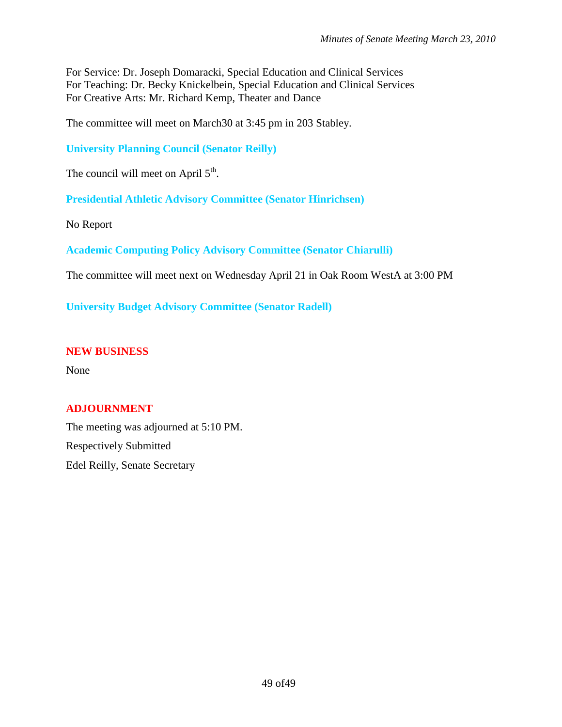For Service: Dr. Joseph Domaracki, Special Education and Clinical Services
For Teaching: Dr. Becky Knickelbein, Special Education and Clinical Services
For Creative Arts: Mr. Richard Kemp, Theater and Dance

The committee will meet on March30 at 3:45 pm in 203 Stabley.

### University Planning Council (Senator Reilly)

The council will meet on April 5th.

### Presidential Athletic Advisory Committee (Senator Hinrichsen)

No Report

### Academic Computing Policy Advisory Committee (Senator Chiarulli)

The committee will meet next on Wednesday April 21 in Oak Room WestA at 3:00 PM

### University Budget Advisory Committee (Senator Radell)

## NEW BUSINESS

None

## ADJOURNMENT

The meeting was adjourned at 5:10 PM.

Respectively Submitted

Edel Reilly, Senate Secretary